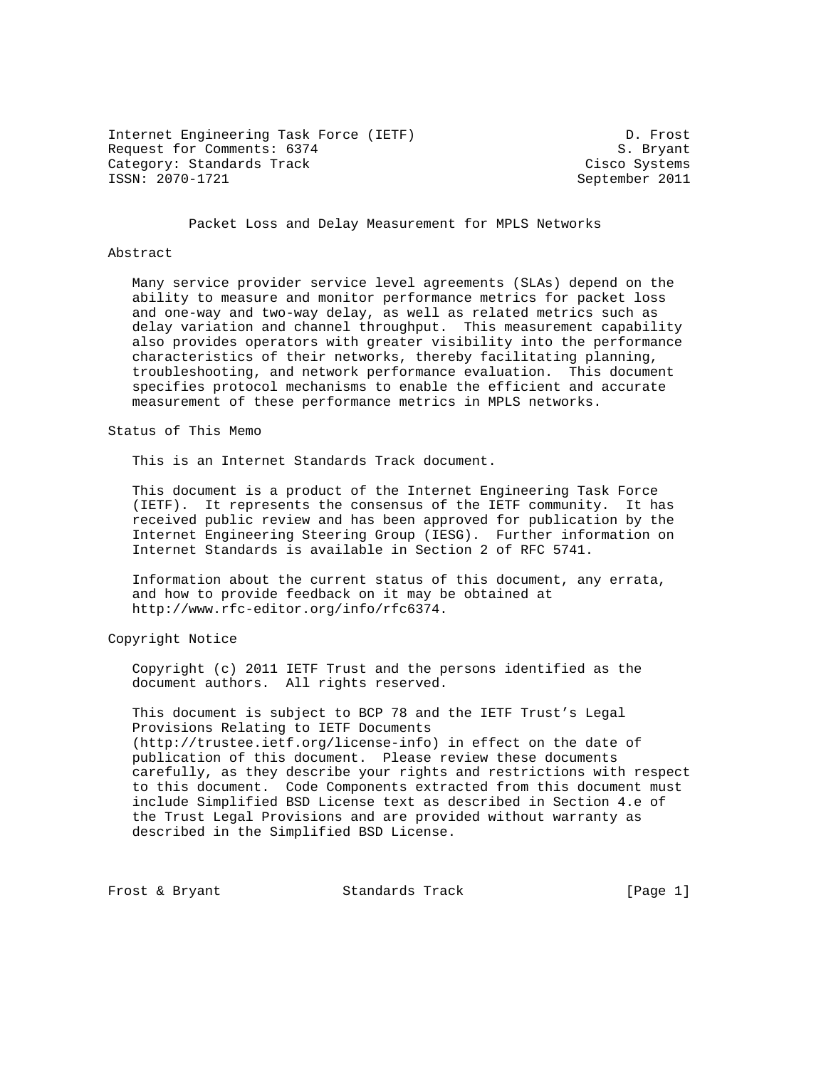Internet Engineering Task Force (IETF) D. Frost
Request for Comments: 6374 S. Bryant
Category: Standards Track Cisco Systems
ISSN: 2070-1721 September 2011

# Packet Loss and Delay Measurement for MPLS Networks

## Abstract

Many service provider service level agreements (SLAs) depend on the ability to measure and monitor performance metrics for packet loss and one-way and two-way delay, as well as related metrics such as delay variation and channel throughput. This measurement capability also provides operators with greater visibility into the performance characteristics of their networks, thereby facilitating planning, troubleshooting, and network performance evaluation. This document specifies protocol mechanisms to enable the efficient and accurate measurement of these performance metrics in MPLS networks.

## Status of This Memo

This is an Internet Standards Track document.

This document is a product of the Internet Engineering Task Force (IETF). It represents the consensus of the IETF community. It has received public review and has been approved for publication by the Internet Engineering Steering Group (IESG). Further information on Internet Standards is available in Section 2 of RFC 5741.

Information about the current status of this document, any errata, and how to provide feedback on it may be obtained at http://www.rfc-editor.org/info/rfc6374.

## Copyright Notice

Copyright (c) 2011 IETF Trust and the persons identified as the document authors. All rights reserved.

This document is subject to BCP 78 and the IETF Trust's Legal Provisions Relating to IETF Documents (http://trustee.ietf.org/license-info) in effect on the date of publication of this document. Please review these documents carefully, as they describe your rights and restrictions with respect to this document. Code Components extracted from this document must include Simplified BSD License text as described in Section 4.e of the Trust Legal Provisions and are provided without warranty as described in the Simplified BSD License.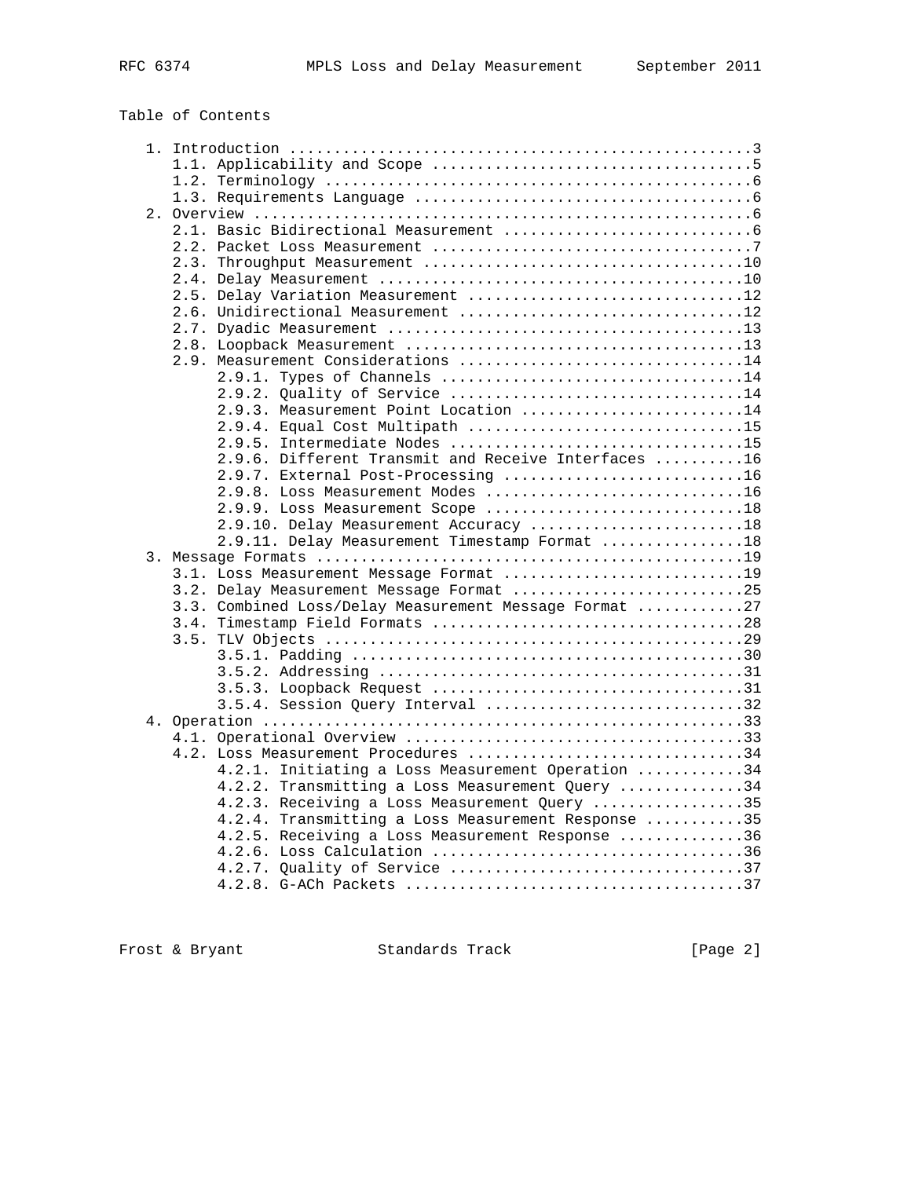## Table of Contents

```
   1. Introduction ....................................................3
      1.1. Applicability and Scope ...................................5
      1.2. Terminology ...............................................6
      1.3. Requirements Language .....................................6
   2. Overview ........................................................6
      2.1. Basic Bidirectional Measurement ...........................6
      2.2. Packet Loss Measurement ...................................7
      2.3. Throughput Measurement ...................................10
      2.4. Delay Measurement ........................................10
      2.5. Delay Variation Measurement ..............................12
      2.6. Unidirectional Measurement ...............................12
      2.7. Dyadic Measurement .......................................13
      2.8. Loopback Measurement .....................................13
      2.9. Measurement Considerations ...............................14
           2.9.1. Types of Channels .................................14
           2.9.2. Quality of Service ................................14
           2.9.3. Measurement Point Location ........................14
           2.9.4. Equal Cost Multipath ..............................15
           2.9.5. Intermediate Nodes ................................15
           2.9.6. Different Transmit and Receive Interfaces .........16
           2.9.7. External Post-Processing ..........................16
           2.9.8. Loss Measurement Modes ............................16
           2.9.9. Loss Measurement Scope ............................18
           2.9.10. Delay Measurement Accuracy .......................18
           2.9.11. Delay Measurement Timestamp Format ...............18
   3. Message Formats ................................................19
      3.1. Loss Measurement Message Format ..........................19
      3.2. Delay Measurement Message Format .........................25
      3.3. Combined Loss/Delay Measurement Message Format ...........27
      3.4. Timestamp Field Formats ..................................28
      3.5. TLV Objects ..............................................29
           3.5.1. Padding ...........................................30
           3.5.2. Addressing ........................................31
           3.5.3. Loopback Request ..................................31
           3.5.4. Session Query Interval ............................32
   4. Operation ......................................................33
      4.1. Operational Overview .....................................33
      4.2. Loss Measurement Procedures ..............................34
           4.2.1. Initiating a Loss Measurement Operation ...........34
           4.2.2. Transmitting a Loss Measurement Query .............34
           4.2.3. Receiving a Loss Measurement Query ................35
           4.2.4. Transmitting a Loss Measurement Response ..........35
           4.2.5. Receiving a Loss Measurement Response .............36
           4.2.6. Loss Calculation ..................................36
           4.2.7. Quality of Service ................................37
           4.2.8. G-ACh Packets .....................................37
```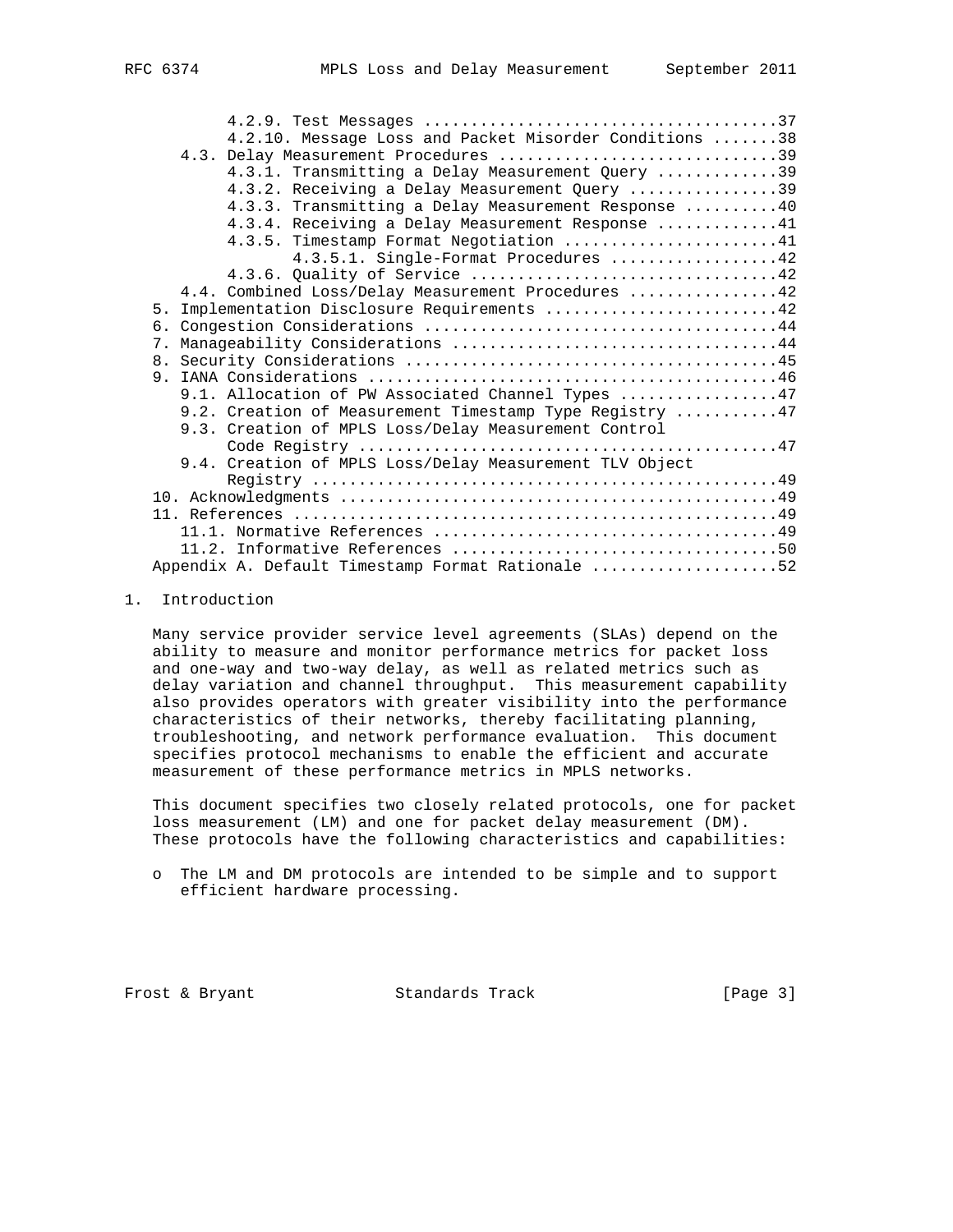4.2.9. Test Messages .....................................37
4.2.10. Message Loss and Packet Misorder Conditions .......38
4.3. Delay Measurement Procedures .............................39
4.3.1. Transmitting a Delay Measurement Query .............39
4.3.2. Receiving a Delay Measurement Query ................39
4.3.3. Transmitting a Delay Measurement Response ..........40
4.3.4. Receiving a Delay Measurement Response .............41
4.3.5. Timestamp Format Negotiation .......................41
4.3.5.1. Single-Format Procedures ..................42
4.3.6. Quality of Service .................................42
4.4. Combined Loss/Delay Measurement Procedures ................42
5. Implementation Disclosure Requirements .........................42
6. Congestion Considerations ......................................44
7. Manageability Considerations ...................................44
8. Security Considerations ........................................45
9. IANA Considerations ............................................46
9.1. Allocation of PW Associated Channel Types .................47
9.2. Creation of Measurement Timestamp Type Registry ...........47
9.3. Creation of MPLS Loss/Delay Measurement Control Code Registry ............................................47
9.4. Creation of MPLS Loss/Delay Measurement TLV Object Registry .................................................49
10. Acknowledgments ...............................................49
11. References ....................................................49
11.1. Normative References .....................................49
11.2. Informative References ...................................50
Appendix A. Default Timestamp Format Rationale ....................52

# 1. Introduction

Many service provider service level agreements (SLAs) depend on the ability to measure and monitor performance metrics for packet loss and one-way and two-way delay, as well as related metrics such as delay variation and channel throughput. This measurement capability also provides operators with greater visibility into the performance characteristics of their networks, thereby facilitating planning, troubleshooting, and network performance evaluation. This document specifies protocol mechanisms to enable the efficient and accurate measurement of these performance metrics in MPLS networks.

This document specifies two closely related protocols, one for packet loss measurement (LM) and one for packet delay measurement (DM). These protocols have the following characteristics and capabilities:

- The LM and DM protocols are intended to be simple and to support efficient hardware processing.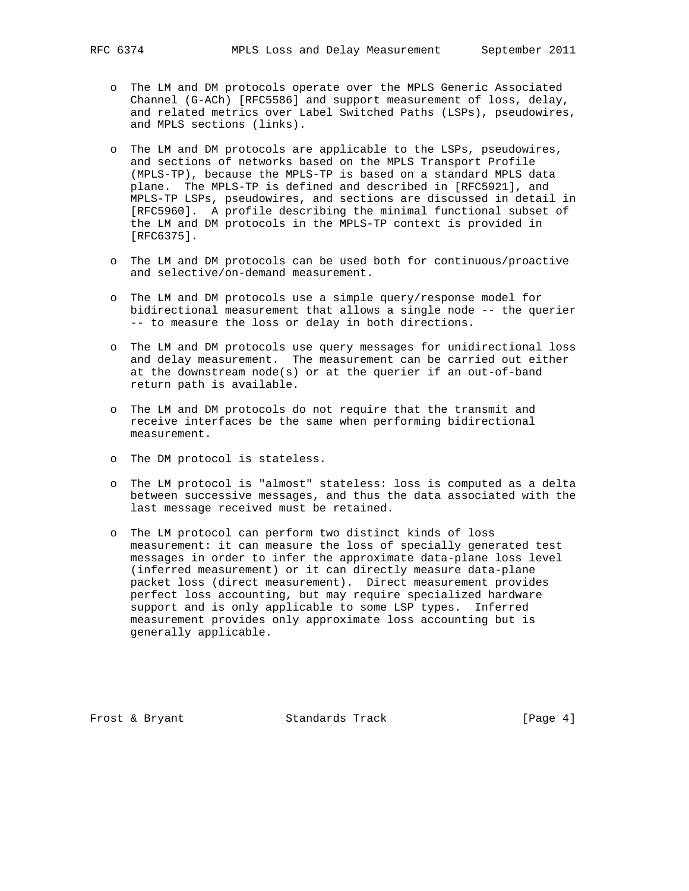- The LM and DM protocols operate over the MPLS Generic Associated Channel (G-ACh) [RFC5586] and support measurement of loss, delay, and related metrics over Label Switched Paths (LSPs), pseudowires, and MPLS sections (links).

- The LM and DM protocols are applicable to the LSPs, pseudowires, and sections of networks based on the MPLS Transport Profile (MPLS-TP), because the MPLS-TP is based on a standard MPLS data plane. The MPLS-TP is defined and described in [RFC5921], and MPLS-TP LSPs, pseudowires, and sections are discussed in detail in [RFC5960]. A profile describing the minimal functional subset of the LM and DM protocols in the MPLS-TP context is provided in [RFC6375].

- The LM and DM protocols can be used both for continuous/proactive and selective/on-demand measurement.

- The LM and DM protocols use a simple query/response model for bidirectional measurement that allows a single node -- the querier -- to measure the loss or delay in both directions.

- The LM and DM protocols use query messages for unidirectional loss and delay measurement. The measurement can be carried out either at the downstream node(s) or at the querier if an out-of-band return path is available.

- The LM and DM protocols do not require that the transmit and receive interfaces be the same when performing bidirectional measurement.

- The DM protocol is stateless.

- The LM protocol is "almost" stateless: loss is computed as a delta between successive messages, and thus the data associated with the last message received must be retained.

- The LM protocol can perform two distinct kinds of loss measurement: it can measure the loss of specially generated test messages in order to infer the approximate data-plane loss level (inferred measurement) or it can directly measure data-plane packet loss (direct measurement). Direct measurement provides perfect loss accounting, but may require specialized hardware support and is only applicable to some LSP types. Inferred measurement provides only approximate loss accounting but is generally applicable.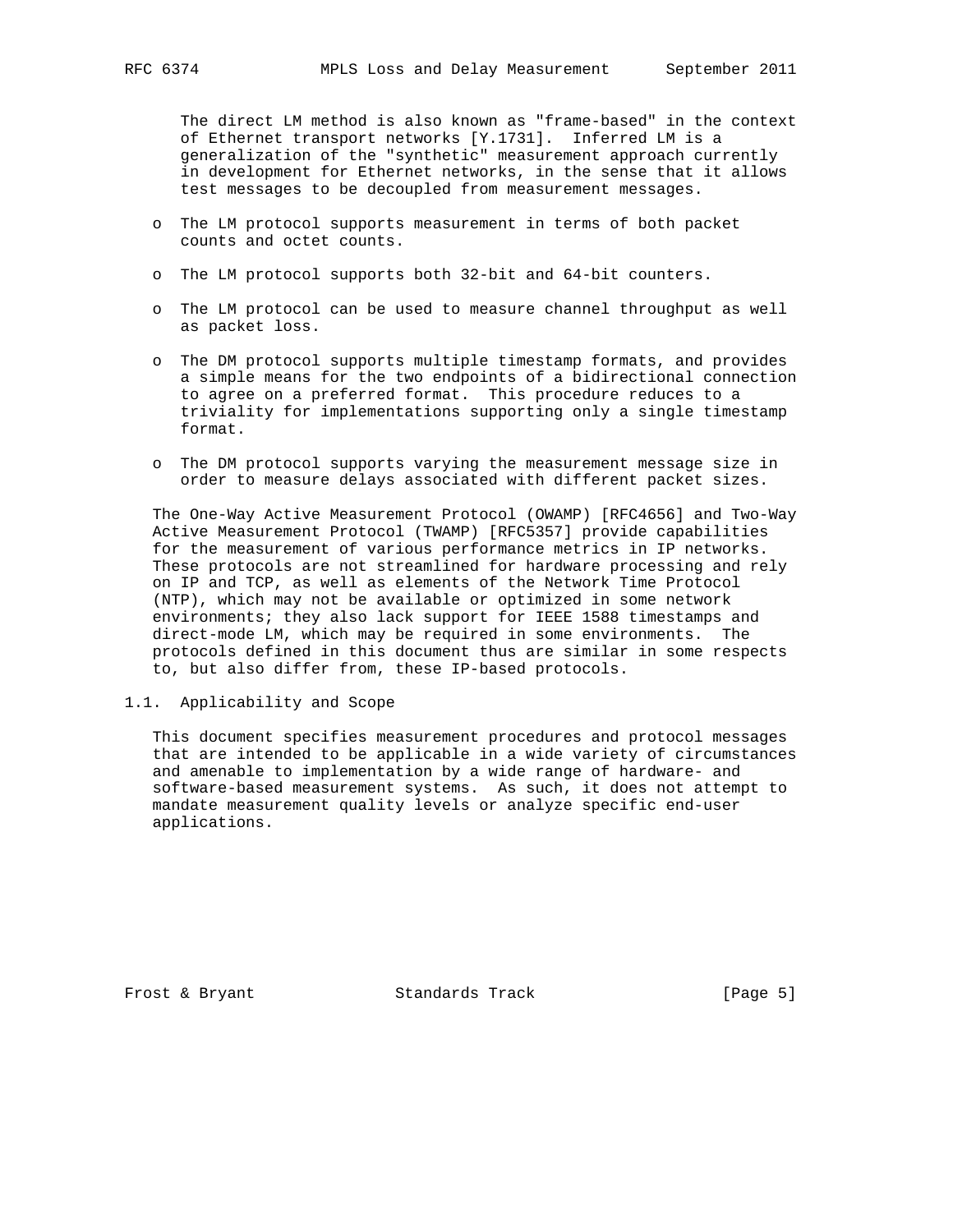The direct LM method is also known as "frame-based" in the context of Ethernet transport networks [Y.1731]. Inferred LM is a generalization of the "synthetic" measurement approach currently in development for Ethernet networks, in the sense that it allows test messages to be decoupled from measurement messages.

- The LM protocol supports measurement in terms of both packet counts and octet counts.
- The LM protocol supports both 32-bit and 64-bit counters.
- The LM protocol can be used to measure channel throughput as well as packet loss.
- The DM protocol supports multiple timestamp formats, and provides a simple means for the two endpoints of a bidirectional connection to agree on a preferred format. This procedure reduces to a triviality for implementations supporting only a single timestamp format.
- The DM protocol supports varying the measurement message size in order to measure delays associated with different packet sizes.

The One-Way Active Measurement Protocol (OWAMP) [RFC4656] and Two-Way Active Measurement Protocol (TWAMP) [RFC5357] provide capabilities for the measurement of various performance metrics in IP networks. These protocols are not streamlined for hardware processing and rely on IP and TCP, as well as elements of the Network Time Protocol (NTP), which may not be available or optimized in some network environments; they also lack support for IEEE 1588 timestamps and direct-mode LM, which may be required in some environments. The protocols defined in this document thus are similar in some respects to, but also differ from, these IP-based protocols.

## 1.1. Applicability and Scope

This document specifies measurement procedures and protocol messages that are intended to be applicable in a wide variety of circumstances and amenable to implementation by a wide range of hardware- and software-based measurement systems. As such, it does not attempt to mandate measurement quality levels or analyze specific end-user applications.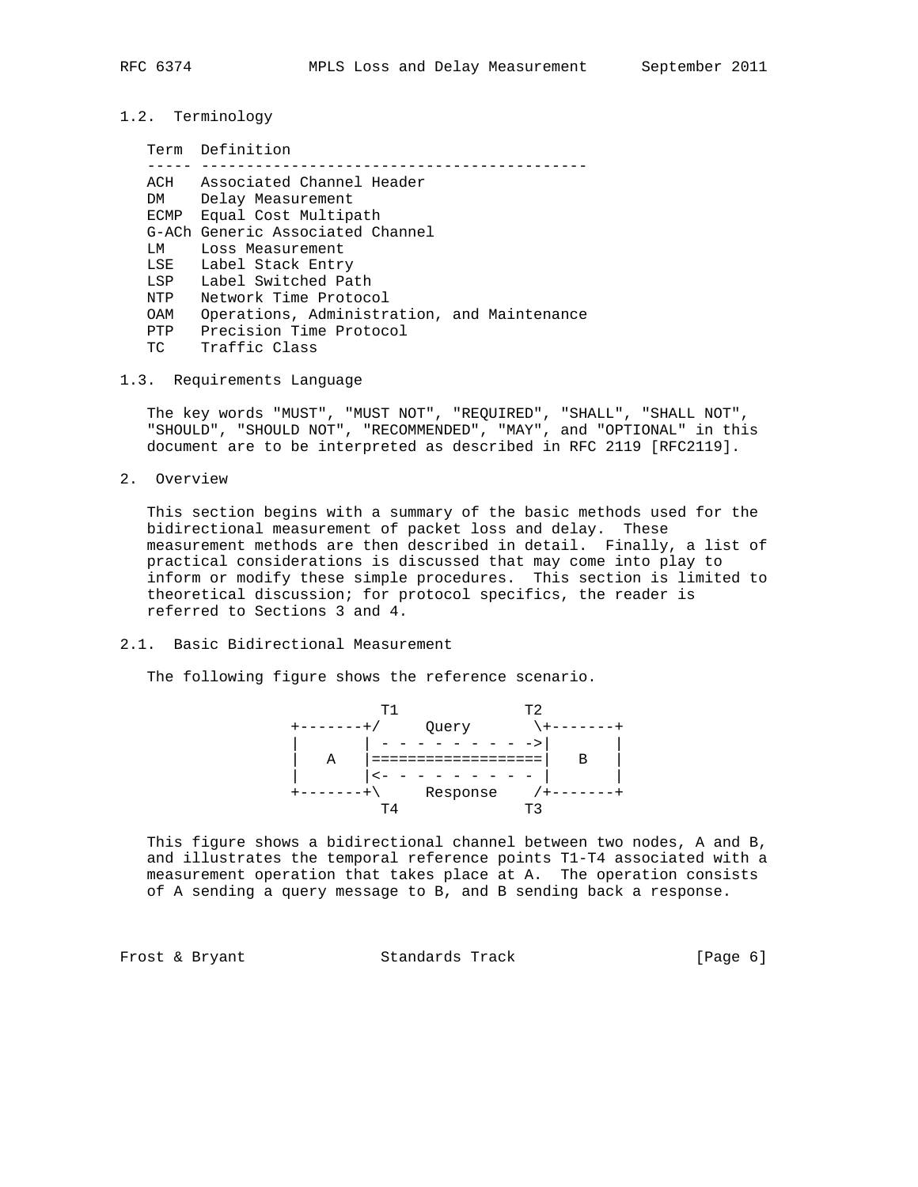### 1.2. Terminology

| Term | Definition |
| --- | --- |
| ACH | Associated Channel Header |
| DM | Delay Measurement |
| ECMP | Equal Cost Multipath |
| G-ACh | Generic Associated Channel |
| LM | Loss Measurement |
| LSE | Label Stack Entry |
| LSP | Label Switched Path |
| NTP | Network Time Protocol |
| OAM | Operations, Administration, and Maintenance |
| PTP | Precision Time Protocol |
| TC | Traffic Class |

### 1.3. Requirements Language

The key words "MUST", "MUST NOT", "REQUIRED", "SHALL", "SHALL NOT", "SHOULD", "SHOULD NOT", "RECOMMENDED", "MAY", and "OPTIONAL" in this document are to be interpreted as described in RFC 2119 [RFC2119].

## 2. Overview

This section begins with a summary of the basic methods used for the bidirectional measurement of packet loss and delay. These measurement methods are then described in detail. Finally, a list of practical considerations is discussed that may come into play to inform or modify these simple procedures. This section is limited to theoretical discussion; for protocol specifics, the reader is referred to Sections 3 and 4.

### 2.1. Basic Bidirectional Measurement

The following figure shows the reference scenario.

```
          T1             T2
 +-------+/     Query       \+-------+
 |       | - - - - - - - - ->|       |
 |   A   |===================|   B   |
 |       |<- - - - - - - - - |       |
 +-------+\     Response    /+-------+
          T4             T3
```

This figure shows a bidirectional channel between two nodes, A and B, and illustrates the temporal reference points T1-T4 associated with a measurement operation that takes place at A. The operation consists of A sending a query message to B, and B sending back a response.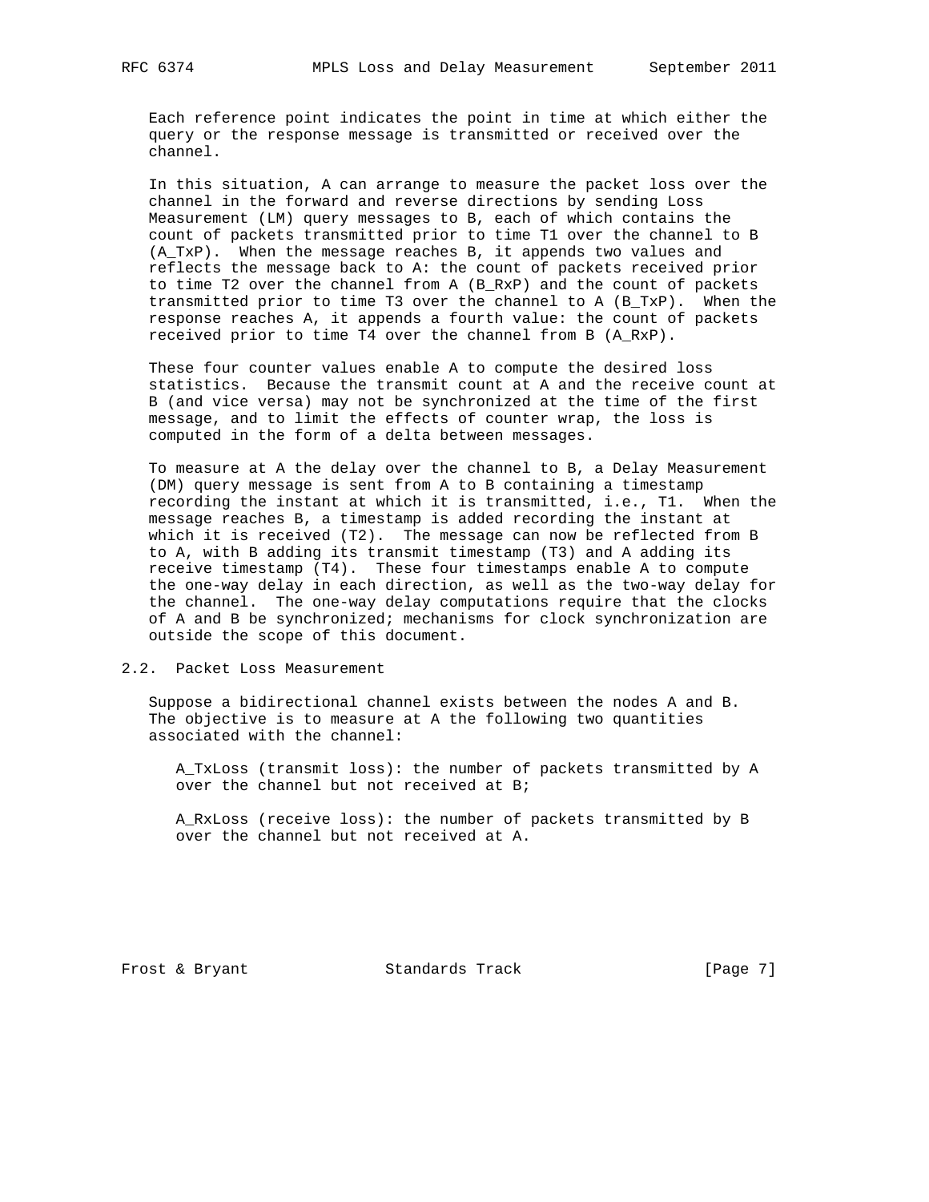Each reference point indicates the point in time at which either the query or the response message is transmitted or received over the channel.

In this situation, A can arrange to measure the packet loss over the channel in the forward and reverse directions by sending Loss Measurement (LM) query messages to B, each of which contains the count of packets transmitted prior to time T1 over the channel to B (A_TxP). When the message reaches B, it appends two values and reflects the message back to A: the count of packets received prior to time T2 over the channel from A (B_RxP) and the count of packets transmitted prior to time T3 over the channel to A (B_TxP). When the response reaches A, it appends a fourth value: the count of packets received prior to time T4 over the channel from B (A_RxP).

These four counter values enable A to compute the desired loss statistics. Because the transmit count at A and the receive count at B (and vice versa) may not be synchronized at the time of the first message, and to limit the effects of counter wrap, the loss is computed in the form of a delta between messages.

To measure at A the delay over the channel to B, a Delay Measurement (DM) query message is sent from A to B containing a timestamp recording the instant at which it is transmitted, i.e., T1. When the message reaches B, a timestamp is added recording the instant at which it is received (T2). The message can now be reflected from B to A, with B adding its transmit timestamp (T3) and A adding its receive timestamp (T4). These four timestamps enable A to compute the one-way delay in each direction, as well as the two-way delay for the channel. The one-way delay computations require that the clocks of A and B be synchronized; mechanisms for clock synchronization are outside the scope of this document.

## 2.2. Packet Loss Measurement

Suppose a bidirectional channel exists between the nodes A and B. The objective is to measure at A the following two quantities associated with the channel:

A_TxLoss (transmit loss): the number of packets transmitted by A over the channel but not received at B;

A_RxLoss (receive loss): the number of packets transmitted by B over the channel but not received at A.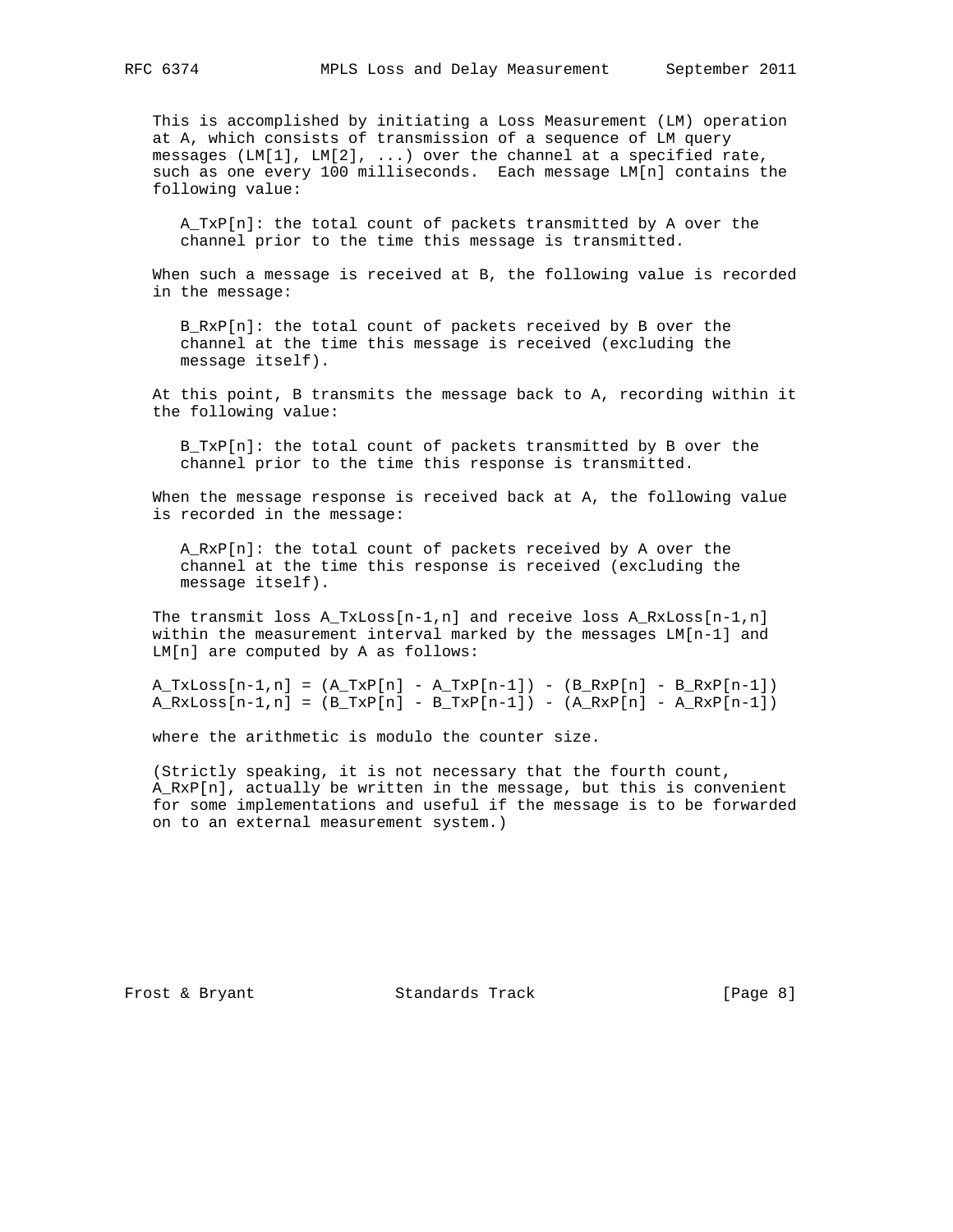This is accomplished by initiating a Loss Measurement (LM) operation at A, which consists of transmission of a sequence of LM query messages (LM[1], LM[2], ...) over the channel at a specified rate, such as one every 100 milliseconds. Each message LM[n] contains the following value:

A_TxP[n]: the total count of packets transmitted by A over the channel prior to the time this message is transmitted.

When such a message is received at B, the following value is recorded in the message:

B_RxP[n]: the total count of packets received by B over the channel at the time this message is received (excluding the message itself).

At this point, B transmits the message back to A, recording within it the following value:

B_TxP[n]: the total count of packets transmitted by B over the channel prior to the time this response is transmitted.

When the message response is received back at A, the following value is recorded in the message:

A_RxP[n]: the total count of packets received by A over the channel at the time this response is received (excluding the message itself).

The transmit loss A_TxLoss[n-1,n] and receive loss A_RxLoss[n-1,n] within the measurement interval marked by the messages LM[n-1] and LM[n] are computed by A as follows:

```
A_TxLoss[n-1,n] = (A_TxP[n] - A_TxP[n-1]) - (B_RxP[n] - B_RxP[n-1])
A_RxLoss[n-1,n] = (B_TxP[n] - B_TxP[n-1]) - (A_RxP[n] - A_RxP[n-1])
```

where the arithmetic is modulo the counter size.

(Strictly speaking, it is not necessary that the fourth count, A_RxP[n], actually be written in the message, but this is convenient for some implementations and useful if the message is to be forwarded on to an external measurement system.)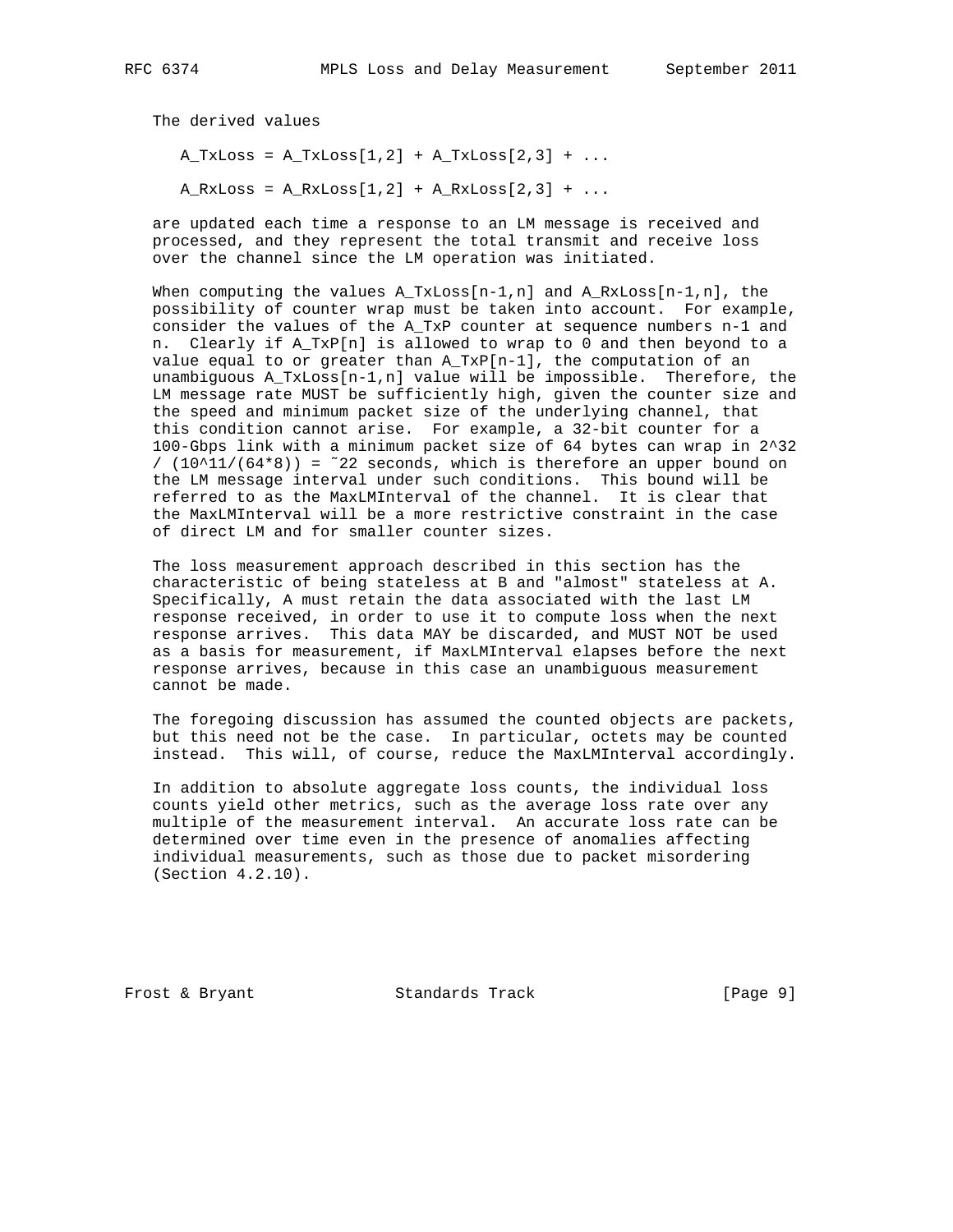The derived values

$$A\_TxLoss = A\_TxLoss[1,2] + A\_TxLoss[2,3] + \ldots$$

$$A\_RxLoss = A\_RxLoss[1,2] + A\_RxLoss[2,3] + \ldots$$

are updated each time a response to an LM message is received and processed, and they represent the total transmit and receive loss over the channel since the LM operation was initiated.

When computing the values A_TxLoss[n-1,n] and A_RxLoss[n-1,n], the possibility of counter wrap must be taken into account. For example, consider the values of the A_TxP counter at sequence numbers n-1 and n. Clearly if A_TxP[n] is allowed to wrap to 0 and then beyond to a value equal to or greater than A_TxP[n-1], the computation of an unambiguous A_TxLoss[n-1,n] value will be impossible. Therefore, the LM message rate MUST be sufficiently high, given the counter size and the speed and minimum packet size of the underlying channel, that this condition cannot arise. For example, a 32-bit counter for a 100-Gbps link with a minimum packet size of 64 bytes can wrap in $2^{32} / (10^{11}/(64*8)) = \sim 22$ seconds, which is therefore an upper bound on the LM message interval under such conditions. This bound will be referred to as the MaxLMInterval of the channel. It is clear that the MaxLMInterval will be a more restrictive constraint in the case of direct LM and for smaller counter sizes.

The loss measurement approach described in this section has the characteristic of being stateless at B and "almost" stateless at A. Specifically, A must retain the data associated with the last LM response received, in order to use it to compute loss when the next response arrives. This data MAY be discarded, and MUST NOT be used as a basis for measurement, if MaxLMInterval elapses before the next response arrives, because in this case an unambiguous measurement cannot be made.

The foregoing discussion has assumed the counted objects are packets, but this need not be the case. In particular, octets may be counted instead. This will, of course, reduce the MaxLMInterval accordingly.

In addition to absolute aggregate loss counts, the individual loss counts yield other metrics, such as the average loss rate over any multiple of the measurement interval. An accurate loss rate can be determined over time even in the presence of anomalies affecting individual measurements, such as those due to packet misordering (Section 4.2.10).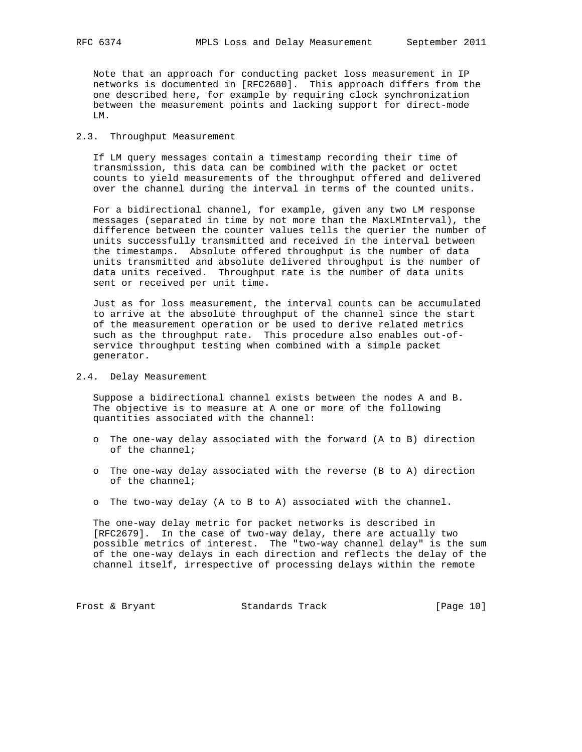Note that an approach for conducting packet loss measurement in IP networks is documented in [RFC2680]. This approach differs from the one described here, for example by requiring clock synchronization between the measurement points and lacking support for direct-mode LM.

## 2.3. Throughput Measurement

If LM query messages contain a timestamp recording their time of transmission, this data can be combined with the packet or octet counts to yield measurements of the throughput offered and delivered over the channel during the interval in terms of the counted units.

For a bidirectional channel, for example, given any two LM response messages (separated in time by not more than the MaxLMInterval), the difference between the counter values tells the querier the number of units successfully transmitted and received in the interval between the timestamps. Absolute offered throughput is the number of data units transmitted and absolute delivered throughput is the number of data units received. Throughput rate is the number of data units sent or received per unit time.

Just as for loss measurement, the interval counts can be accumulated to arrive at the absolute throughput of the channel since the start of the measurement operation or be used to derive related metrics such as the throughput rate. This procedure also enables out-of-service throughput testing when combined with a simple packet generator.

## 2.4. Delay Measurement

Suppose a bidirectional channel exists between the nodes A and B. The objective is to measure at A one or more of the following quantities associated with the channel:

- The one-way delay associated with the forward (A to B) direction of the channel;
- The one-way delay associated with the reverse (B to A) direction of the channel;
- The two-way delay (A to B to A) associated with the channel.

The one-way delay metric for packet networks is described in [RFC2679]. In the case of two-way delay, there are actually two possible metrics of interest. The "two-way channel delay" is the sum of the one-way delays in each direction and reflects the delay of the channel itself, irrespective of processing delays within the remote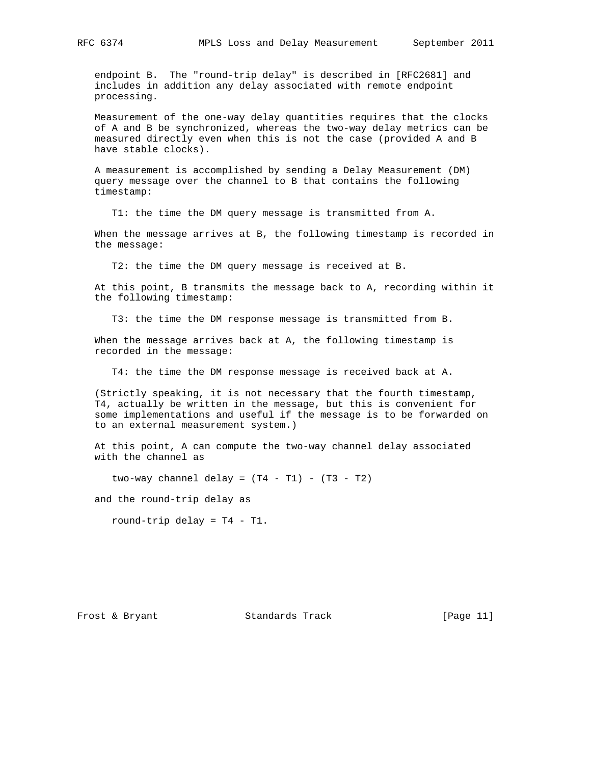endpoint B. The "round-trip delay" is described in [RFC2681] and includes in addition any delay associated with remote endpoint processing.

Measurement of the one-way delay quantities requires that the clocks of A and B be synchronized, whereas the two-way delay metrics can be measured directly even when this is not the case (provided A and B have stable clocks).

A measurement is accomplished by sending a Delay Measurement (DM) query message over the channel to B that contains the following timestamp:

T1: the time the DM query message is transmitted from A.

When the message arrives at B, the following timestamp is recorded in the message:

T2: the time the DM query message is received at B.

At this point, B transmits the message back to A, recording within it the following timestamp:

T3: the time the DM response message is transmitted from B.

When the message arrives back at A, the following timestamp is recorded in the message:

T4: the time the DM response message is received back at A.

(Strictly speaking, it is not necessary that the fourth timestamp, T4, actually be written in the message, but this is convenient for some implementations and useful if the message is to be forwarded on to an external measurement system.)

At this point, A can compute the two-way channel delay associated with the channel as

$$\text{two-way channel delay} = (T4 - T1) - (T3 - T2)$$

and the round-trip delay as

$$\text{round-trip delay} = T4 - T1.$$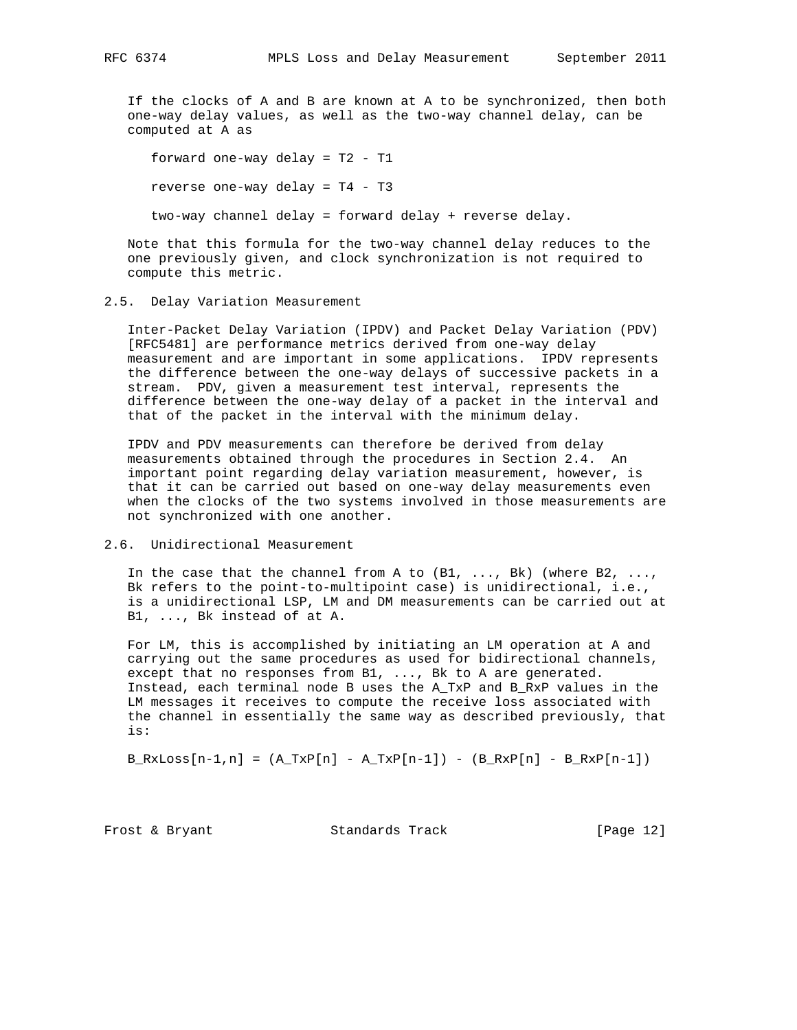If the clocks of A and B are known at A to be synchronized, then both one-way delay values, as well as the two-way channel delay, can be computed at A as

forward one-way delay = T2 - T1

reverse one-way delay = T4 - T3

two-way channel delay = forward delay + reverse delay.

Note that this formula for the two-way channel delay reduces to the one previously given, and clock synchronization is not required to compute this metric.

## 2.5. Delay Variation Measurement

Inter-Packet Delay Variation (IPDV) and Packet Delay Variation (PDV) [RFC5481] are performance metrics derived from one-way delay measurement and are important in some applications. IPDV represents the difference between the one-way delays of successive packets in a stream. PDV, given a measurement test interval, represents the difference between the one-way delay of a packet in the interval and that of the packet in the interval with the minimum delay.

IPDV and PDV measurements can therefore be derived from delay measurements obtained through the procedures in Section 2.4. An important point regarding delay variation measurement, however, is that it can be carried out based on one-way delay measurements even when the clocks of the two systems involved in those measurements are not synchronized with one another.

## 2.6. Unidirectional Measurement

In the case that the channel from A to (B1, ..., Bk) (where B2, ..., Bk refers to the point-to-multipoint case) is unidirectional, i.e., is a unidirectional LSP, LM and DM measurements can be carried out at B1, ..., Bk instead of at A.

For LM, this is accomplished by initiating an LM operation at A and carrying out the same procedures as used for bidirectional channels, except that no responses from B1, ..., Bk to A are generated. Instead, each terminal node B uses the A_TxP and B_RxP values in the LM messages it receives to compute the receive loss associated with the channel in essentially the same way as described previously, that is:

B_RxLoss[n-1,n] = (A_TxP[n] - A_TxP[n-1]) - (B_RxP[n] - B_RxP[n-1])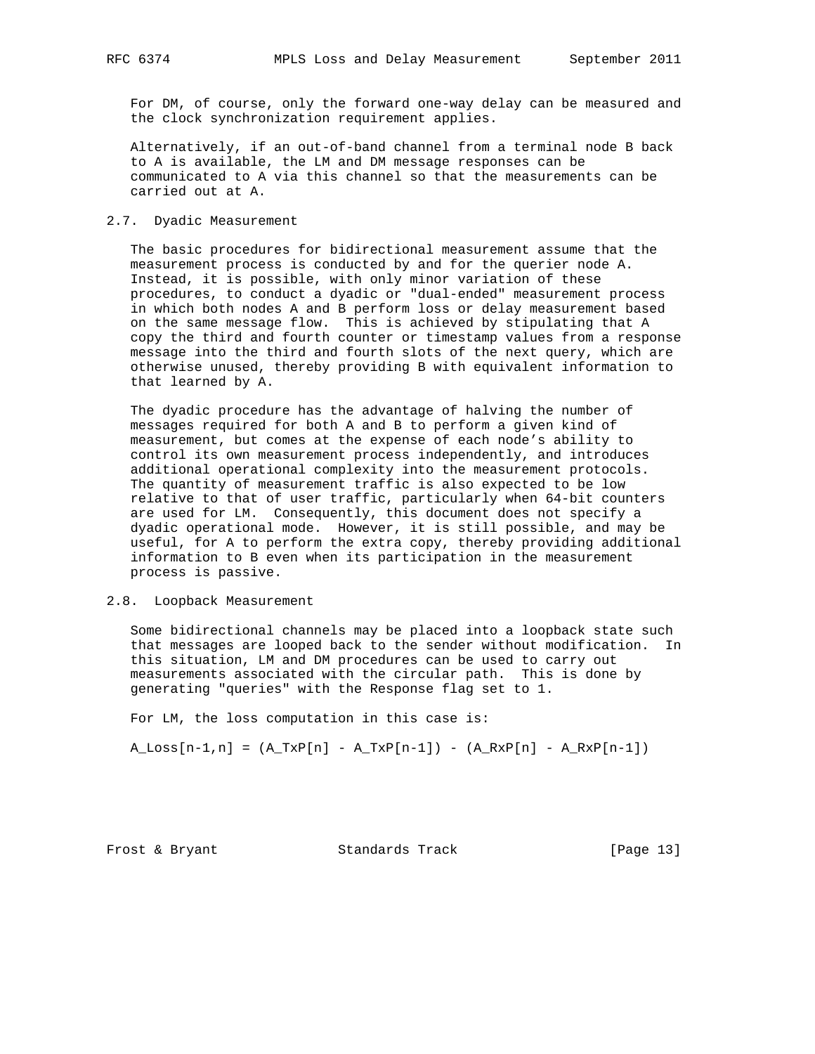For DM, of course, only the forward one-way delay can be measured and the clock synchronization requirement applies.

Alternatively, if an out-of-band channel from a terminal node B back to A is available, the LM and DM message responses can be communicated to A via this channel so that the measurements can be carried out at A.

## 2.7. Dyadic Measurement

The basic procedures for bidirectional measurement assume that the measurement process is conducted by and for the querier node A. Instead, it is possible, with only minor variation of these procedures, to conduct a dyadic or "dual-ended" measurement process in which both nodes A and B perform loss or delay measurement based on the same message flow. This is achieved by stipulating that A copy the third and fourth counter or timestamp values from a response message into the third and fourth slots of the next query, which are otherwise unused, thereby providing B with equivalent information to that learned by A.

The dyadic procedure has the advantage of halving the number of messages required for both A and B to perform a given kind of measurement, but comes at the expense of each node's ability to control its own measurement process independently, and introduces additional operational complexity into the measurement protocols. The quantity of measurement traffic is also expected to be low relative to that of user traffic, particularly when 64-bit counters are used for LM. Consequently, this document does not specify a dyadic operational mode. However, it is still possible, and may be useful, for A to perform the extra copy, thereby providing additional information to B even when its participation in the measurement process is passive.

## 2.8. Loopback Measurement

Some bidirectional channels may be placed into a loopback state such that messages are looped back to the sender without modification. In this situation, LM and DM procedures can be used to carry out measurements associated with the circular path. This is done by generating "queries" with the Response flag set to 1.

For LM, the loss computation in this case is:

```
A_Loss[n-1,n] = (A_TxP[n] - A_TxP[n-1]) - (A_RxP[n] - A_RxP[n-1])
```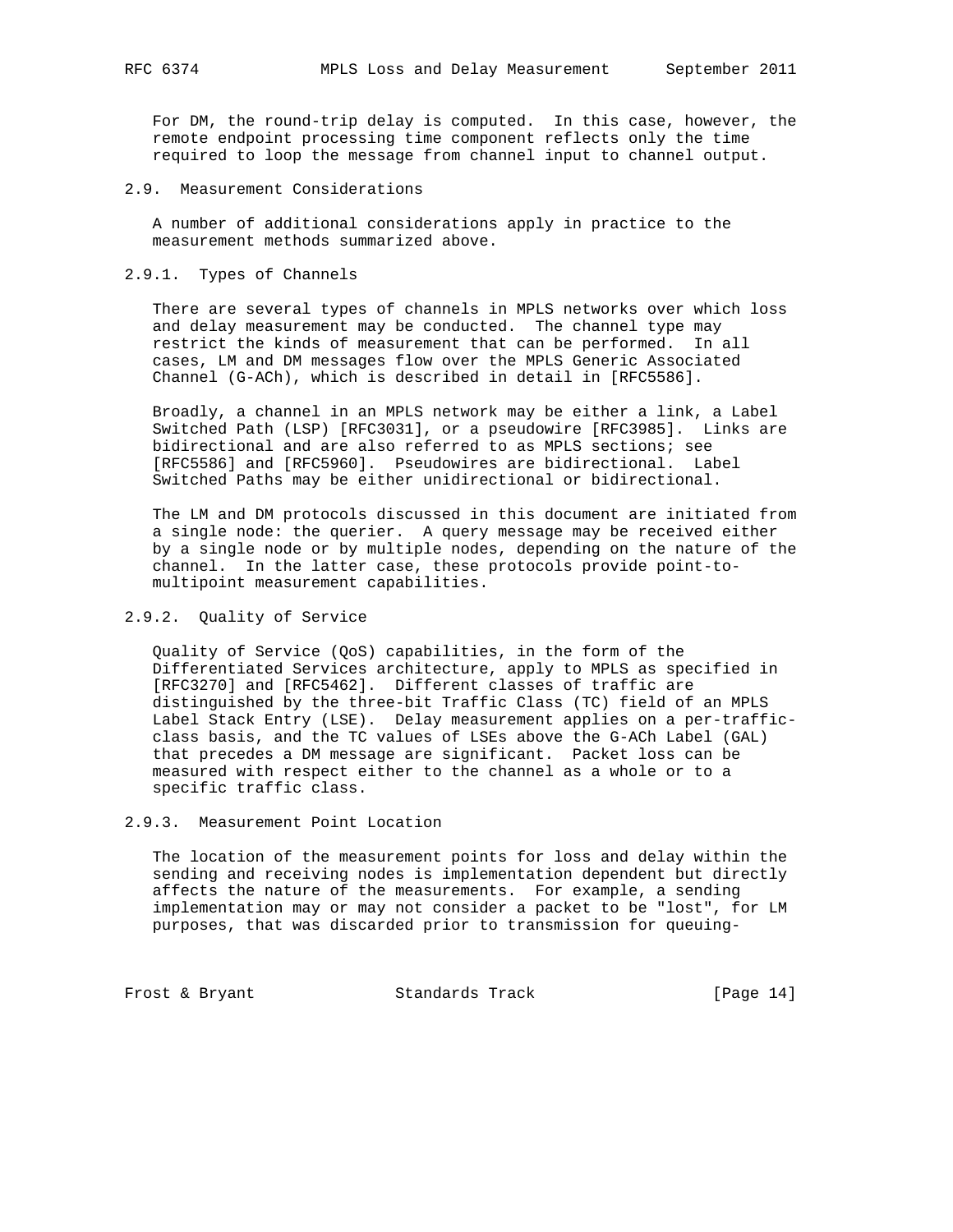For DM, the round-trip delay is computed. In this case, however, the remote endpoint processing time component reflects only the time required to loop the message from channel input to channel output.

### 2.9. Measurement Considerations

A number of additional considerations apply in practice to the measurement methods summarized above.

#### 2.9.1. Types of Channels

There are several types of channels in MPLS networks over which loss and delay measurement may be conducted. The channel type may restrict the kinds of measurement that can be performed. In all cases, LM and DM messages flow over the MPLS Generic Associated Channel (G-ACh), which is described in detail in [RFC5586].

Broadly, a channel in an MPLS network may be either a link, a Label Switched Path (LSP) [RFC3031], or a pseudowire [RFC3985]. Links are bidirectional and are also referred to as MPLS sections; see [RFC5586] and [RFC5960]. Pseudowires are bidirectional. Label Switched Paths may be either unidirectional or bidirectional.

The LM and DM protocols discussed in this document are initiated from a single node: the querier. A query message may be received either by a single node or by multiple nodes, depending on the nature of the channel. In the latter case, these protocols provide point-to-multipoint measurement capabilities.

#### 2.9.2. Quality of Service

Quality of Service (QoS) capabilities, in the form of the Differentiated Services architecture, apply to MPLS as specified in [RFC3270] and [RFC5462]. Different classes of traffic are distinguished by the three-bit Traffic Class (TC) field of an MPLS Label Stack Entry (LSE). Delay measurement applies on a per-traffic-class basis, and the TC values of LSEs above the G-ACh Label (GAL) that precedes a DM message are significant. Packet loss can be measured with respect either to the channel as a whole or to a specific traffic class.

#### 2.9.3. Measurement Point Location

The location of the measurement points for loss and delay within the sending and receiving nodes is implementation dependent but directly affects the nature of the measurements. For example, a sending implementation may or may not consider a packet to be "lost", for LM purposes, that was discarded prior to transmission for queuing-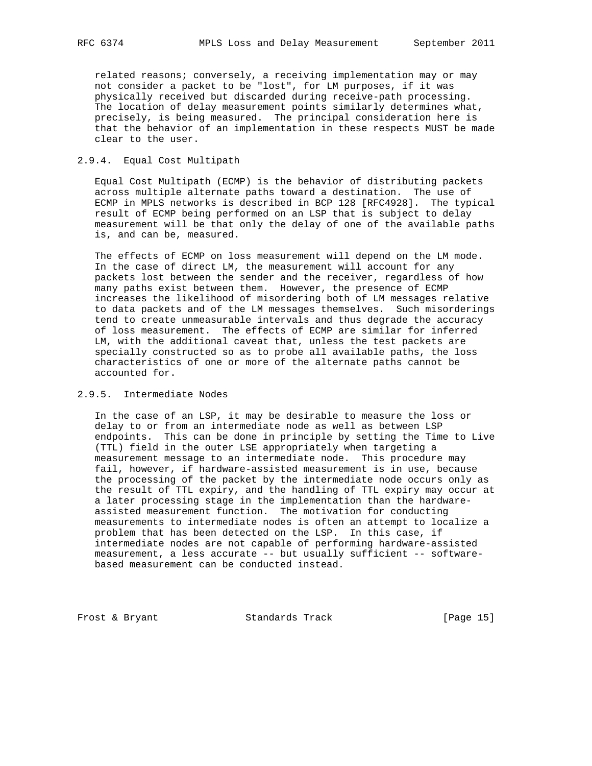related reasons; conversely, a receiving implementation may or may not consider a packet to be "lost", for LM purposes, if it was physically received but discarded during receive-path processing. The location of delay measurement points similarly determines what, precisely, is being measured. The principal consideration here is that the behavior of an implementation in these respects MUST be made clear to the user.

#### 2.9.4. Equal Cost Multipath

Equal Cost Multipath (ECMP) is the behavior of distributing packets across multiple alternate paths toward a destination. The use of ECMP in MPLS networks is described in BCP 128 [RFC4928]. The typical result of ECMP being performed on an LSP that is subject to delay measurement will be that only the delay of one of the available paths is, and can be, measured.

The effects of ECMP on loss measurement will depend on the LM mode. In the case of direct LM, the measurement will account for any packets lost between the sender and the receiver, regardless of how many paths exist between them. However, the presence of ECMP increases the likelihood of misordering both of LM messages relative to data packets and of the LM messages themselves. Such misorderings tend to create unmeasurable intervals and thus degrade the accuracy of loss measurement. The effects of ECMP are similar for inferred LM, with the additional caveat that, unless the test packets are specially constructed so as to probe all available paths, the loss characteristics of one or more of the alternate paths cannot be accounted for.

#### 2.9.5. Intermediate Nodes

In the case of an LSP, it may be desirable to measure the loss or delay to or from an intermediate node as well as between LSP endpoints. This can be done in principle by setting the Time to Live (TTL) field in the outer LSE appropriately when targeting a measurement message to an intermediate node. This procedure may fail, however, if hardware-assisted measurement is in use, because the processing of the packet by the intermediate node occurs only as the result of TTL expiry, and the handling of TTL expiry may occur at a later processing stage in the implementation than the hardware-assisted measurement function. The motivation for conducting measurements to intermediate nodes is often an attempt to localize a problem that has been detected on the LSP. In this case, if intermediate nodes are not capable of performing hardware-assisted measurement, a less accurate -- but usually sufficient -- software-based measurement can be conducted instead.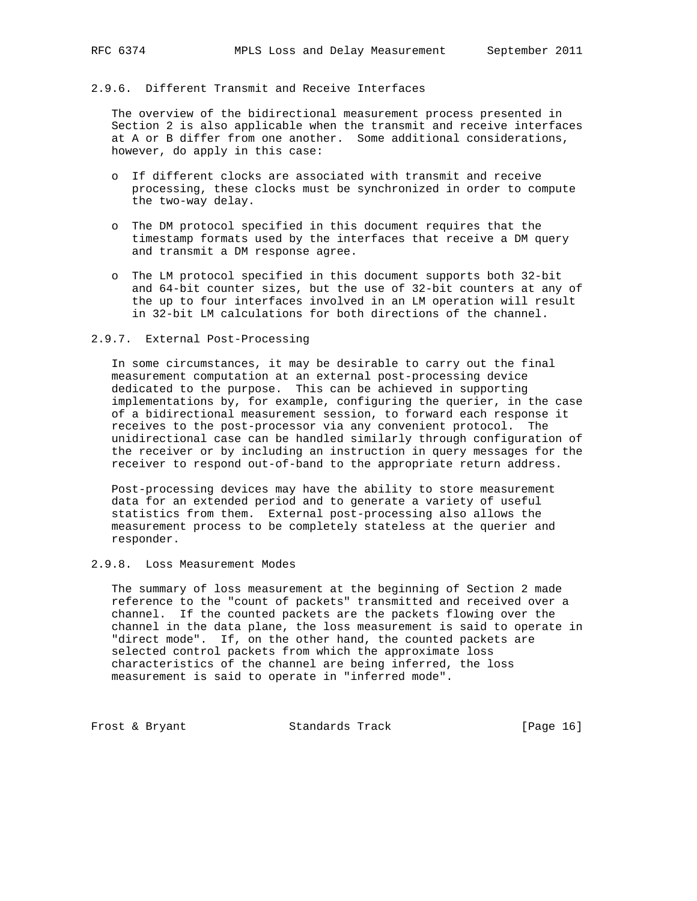### 2.9.6. Different Transmit and Receive Interfaces

The overview of the bidirectional measurement process presented in Section 2 is also applicable when the transmit and receive interfaces at A or B differ from one another. Some additional considerations, however, do apply in this case:

- If different clocks are associated with transmit and receive processing, these clocks must be synchronized in order to compute the two-way delay.

- The DM protocol specified in this document requires that the timestamp formats used by the interfaces that receive a DM query and transmit a DM response agree.

- The LM protocol specified in this document supports both 32-bit and 64-bit counter sizes, but the use of 32-bit counters at any of the up to four interfaces involved in an LM operation will result in 32-bit LM calculations for both directions of the channel.

### 2.9.7. External Post-Processing

In some circumstances, it may be desirable to carry out the final measurement computation at an external post-processing device dedicated to the purpose. This can be achieved in supporting implementations by, for example, configuring the querier, in the case of a bidirectional measurement session, to forward each response it receives to the post-processor via any convenient protocol. The unidirectional case can be handled similarly through configuration of the receiver or by including an instruction in query messages for the receiver to respond out-of-band to the appropriate return address.

Post-processing devices may have the ability to store measurement data for an extended period and to generate a variety of useful statistics from them. External post-processing also allows the measurement process to be completely stateless at the querier and responder.

### 2.9.8. Loss Measurement Modes

The summary of loss measurement at the beginning of Section 2 made reference to the "count of packets" transmitted and received over a channel. If the counted packets are the packets flowing over the channel in the data plane, the loss measurement is said to operate in "direct mode". If, on the other hand, the counted packets are selected control packets from which the approximate loss characteristics of the channel are being inferred, the loss measurement is said to operate in "inferred mode".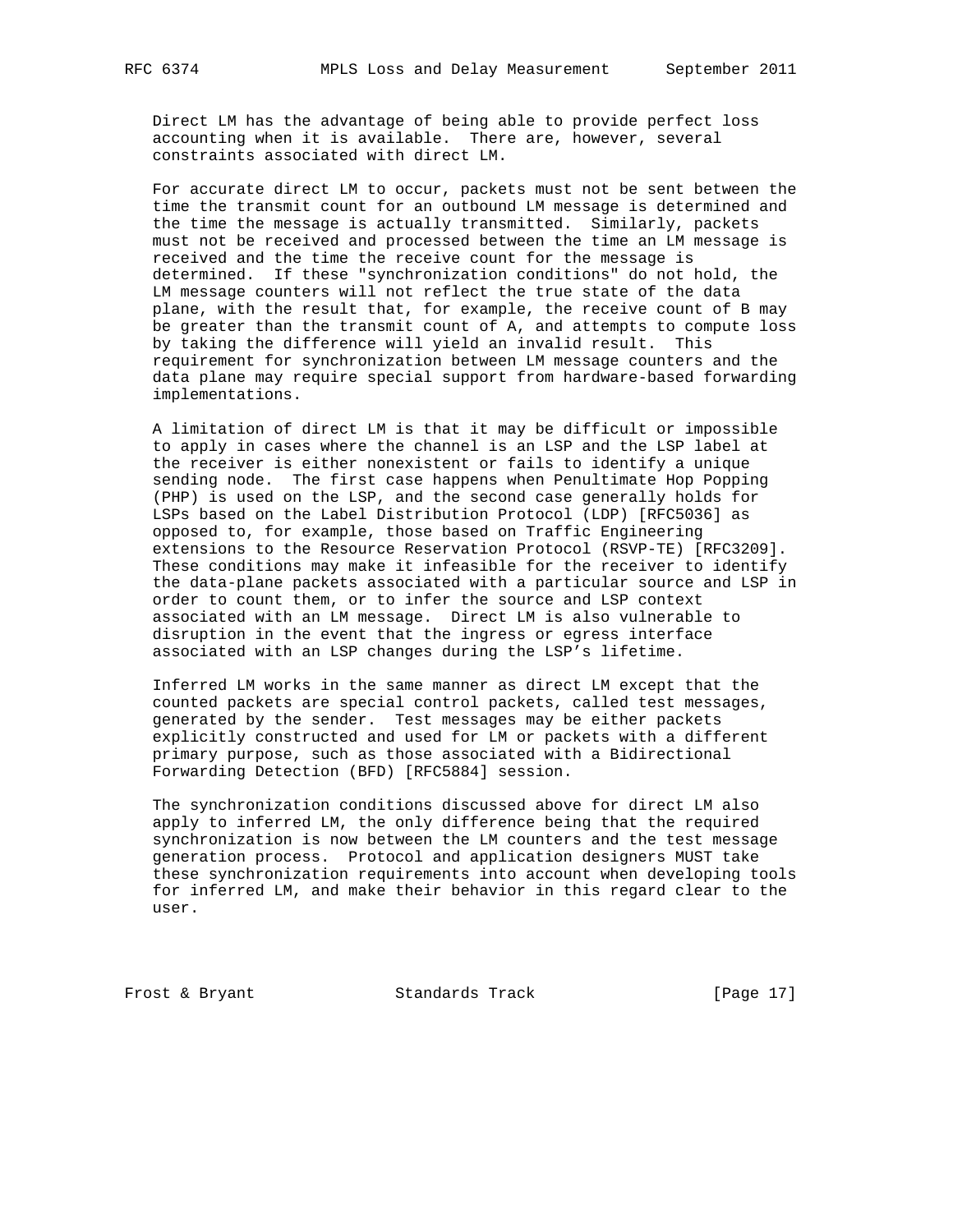Direct LM has the advantage of being able to provide perfect loss accounting when it is available. There are, however, several constraints associated with direct LM.

For accurate direct LM to occur, packets must not be sent between the time the transmit count for an outbound LM message is determined and the time the message is actually transmitted. Similarly, packets must not be received and processed between the time an LM message is received and the time the receive count for the message is determined. If these "synchronization conditions" do not hold, the LM message counters will not reflect the true state of the data plane, with the result that, for example, the receive count of B may be greater than the transmit count of A, and attempts to compute loss by taking the difference will yield an invalid result. This requirement for synchronization between LM message counters and the data plane may require special support from hardware-based forwarding implementations.

A limitation of direct LM is that it may be difficult or impossible to apply in cases where the channel is an LSP and the LSP label at the receiver is either nonexistent or fails to identify a unique sending node. The first case happens when Penultimate Hop Popping (PHP) is used on the LSP, and the second case generally holds for LSPs based on the Label Distribution Protocol (LDP) [RFC5036] as opposed to, for example, those based on Traffic Engineering extensions to the Resource Reservation Protocol (RSVP-TE) [RFC3209]. These conditions may make it infeasible for the receiver to identify the data-plane packets associated with a particular source and LSP in order to count them, or to infer the source and LSP context associated with an LM message. Direct LM is also vulnerable to disruption in the event that the ingress or egress interface associated with an LSP changes during the LSP's lifetime.

Inferred LM works in the same manner as direct LM except that the counted packets are special control packets, called test messages, generated by the sender. Test messages may be either packets explicitly constructed and used for LM or packets with a different primary purpose, such as those associated with a Bidirectional Forwarding Detection (BFD) [RFC5884] session.

The synchronization conditions discussed above for direct LM also apply to inferred LM, the only difference being that the required synchronization is now between the LM counters and the test message generation process. Protocol and application designers MUST take these synchronization requirements into account when developing tools for inferred LM, and make their behavior in this regard clear to the user.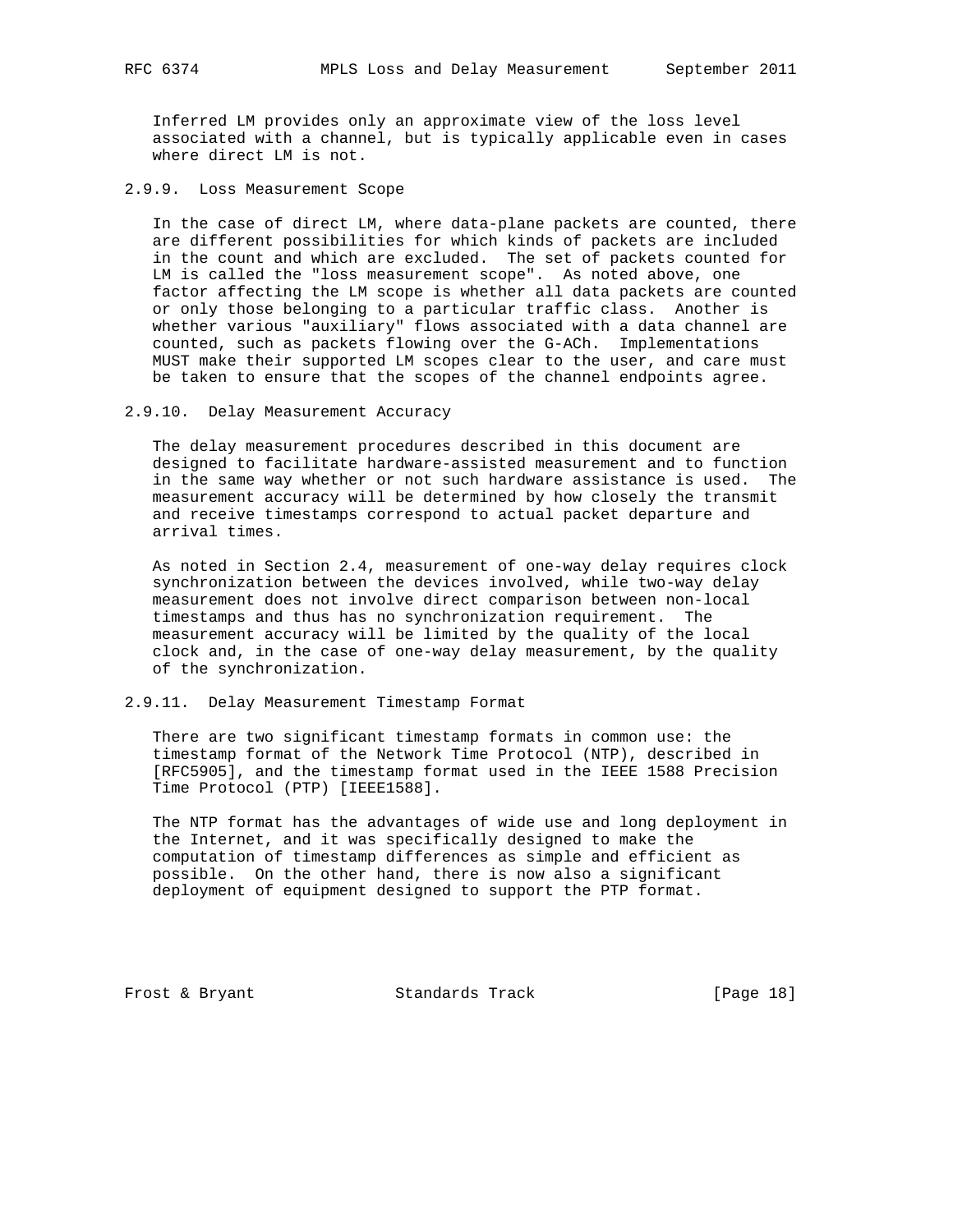Inferred LM provides only an approximate view of the loss level associated with a channel, but is typically applicable even in cases where direct LM is not.

#### 2.9.9. Loss Measurement Scope

In the case of direct LM, where data-plane packets are counted, there are different possibilities for which kinds of packets are included in the count and which are excluded. The set of packets counted for LM is called the "loss measurement scope". As noted above, one factor affecting the LM scope is whether all data packets are counted or only those belonging to a particular traffic class. Another is whether various "auxiliary" flows associated with a data channel are counted, such as packets flowing over the G-ACh. Implementations MUST make their supported LM scopes clear to the user, and care must be taken to ensure that the scopes of the channel endpoints agree.

#### 2.9.10. Delay Measurement Accuracy

The delay measurement procedures described in this document are designed to facilitate hardware-assisted measurement and to function in the same way whether or not such hardware assistance is used. The measurement accuracy will be determined by how closely the transmit and receive timestamps correspond to actual packet departure and arrival times.

As noted in Section 2.4, measurement of one-way delay requires clock synchronization between the devices involved, while two-way delay measurement does not involve direct comparison between non-local timestamps and thus has no synchronization requirement. The measurement accuracy will be limited by the quality of the local clock and, in the case of one-way delay measurement, by the quality of the synchronization.

#### 2.9.11. Delay Measurement Timestamp Format

There are two significant timestamp formats in common use: the timestamp format of the Network Time Protocol (NTP), described in [RFC5905], and the timestamp format used in the IEEE 1588 Precision Time Protocol (PTP) [IEEE1588].

The NTP format has the advantages of wide use and long deployment in the Internet, and it was specifically designed to make the computation of timestamp differences as simple and efficient as possible. On the other hand, there is now also a significant deployment of equipment designed to support the PTP format.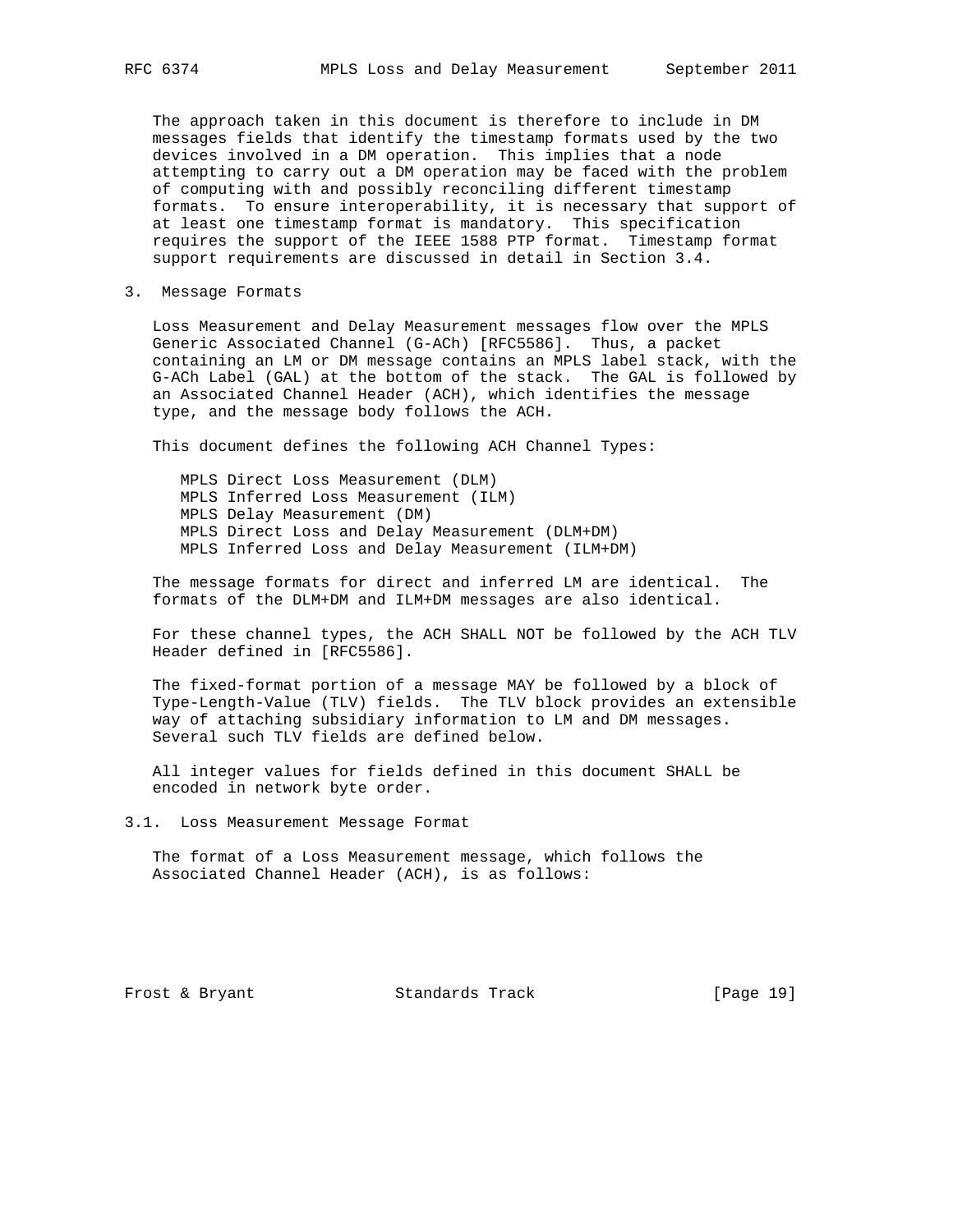The approach taken in this document is therefore to include in DM messages fields that identify the timestamp formats used by the two devices involved in a DM operation. This implies that a node attempting to carry out a DM operation may be faced with the problem of computing with and possibly reconciling different timestamp formats. To ensure interoperability, it is necessary that support of at least one timestamp format is mandatory. This specification requires the support of the IEEE 1588 PTP format. Timestamp format support requirements are discussed in detail in Section 3.4.

## 3. Message Formats

Loss Measurement and Delay Measurement messages flow over the MPLS Generic Associated Channel (G-ACh) [RFC5586]. Thus, a packet containing an LM or DM message contains an MPLS label stack, with the G-ACh Label (GAL) at the bottom of the stack. The GAL is followed by an Associated Channel Header (ACH), which identifies the message type, and the message body follows the ACH.

This document defines the following ACH Channel Types:

- MPLS Direct Loss Measurement (DLM)
- MPLS Inferred Loss Measurement (ILM)
- MPLS Delay Measurement (DM)
- MPLS Direct Loss and Delay Measurement (DLM+DM)
- MPLS Inferred Loss and Delay Measurement (ILM+DM)

The message formats for direct and inferred LM are identical. The formats of the DLM+DM and ILM+DM messages are also identical.

For these channel types, the ACH SHALL NOT be followed by the ACH TLV Header defined in [RFC5586].

The fixed-format portion of a message MAY be followed by a block of Type-Length-Value (TLV) fields. The TLV block provides an extensible way of attaching subsidiary information to LM and DM messages. Several such TLV fields are defined below.

All integer values for fields defined in this document SHALL be encoded in network byte order.

### 3.1. Loss Measurement Message Format

The format of a Loss Measurement message, which follows the Associated Channel Header (ACH), is as follows: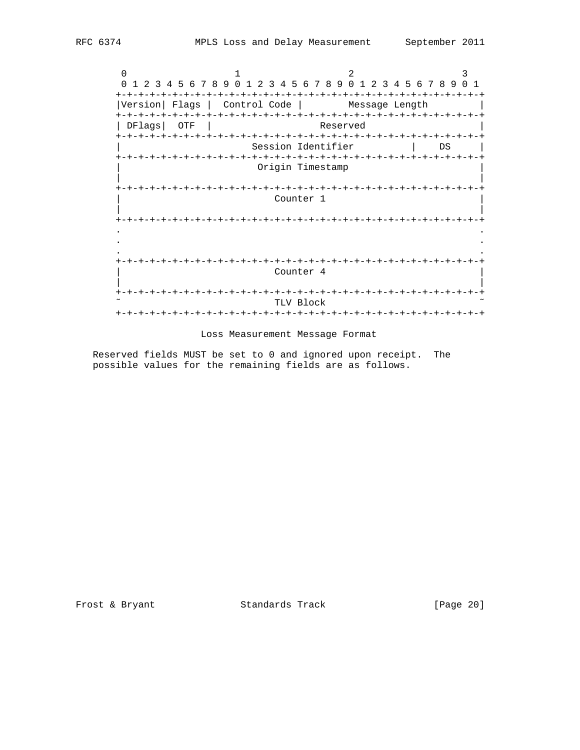```
     0                   1                   2                   3
     0 1 2 3 4 5 6 7 8 9 0 1 2 3 4 5 6 7 8 9 0 1 2 3 4 5 6 7 8 9 0 1
    +-+-+-+-+-+-+-+-+-+-+-+-+-+-+-+-+-+-+-+-+-+-+-+-+-+-+-+-+-+-+-+-+
    |Version| Flags |  Control Code |        Message Length         |
    +-+-+-+-+-+-+-+-+-+-+-+-+-+-+-+-+-+-+-+-+-+-+-+-+-+-+-+-+-+-+-+-+
    | DFlags|  OTF  |                   Reserved                    |
    +-+-+-+-+-+-+-+-+-+-+-+-+-+-+-+-+-+-+-+-+-+-+-+-+-+-+-+-+-+-+-+-+
    |                     Session Identifier            |    DS     |
    +-+-+-+-+-+-+-+-+-+-+-+-+-+-+-+-+-+-+-+-+-+-+-+-+-+-+-+-+-+-+-+-+
    |                        Origin Timestamp                       |
    |                                                               |
    +-+-+-+-+-+-+-+-+-+-+-+-+-+-+-+-+-+-+-+-+-+-+-+-+-+-+-+-+-+-+-+-+
    |                           Counter 1                           |
    |                                                               |
    +-+-+-+-+-+-+-+-+-+-+-+-+-+-+-+-+-+-+-+-+-+-+-+-+-+-+-+-+-+-+-+-+
    .                                                               .
    .                                                               .
    .                                                               .
    +-+-+-+-+-+-+-+-+-+-+-+-+-+-+-+-+-+-+-+-+-+-+-+-+-+-+-+-+-+-+-+-+
    |                           Counter 4                           |
    |                                                               |
    +-+-+-+-+-+-+-+-+-+-+-+-+-+-+-+-+-+-+-+-+-+-+-+-+-+-+-+-+-+-+-+-+
    ~                           TLV Block                           ~
    +-+-+-+-+-+-+-+-+-+-+-+-+-+-+-+-+-+-+-+-+-+-+-+-+-+-+-+-+-+-+-+-+
```

Loss Measurement Message Format

Reserved fields MUST be set to 0 and ignored upon receipt. The possible values for the remaining fields are as follows.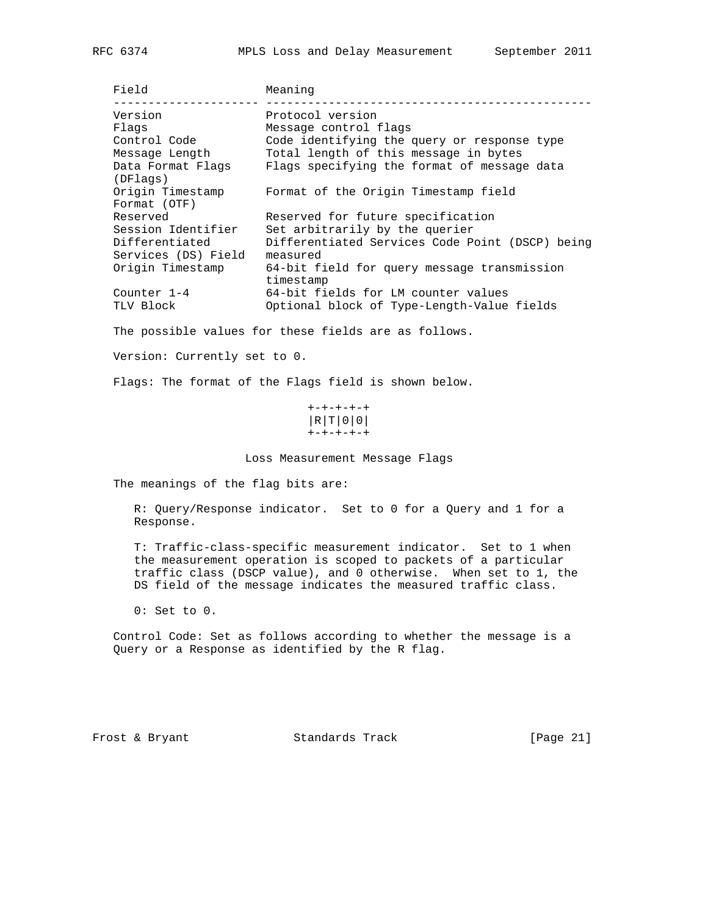| Field | Meaning |
|---|---|
| Version | Protocol version |
| Flags | Message control flags |
| Control Code | Code identifying the query or response type |
| Message Length | Total length of this message in bytes |
| Data Format Flags (DFlags) | Flags specifying the format of message data |
| Origin Timestamp Format (OTF) | Format of the Origin Timestamp field |
| Reserved | Reserved for future specification |
| Session Identifier | Set arbitrarily by the querier |
| Differentiated Services (DS) Field | Differentiated Services Code Point (DSCP) being measured |
| Origin Timestamp | 64-bit field for query message transmission timestamp |
| Counter 1-4 | 64-bit fields for LM counter values |
| TLV Block | Optional block of Type-Length-Value fields |

The possible values for these fields are as follows.

Version: Currently set to 0.

Flags: The format of the Flags field is shown below.

```
+-+-+-+-+
|R|T|0|0|
+-+-+-+-+
```

Loss Measurement Message Flags

The meanings of the flag bits are:

R: Query/Response indicator. Set to 0 for a Query and 1 for a Response.

T: Traffic-class-specific measurement indicator. Set to 1 when the measurement operation is scoped to packets of a particular traffic class (DSCP value), and 0 otherwise. When set to 1, the DS field of the message indicates the measured traffic class.

0: Set to 0.

Control Code: Set as follows according to whether the message is a Query or a Response as identified by the R flag.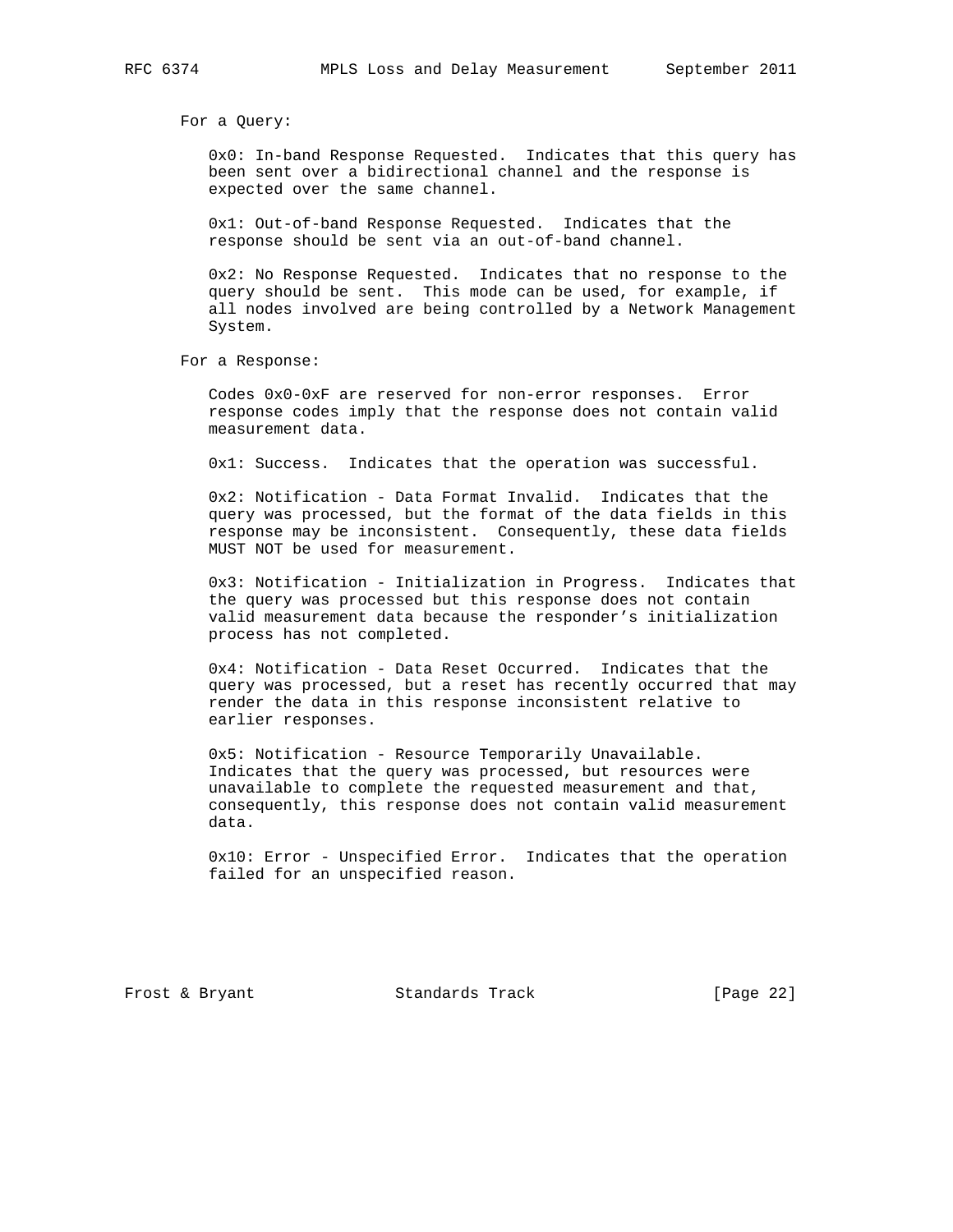For a Query:

0x0: In-band Response Requested. Indicates that this query has been sent over a bidirectional channel and the response is expected over the same channel.

0x1: Out-of-band Response Requested. Indicates that the response should be sent via an out-of-band channel.

0x2: No Response Requested. Indicates that no response to the query should be sent. This mode can be used, for example, if all nodes involved are being controlled by a Network Management System.

For a Response:

Codes 0x0-0xF are reserved for non-error responses. Error response codes imply that the response does not contain valid measurement data.

0x1: Success. Indicates that the operation was successful.

0x2: Notification - Data Format Invalid. Indicates that the query was processed, but the format of the data fields in this response may be inconsistent. Consequently, these data fields MUST NOT be used for measurement.

0x3: Notification - Initialization in Progress. Indicates that the query was processed but this response does not contain valid measurement data because the responder's initialization process has not completed.

0x4: Notification - Data Reset Occurred. Indicates that the query was processed, but a reset has recently occurred that may render the data in this response inconsistent relative to earlier responses.

0x5: Notification - Resource Temporarily Unavailable. Indicates that the query was processed, but resources were unavailable to complete the requested measurement and that, consequently, this response does not contain valid measurement data.

0x10: Error - Unspecified Error. Indicates that the operation failed for an unspecified reason.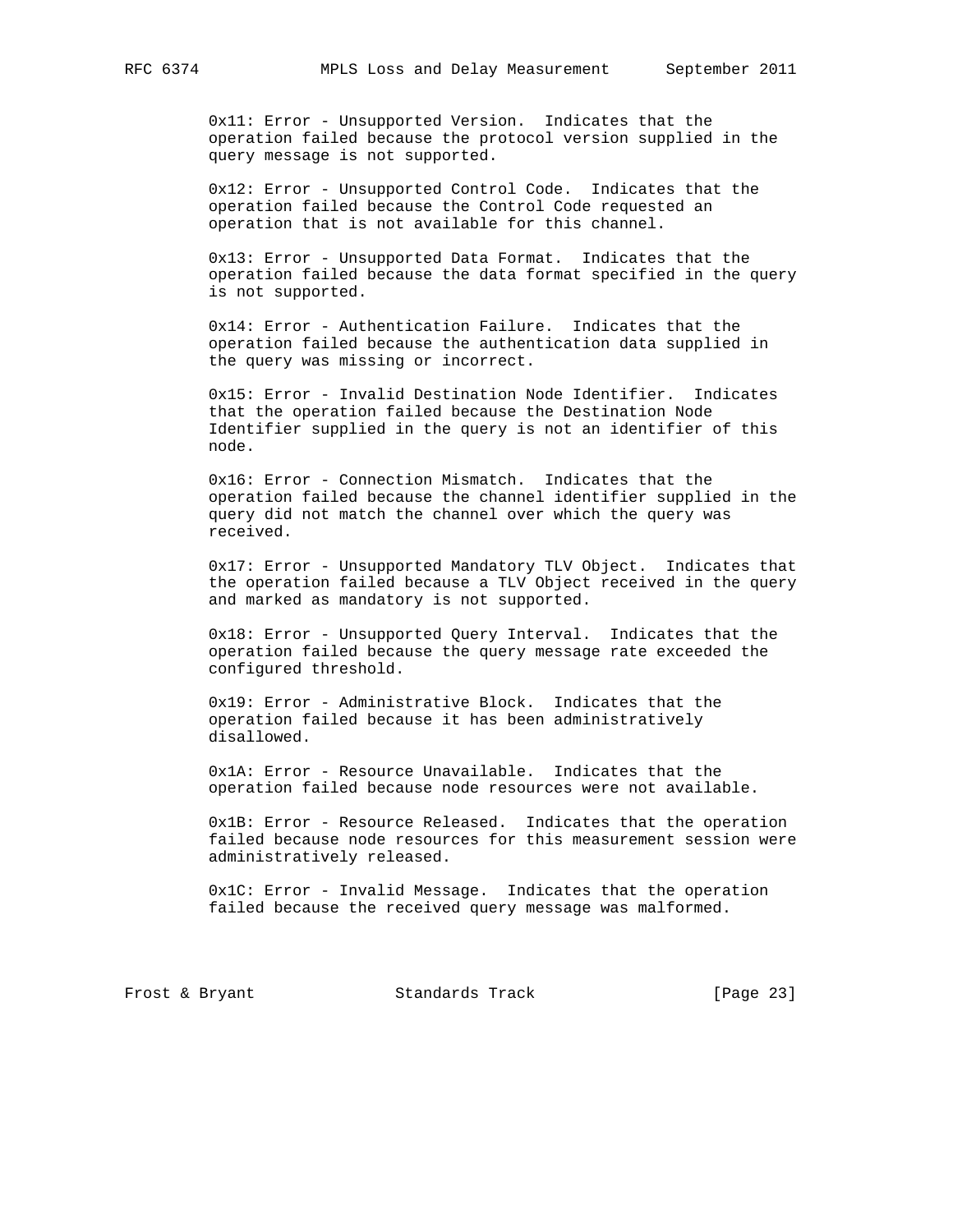0x11: Error - Unsupported Version. Indicates that the operation failed because the protocol version supplied in the query message is not supported.

0x12: Error - Unsupported Control Code. Indicates that the operation failed because the Control Code requested an operation that is not available for this channel.

0x13: Error - Unsupported Data Format. Indicates that the operation failed because the data format specified in the query is not supported.

0x14: Error - Authentication Failure. Indicates that the operation failed because the authentication data supplied in the query was missing or incorrect.

0x15: Error - Invalid Destination Node Identifier. Indicates that the operation failed because the Destination Node Identifier supplied in the query is not an identifier of this node.

0x16: Error - Connection Mismatch. Indicates that the operation failed because the channel identifier supplied in the query did not match the channel over which the query was received.

0x17: Error - Unsupported Mandatory TLV Object. Indicates that the operation failed because a TLV Object received in the query and marked as mandatory is not supported.

0x18: Error - Unsupported Query Interval. Indicates that the operation failed because the query message rate exceeded the configured threshold.

0x19: Error - Administrative Block. Indicates that the operation failed because it has been administratively disallowed.

0x1A: Error - Resource Unavailable. Indicates that the operation failed because node resources were not available.

0x1B: Error - Resource Released. Indicates that the operation failed because node resources for this measurement session were administratively released.

0x1C: Error - Invalid Message. Indicates that the operation failed because the received query message was malformed.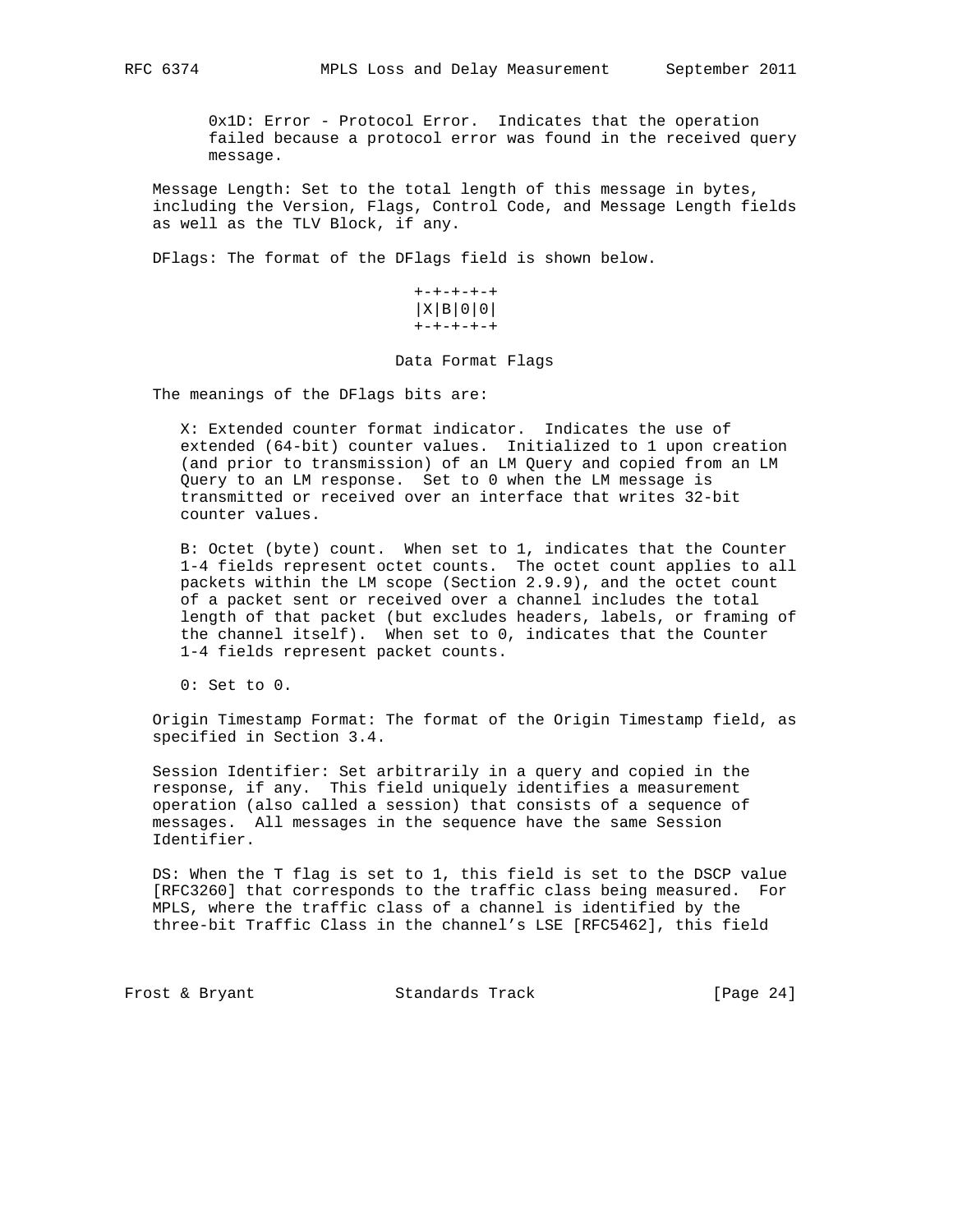0x1D: Error - Protocol Error. Indicates that the operation failed because a protocol error was found in the received query message.

Message Length: Set to the total length of this message in bytes, including the Version, Flags, Control Code, and Message Length fields as well as the TLV Block, if any.

DFlags: The format of the DFlags field is shown below.

```
+-+-+-+-+
|X|B|0|0|
+-+-+-+-+
```

Data Format Flags

The meanings of the DFlags bits are:

X: Extended counter format indicator. Indicates the use of extended (64-bit) counter values. Initialized to 1 upon creation (and prior to transmission) of an LM Query and copied from an LM Query to an LM response. Set to 0 when the LM message is transmitted or received over an interface that writes 32-bit counter values.

B: Octet (byte) count. When set to 1, indicates that the Counter 1-4 fields represent octet counts. The octet count applies to all packets within the LM scope (Section 2.9.9), and the octet count of a packet sent or received over a channel includes the total length of that packet (but excludes headers, labels, or framing of the channel itself). When set to 0, indicates that the Counter 1-4 fields represent packet counts.

0: Set to 0.

Origin Timestamp Format: The format of the Origin Timestamp field, as specified in Section 3.4.

Session Identifier: Set arbitrarily in a query and copied in the response, if any. This field uniquely identifies a measurement operation (also called a session) that consists of a sequence of messages. All messages in the sequence have the same Session Identifier.

DS: When the T flag is set to 1, this field is set to the DSCP value [RFC3260] that corresponds to the traffic class being measured. For MPLS, where the traffic class of a channel is identified by the three-bit Traffic Class in the channel's LSE [RFC5462], this field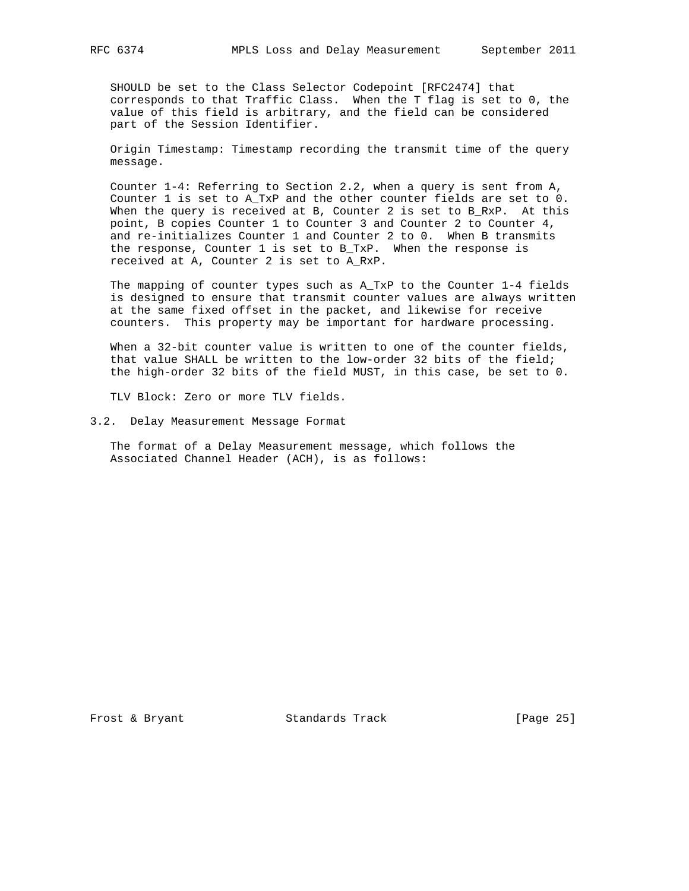SHOULD be set to the Class Selector Codepoint [RFC2474] that corresponds to that Traffic Class. When the T flag is set to 0, the value of this field is arbitrary, and the field can be considered part of the Session Identifier.

Origin Timestamp: Timestamp recording the transmit time of the query message.

Counter 1-4: Referring to Section 2.2, when a query is sent from A, Counter 1 is set to A_TxP and the other counter fields are set to 0. When the query is received at B, Counter 2 is set to B_RxP. At this point, B copies Counter 1 to Counter 3 and Counter 2 to Counter 4, and re-initializes Counter 1 and Counter 2 to 0. When B transmits the response, Counter 1 is set to B_TxP. When the response is received at A, Counter 2 is set to A_RxP.

The mapping of counter types such as A_TxP to the Counter 1-4 fields is designed to ensure that transmit counter values are always written at the same fixed offset in the packet, and likewise for receive counters. This property may be important for hardware processing.

When a 32-bit counter value is written to one of the counter fields, that value SHALL be written to the low-order 32 bits of the field; the high-order 32 bits of the field MUST, in this case, be set to 0.

TLV Block: Zero or more TLV fields.

## 3.2. Delay Measurement Message Format

The format of a Delay Measurement message, which follows the Associated Channel Header (ACH), is as follows: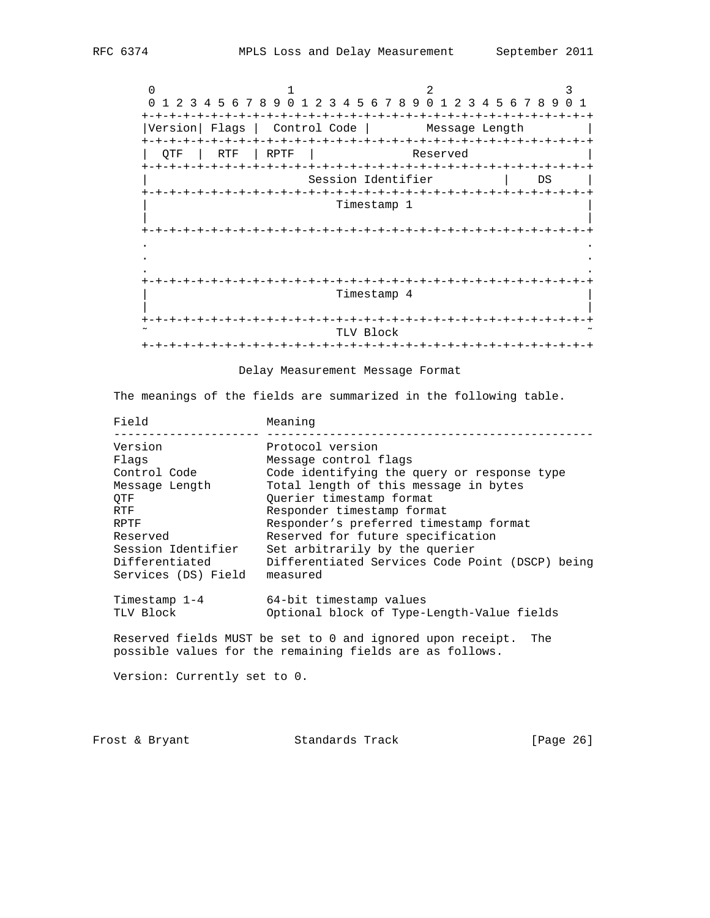```
 0                   1                   2                   3
 0 1 2 3 4 5 6 7 8 9 0 1 2 3 4 5 6 7 8 9 0 1 2 3 4 5 6 7 8 9 0 1
+-+-+-+-+-+-+-+-+-+-+-+-+-+-+-+-+-+-+-+-+-+-+-+-+-+-+-+-+-+-+-+-+
|Version| Flags |  Control Code |        Message Length         |
+-+-+-+-+-+-+-+-+-+-+-+-+-+-+-+-+-+-+-+-+-+-+-+-+-+-+-+-+-+-+-+-+
|  QTF  |  RTF  | RPTF  |              Reserved                 |
+-+-+-+-+-+-+-+-+-+-+-+-+-+-+-+-+-+-+-+-+-+-+-+-+-+-+-+-+-+-+-+-+
|                    Session Identifier         |    DS     |
+-+-+-+-+-+-+-+-+-+-+-+-+-+-+-+-+-+-+-+-+-+-+-+-+-+-+-+-+-+-+-+-+
|                          Timestamp 1                          |
|                                                               |
+-+-+-+-+-+-+-+-+-+-+-+-+-+-+-+-+-+-+-+-+-+-+-+-+-+-+-+-+-+-+-+-+
.                                                               .
.                                                               .
.                                                               .
+-+-+-+-+-+-+-+-+-+-+-+-+-+-+-+-+-+-+-+-+-+-+-+-+-+-+-+-+-+-+-+-+
|                          Timestamp 4                          |
|                                                               |
+-+-+-+-+-+-+-+-+-+-+-+-+-+-+-+-+-+-+-+-+-+-+-+-+-+-+-+-+-+-+-+-+
~                          TLV Block                            ~
+-+-+-+-+-+-+-+-+-+-+-+-+-+-+-+-+-+-+-+-+-+-+-+-+-+-+-+-+-+-+-+-+
```

Delay Measurement Message Format

The meanings of the fields are summarized in the following table.

| Field | Meaning |
|---|---|
| Version | Protocol version |
| Flags | Message control flags |
| Control Code | Code identifying the query or response type |
| Message Length | Total length of this message in bytes |
| QTF | Querier timestamp format |
| RTF | Responder timestamp format |
| RPTF | Responder's preferred timestamp format |
| Reserved | Reserved for future specification |
| Session Identifier | Set arbitrarily by the querier |
| Differentiated Services (DS) Field | Differentiated Services Code Point (DSCP) being measured |
| Timestamp 1-4 | 64-bit timestamp values |
| TLV Block | Optional block of Type-Length-Value fields |

Reserved fields MUST be set to 0 and ignored upon receipt. The possible values for the remaining fields are as follows.

Version: Currently set to 0.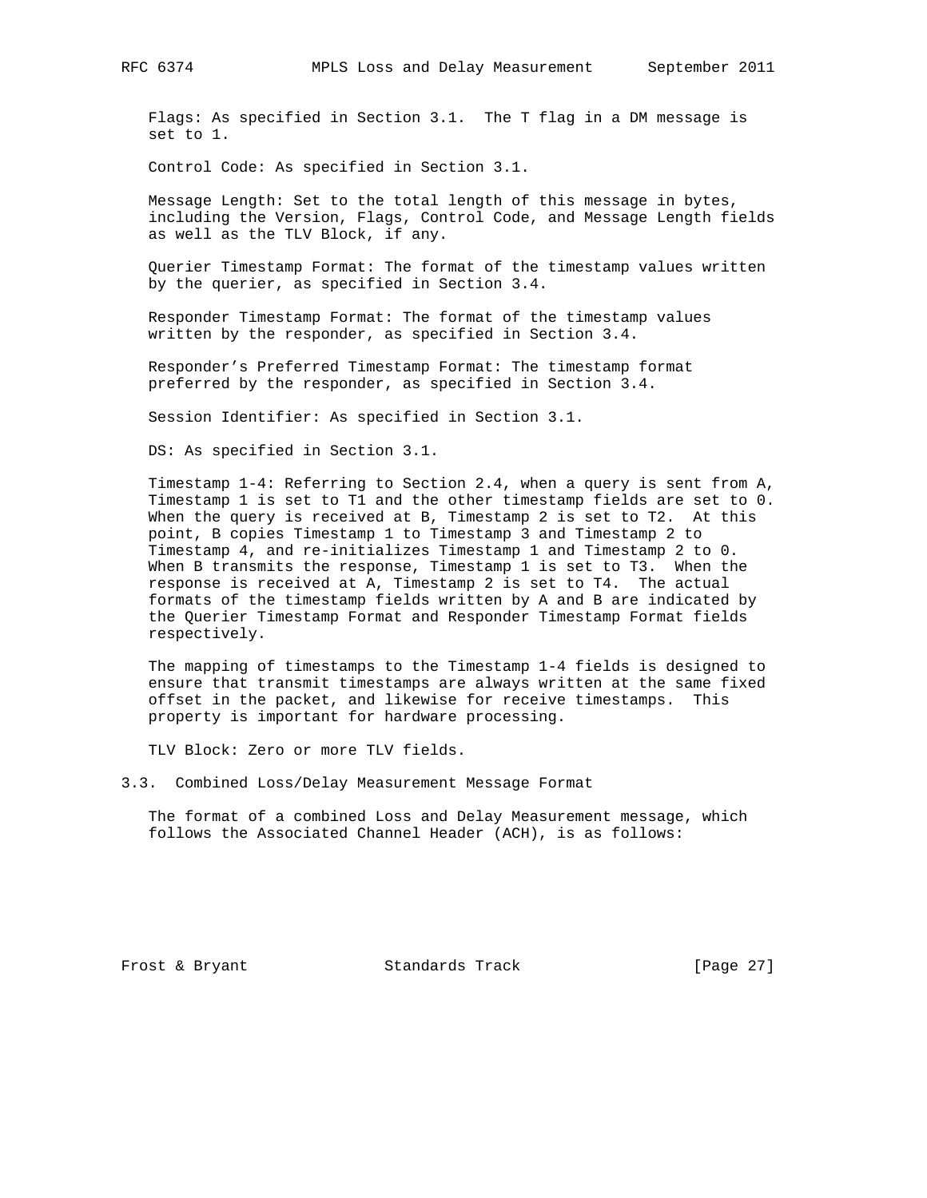Flags: As specified in Section 3.1. The T flag in a DM message is set to 1.

Control Code: As specified in Section 3.1.

Message Length: Set to the total length of this message in bytes, including the Version, Flags, Control Code, and Message Length fields as well as the TLV Block, if any.

Querier Timestamp Format: The format of the timestamp values written by the querier, as specified in Section 3.4.

Responder Timestamp Format: The format of the timestamp values written by the responder, as specified in Section 3.4.

Responder's Preferred Timestamp Format: The timestamp format preferred by the responder, as specified in Section 3.4.

Session Identifier: As specified in Section 3.1.

DS: As specified in Section 3.1.

Timestamp 1-4: Referring to Section 2.4, when a query is sent from A, Timestamp 1 is set to T1 and the other timestamp fields are set to 0. When the query is received at B, Timestamp 2 is set to T2. At this point, B copies Timestamp 1 to Timestamp 3 and Timestamp 2 to Timestamp 4, and re-initializes Timestamp 1 and Timestamp 2 to 0. When B transmits the response, Timestamp 1 is set to T3. When the response is received at A, Timestamp 2 is set to T4. The actual formats of the timestamp fields written by A and B are indicated by the Querier Timestamp Format and Responder Timestamp Format fields respectively.

The mapping of timestamps to the Timestamp 1-4 fields is designed to ensure that transmit timestamps are always written at the same fixed offset in the packet, and likewise for receive timestamps. This property is important for hardware processing.

TLV Block: Zero or more TLV fields.

### 3.3. Combined Loss/Delay Measurement Message Format

The format of a combined Loss and Delay Measurement message, which follows the Associated Channel Header (ACH), is as follows: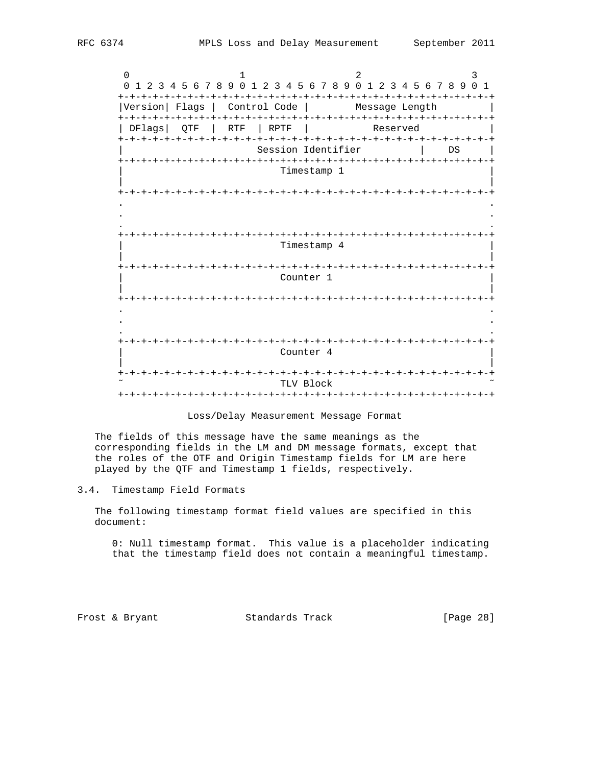```
 0                   1                   2                   3
 0 1 2 3 4 5 6 7 8 9 0 1 2 3 4 5 6 7 8 9 0 1 2 3 4 5 6 7 8 9 0 1
+-+-+-+-+-+-+-+-+-+-+-+-+-+-+-+-+-+-+-+-+-+-+-+-+-+-+-+-+-+-+-+-+
|Version| Flags |  Control Code |        Message Length         |
+-+-+-+-+-+-+-+-+-+-+-+-+-+-+-+-+-+-+-+-+-+-+-+-+-+-+-+-+-+-+-+-+
| DFlags|  QTF  |  RTF  | RPTF  |           Reserved            |
+-+-+-+-+-+-+-+-+-+-+-+-+-+-+-+-+-+-+-+-+-+-+-+-+-+-+-+-+-+-+-+-+
|                     Session Identifier            |    DS     |
+-+-+-+-+-+-+-+-+-+-+-+-+-+-+-+-+-+-+-+-+-+-+-+-+-+-+-+-+-+-+-+-+
|                          Timestamp 1                          |
|                                                               |
+-+-+-+-+-+-+-+-+-+-+-+-+-+-+-+-+-+-+-+-+-+-+-+-+-+-+-+-+-+-+-+-+
.                                                               .
.                                                               .
.                                                               .
+-+-+-+-+-+-+-+-+-+-+-+-+-+-+-+-+-+-+-+-+-+-+-+-+-+-+-+-+-+-+-+-+
|                          Timestamp 4                          |
|                                                               |
+-+-+-+-+-+-+-+-+-+-+-+-+-+-+-+-+-+-+-+-+-+-+-+-+-+-+-+-+-+-+-+-+
|                           Counter 1                           |
|                                                               |
+-+-+-+-+-+-+-+-+-+-+-+-+-+-+-+-+-+-+-+-+-+-+-+-+-+-+-+-+-+-+-+-+
.                                                               .
.                                                               .
.                                                               .
+-+-+-+-+-+-+-+-+-+-+-+-+-+-+-+-+-+-+-+-+-+-+-+-+-+-+-+-+-+-+-+-+
|                           Counter 4                           |
|                                                               |
+-+-+-+-+-+-+-+-+-+-+-+-+-+-+-+-+-+-+-+-+-+-+-+-+-+-+-+-+-+-+-+-+
~                           TLV Block                           ~
+-+-+-+-+-+-+-+-+-+-+-+-+-+-+-+-+-+-+-+-+-+-+-+-+-+-+-+-+-+-+-+-+
```

Loss/Delay Measurement Message Format

The fields of this message have the same meanings as the corresponding fields in the LM and DM message formats, except that the roles of the OTF and Origin Timestamp fields for LM are here played by the QTF and Timestamp 1 fields, respectively.

### 3.4. Timestamp Field Formats

The following timestamp format field values are specified in this document:

0: Null timestamp format. This value is a placeholder indicating that the timestamp field does not contain a meaningful timestamp.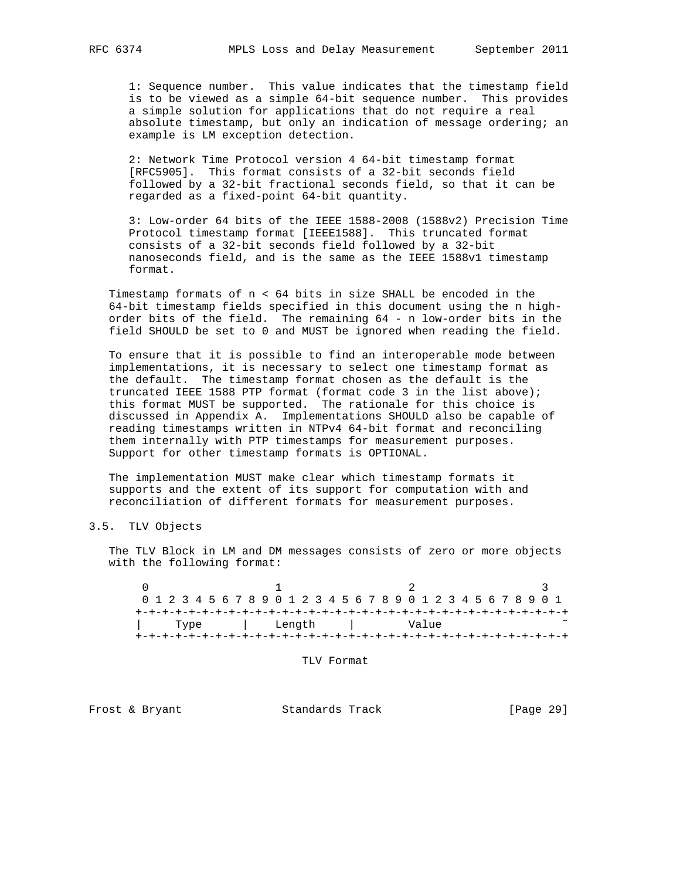1: Sequence number. This value indicates that the timestamp field is to be viewed as a simple 64-bit sequence number. This provides a simple solution for applications that do not require a real absolute timestamp, but only an indication of message ordering; an example is LM exception detection.

2: Network Time Protocol version 4 64-bit timestamp format [RFC5905]. This format consists of a 32-bit seconds field followed by a 32-bit fractional seconds field, so that it can be regarded as a fixed-point 64-bit quantity.

3: Low-order 64 bits of the IEEE 1588-2008 (1588v2) Precision Time Protocol timestamp format [IEEE1588]. This truncated format consists of a 32-bit seconds field followed by a 32-bit nanoseconds field, and is the same as the IEEE 1588v1 timestamp format.

Timestamp formats of n < 64 bits in size SHALL be encoded in the 64-bit timestamp fields specified in this document using the n high-order bits of the field. The remaining 64 - n low-order bits in the field SHOULD be set to 0 and MUST be ignored when reading the field.

To ensure that it is possible to find an interoperable mode between implementations, it is necessary to select one timestamp format as the default. The timestamp format chosen as the default is the truncated IEEE 1588 PTP format (format code 3 in the list above); this format MUST be supported. The rationale for this choice is discussed in Appendix A. Implementations SHOULD also be capable of reading timestamps written in NTPv4 64-bit format and reconciling them internally with PTP timestamps for measurement purposes. Support for other timestamp formats is OPTIONAL.

The implementation MUST make clear which timestamp formats it supports and the extent of its support for computation with and reconciliation of different formats for measurement purposes.

### 3.5. TLV Objects

The TLV Block in LM and DM messages consists of zero or more objects with the following format:

```
 0                   1                   2                   3
 0 1 2 3 4 5 6 7 8 9 0 1 2 3 4 5 6 7 8 9 0 1 2 3 4 5 6 7 8 9 0 1
+-+-+-+-+-+-+-+-+-+-+-+-+-+-+-+-+-+-+-+-+-+-+-+-+-+-+-+-+-+-+-+-+
|     Type      |    Length     |          Value                ~
+-+-+-+-+-+-+-+-+-+-+-+-+-+-+-+-+-+-+-+-+-+-+-+-+-+-+-+-+-+-+-+-+
```

TLV Format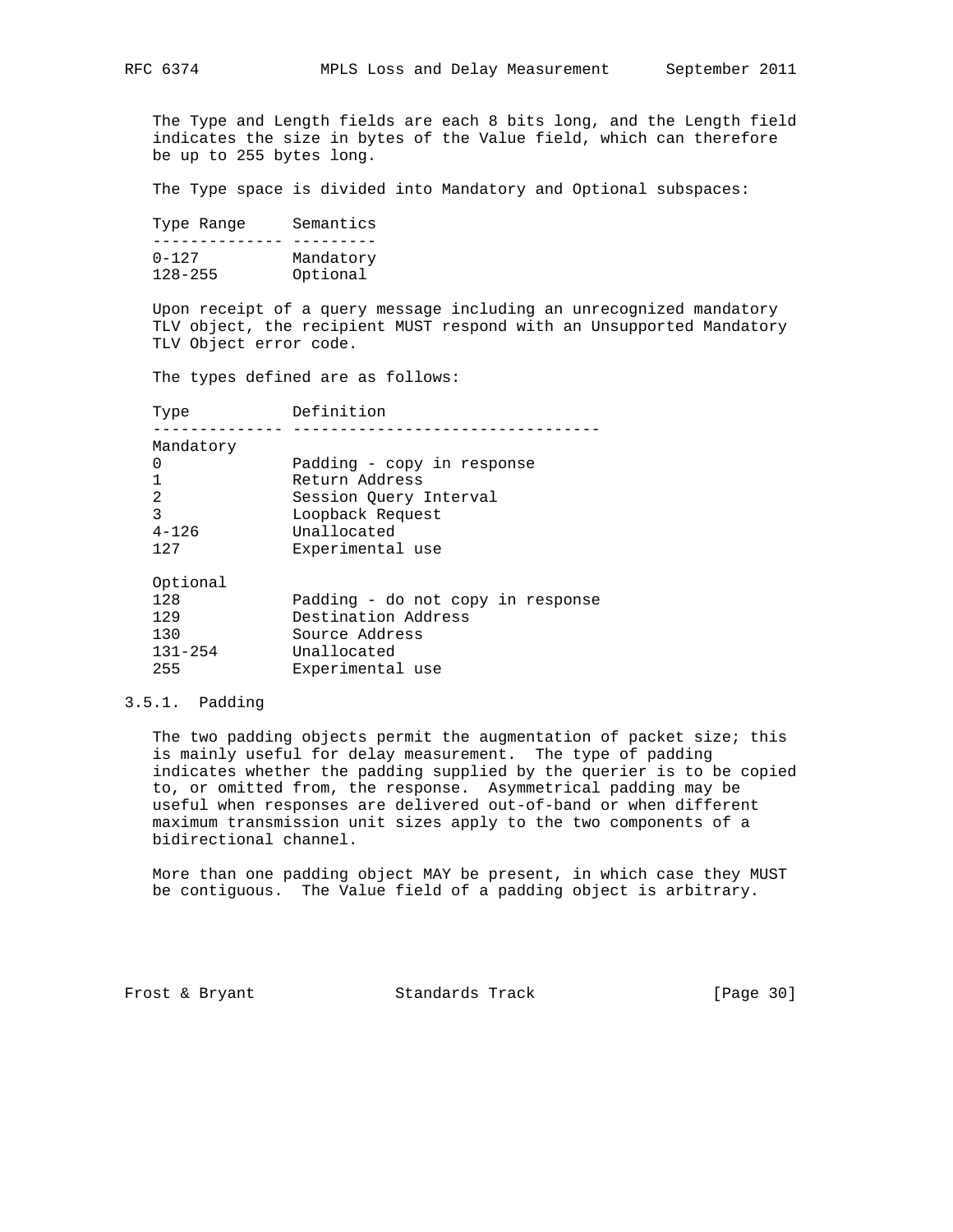The Type and Length fields are each 8 bits long, and the Length field indicates the size in bytes of the Value field, which can therefore be up to 255 bytes long.

The Type space is divided into Mandatory and Optional subspaces:

| Type Range | Semantics |
|---|---|
| 0-127 | Mandatory |
| 128-255 | Optional |

Upon receipt of a query message including an unrecognized mandatory TLV object, the recipient MUST respond with an Unsupported Mandatory TLV Object error code.

The types defined are as follows:

| Type | Definition |
|---|---|
| Mandatory | |
| 0 | Padding - copy in response |
| 1 | Return Address |
| 2 | Session Query Interval |
| 3 | Loopback Request |
| 4-126 | Unallocated |
| 127 | Experimental use |
| Optional | |
| 128 | Padding - do not copy in response |
| 129 | Destination Address |
| 130 | Source Address |
| 131-254 | Unallocated |
| 255 | Experimental use |

### 3.5.1. Padding

The two padding objects permit the augmentation of packet size; this is mainly useful for delay measurement. The type of padding indicates whether the padding supplied by the querier is to be copied to, or omitted from, the response. Asymmetrical padding may be useful when responses are delivered out-of-band or when different maximum transmission unit sizes apply to the two components of a bidirectional channel.

More than one padding object MAY be present, in which case they MUST be contiguous. The Value field of a padding object is arbitrary.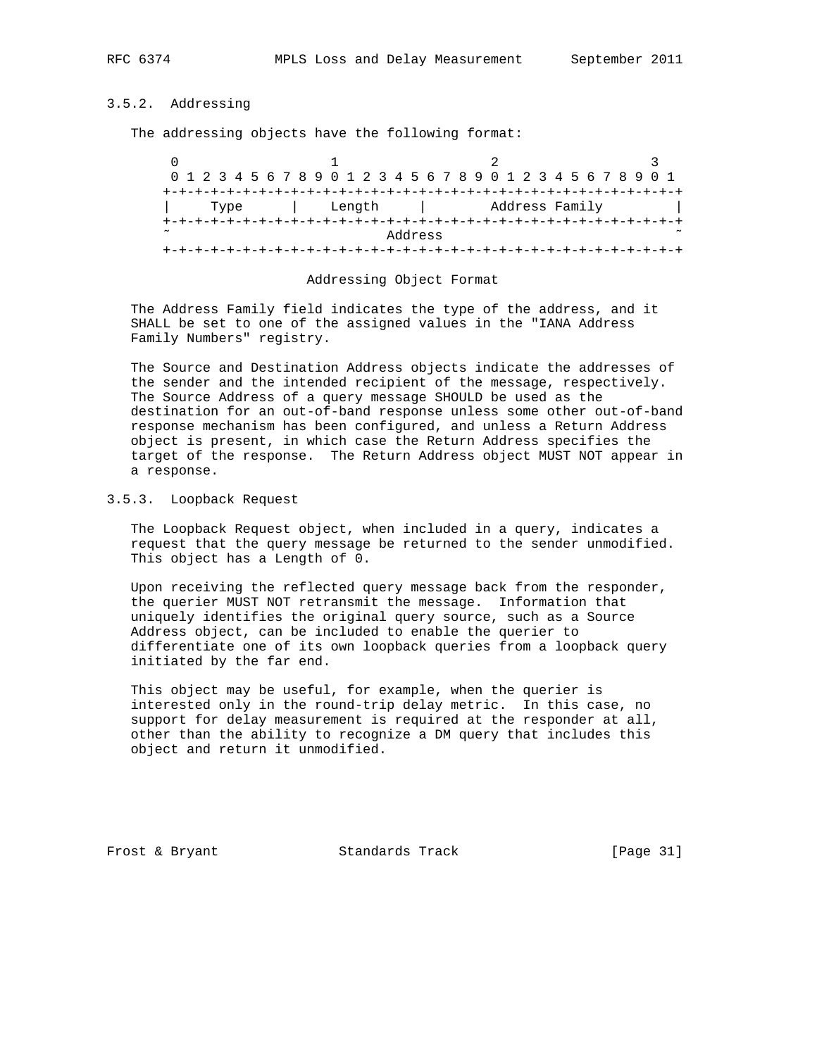### 3.5.2. Addressing

The addressing objects have the following format:

```
 0                   1                   2                   3
 0 1 2 3 4 5 6 7 8 9 0 1 2 3 4 5 6 7 8 9 0 1 2 3 4 5 6 7 8 9 0 1
+-+-+-+-+-+-+-+-+-+-+-+-+-+-+-+-+-+-+-+-+-+-+-+-+-+-+-+-+-+-+-+-+
|     Type      |    Length     |        Address Family         |
+-+-+-+-+-+-+-+-+-+-+-+-+-+-+-+-+-+-+-+-+-+-+-+-+-+-+-+-+-+-+-+-+
~                            Address                            ~
+-+-+-+-+-+-+-+-+-+-+-+-+-+-+-+-+-+-+-+-+-+-+-+-+-+-+-+-+-+-+-+-+
```

Addressing Object Format

The Address Family field indicates the type of the address, and it SHALL be set to one of the assigned values in the "IANA Address Family Numbers" registry.

The Source and Destination Address objects indicate the addresses of the sender and the intended recipient of the message, respectively. The Source Address of a query message SHOULD be used as the destination for an out-of-band response unless some other out-of-band response mechanism has been configured, and unless a Return Address object is present, in which case the Return Address specifies the target of the response. The Return Address object MUST NOT appear in a response.

### 3.5.3. Loopback Request

The Loopback Request object, when included in a query, indicates a request that the query message be returned to the sender unmodified. This object has a Length of 0.

Upon receiving the reflected query message back from the responder, the querier MUST NOT retransmit the message. Information that uniquely identifies the original query source, such as a Source Address object, can be included to enable the querier to differentiate one of its own loopback queries from a loopback query initiated by the far end.

This object may be useful, for example, when the querier is interested only in the round-trip delay metric. In this case, no support for delay measurement is required at the responder at all, other than the ability to recognize a DM query that includes this object and return it unmodified.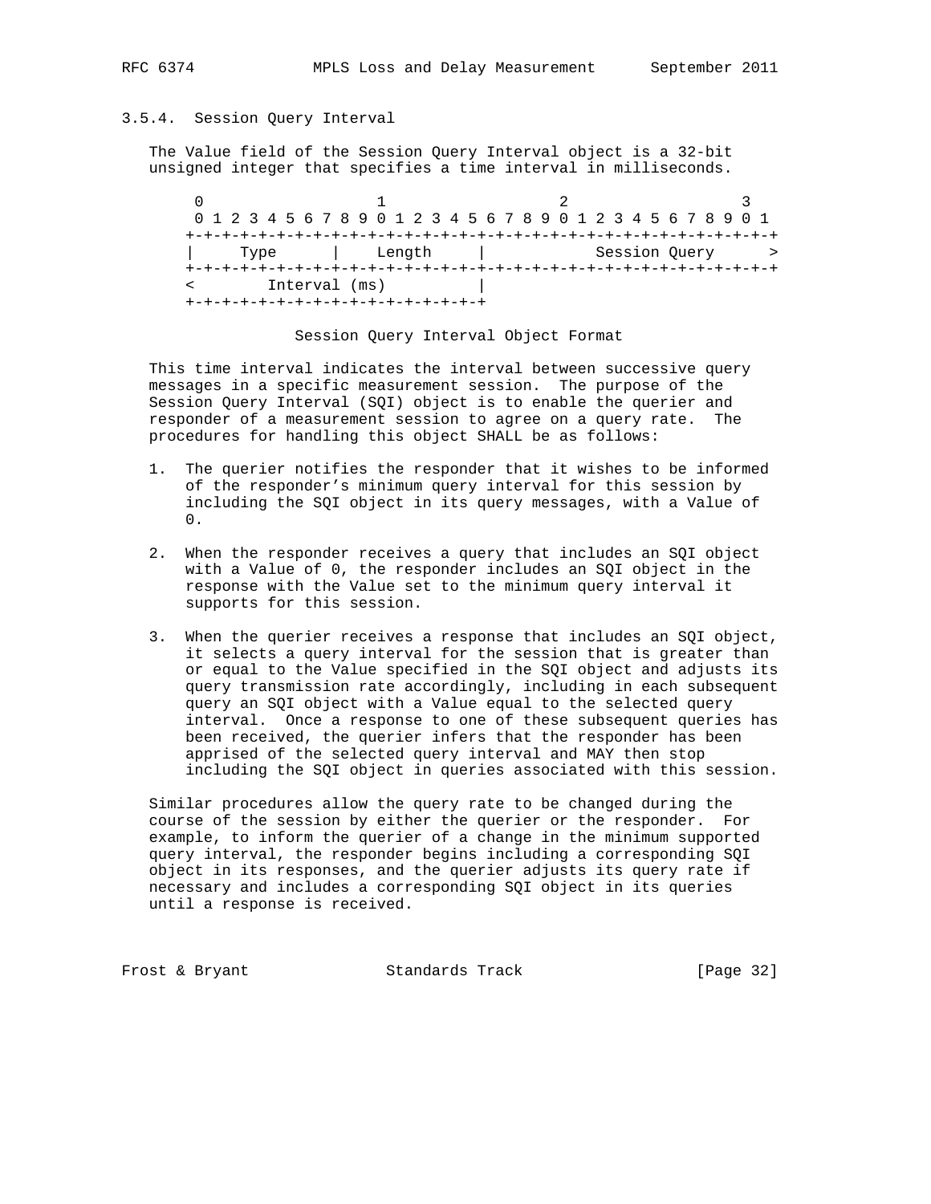### 3.5.4. Session Query Interval

The Value field of the Session Query Interval object is a 32-bit unsigned integer that specifies a time interval in milliseconds.

```
 0                   1                   2                   3
 0 1 2 3 4 5 6 7 8 9 0 1 2 3 4 5 6 7 8 9 0 1 2 3 4 5 6 7 8 9 0 1
+-+-+-+-+-+-+-+-+-+-+-+-+-+-+-+-+-+-+-+-+-+-+-+-+-+-+-+-+-+-+-+-+
|     Type      |    Length     |           Session Query       >
+-+-+-+-+-+-+-+-+-+-+-+-+-+-+-+-+-+-+-+-+-+-+-+-+-+-+-+-+-+-+-+-+
<        Interval (ms)          |
+-+-+-+-+-+-+-+-+-+-+-+-+-+-+-+-+
```

Session Query Interval Object Format

This time interval indicates the interval between successive query messages in a specific measurement session. The purpose of the Session Query Interval (SQI) object is to enable the querier and responder of a measurement session to agree on a query rate. The procedures for handling this object SHALL be as follows:

1. The querier notifies the responder that it wishes to be informed of the responder's minimum query interval for this session by including the SQI object in its query messages, with a Value of 0.

2. When the responder receives a query that includes an SQI object with a Value of 0, the responder includes an SQI object in the response with the Value set to the minimum query interval it supports for this session.

3. When the querier receives a response that includes an SQI object, it selects a query interval for the session that is greater than or equal to the Value specified in the SQI object and adjusts its query transmission rate accordingly, including in each subsequent query an SQI object with a Value equal to the selected query interval. Once a response to one of these subsequent queries has been received, the querier infers that the responder has been apprised of the selected query interval and MAY then stop including the SQI object in queries associated with this session.

Similar procedures allow the query rate to be changed during the course of the session by either the querier or the responder. For example, to inform the querier of a change in the minimum supported query interval, the responder begins including a corresponding SQI object in its responses, and the querier adjusts its query rate if necessary and includes a corresponding SQI object in its queries until a response is received.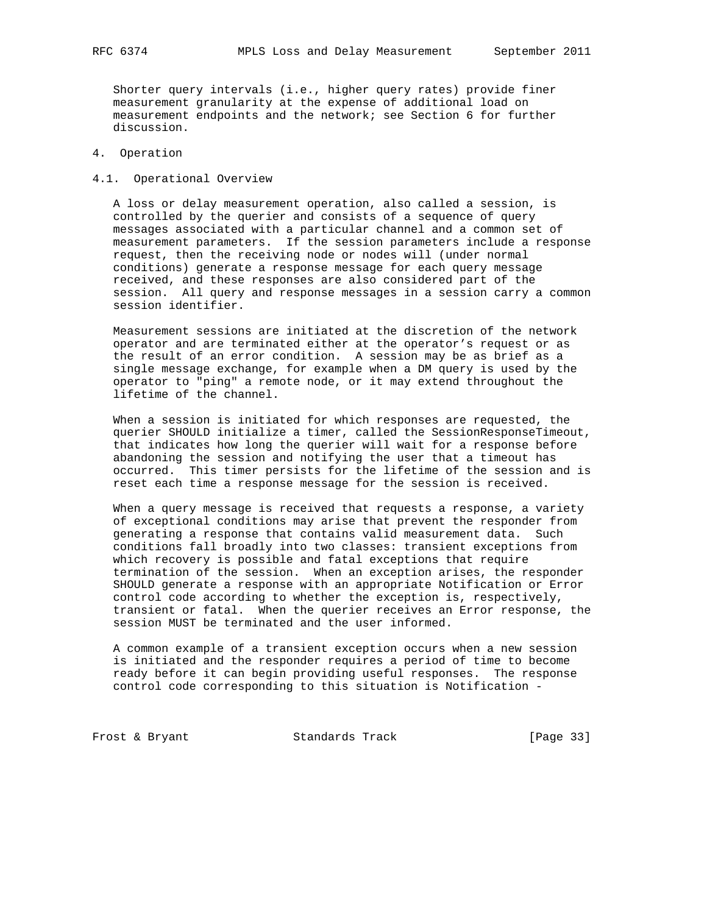Shorter query intervals (i.e., higher query rates) provide finer measurement granularity at the expense of additional load on measurement endpoints and the network; see Section 6 for further discussion.

# 4. Operation

## 4.1. Operational Overview

A loss or delay measurement operation, also called a session, is controlled by the querier and consists of a sequence of query messages associated with a particular channel and a common set of measurement parameters. If the session parameters include a response request, then the receiving node or nodes will (under normal conditions) generate a response message for each query message received, and these responses are also considered part of the session. All query and response messages in a session carry a common session identifier.

Measurement sessions are initiated at the discretion of the network operator and are terminated either at the operator's request or as the result of an error condition. A session may be as brief as a single message exchange, for example when a DM query is used by the operator to "ping" a remote node, or it may extend throughout the lifetime of the channel.

When a session is initiated for which responses are requested, the querier SHOULD initialize a timer, called the SessionResponseTimeout, that indicates how long the querier will wait for a response before abandoning the session and notifying the user that a timeout has occurred. This timer persists for the lifetime of the session and is reset each time a response message for the session is received.

When a query message is received that requests a response, a variety of exceptional conditions may arise that prevent the responder from generating a response that contains valid measurement data. Such conditions fall broadly into two classes: transient exceptions from which recovery is possible and fatal exceptions that require termination of the session. When an exception arises, the responder SHOULD generate a response with an appropriate Notification or Error control code according to whether the exception is, respectively, transient or fatal. When the querier receives an Error response, the session MUST be terminated and the user informed.

A common example of a transient exception occurs when a new session is initiated and the responder requires a period of time to become ready before it can begin providing useful responses. The response control code corresponding to this situation is Notification -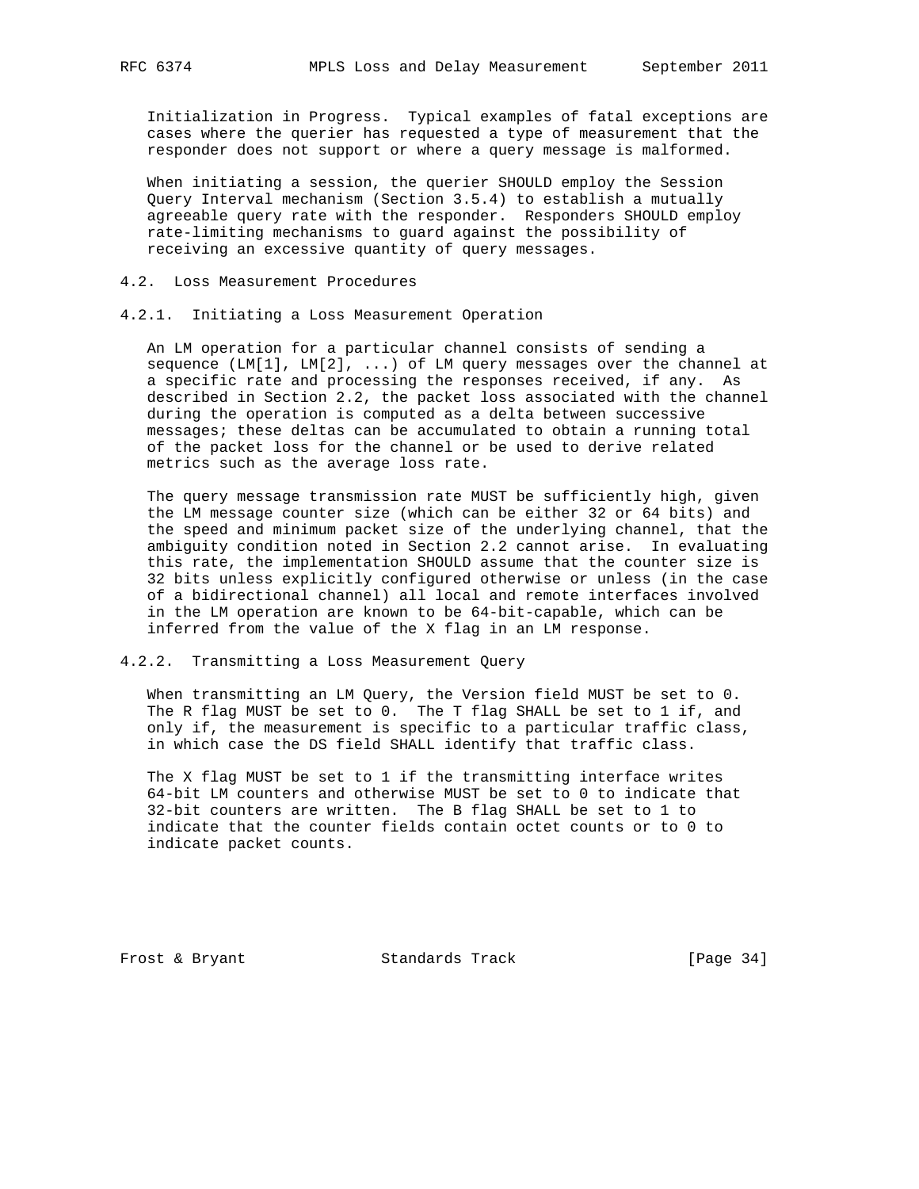Initialization in Progress. Typical examples of fatal exceptions are cases where the querier has requested a type of measurement that the responder does not support or where a query message is malformed.

When initiating a session, the querier SHOULD employ the Session Query Interval mechanism (Section 3.5.4) to establish a mutually agreeable query rate with the responder. Responders SHOULD employ rate-limiting mechanisms to guard against the possibility of receiving an excessive quantity of query messages.

### 4.2. Loss Measurement Procedures

#### 4.2.1. Initiating a Loss Measurement Operation

An LM operation for a particular channel consists of sending a sequence (LM[1], LM[2], ...) of LM query messages over the channel at a specific rate and processing the responses received, if any. As described in Section 2.2, the packet loss associated with the channel during the operation is computed as a delta between successive messages; these deltas can be accumulated to obtain a running total of the packet loss for the channel or be used to derive related metrics such as the average loss rate.

The query message transmission rate MUST be sufficiently high, given the LM message counter size (which can be either 32 or 64 bits) and the speed and minimum packet size of the underlying channel, that the ambiguity condition noted in Section 2.2 cannot arise. In evaluating this rate, the implementation SHOULD assume that the counter size is 32 bits unless explicitly configured otherwise or unless (in the case of a bidirectional channel) all local and remote interfaces involved in the LM operation are known to be 64-bit-capable, which can be inferred from the value of the X flag in an LM response.

#### 4.2.2. Transmitting a Loss Measurement Query

When transmitting an LM Query, the Version field MUST be set to 0. The R flag MUST be set to 0. The T flag SHALL be set to 1 if, and only if, the measurement is specific to a particular traffic class, in which case the DS field SHALL identify that traffic class.

The X flag MUST be set to 1 if the transmitting interface writes 64-bit LM counters and otherwise MUST be set to 0 to indicate that 32-bit counters are written. The B flag SHALL be set to 1 to indicate that the counter fields contain octet counts or to 0 to indicate packet counts.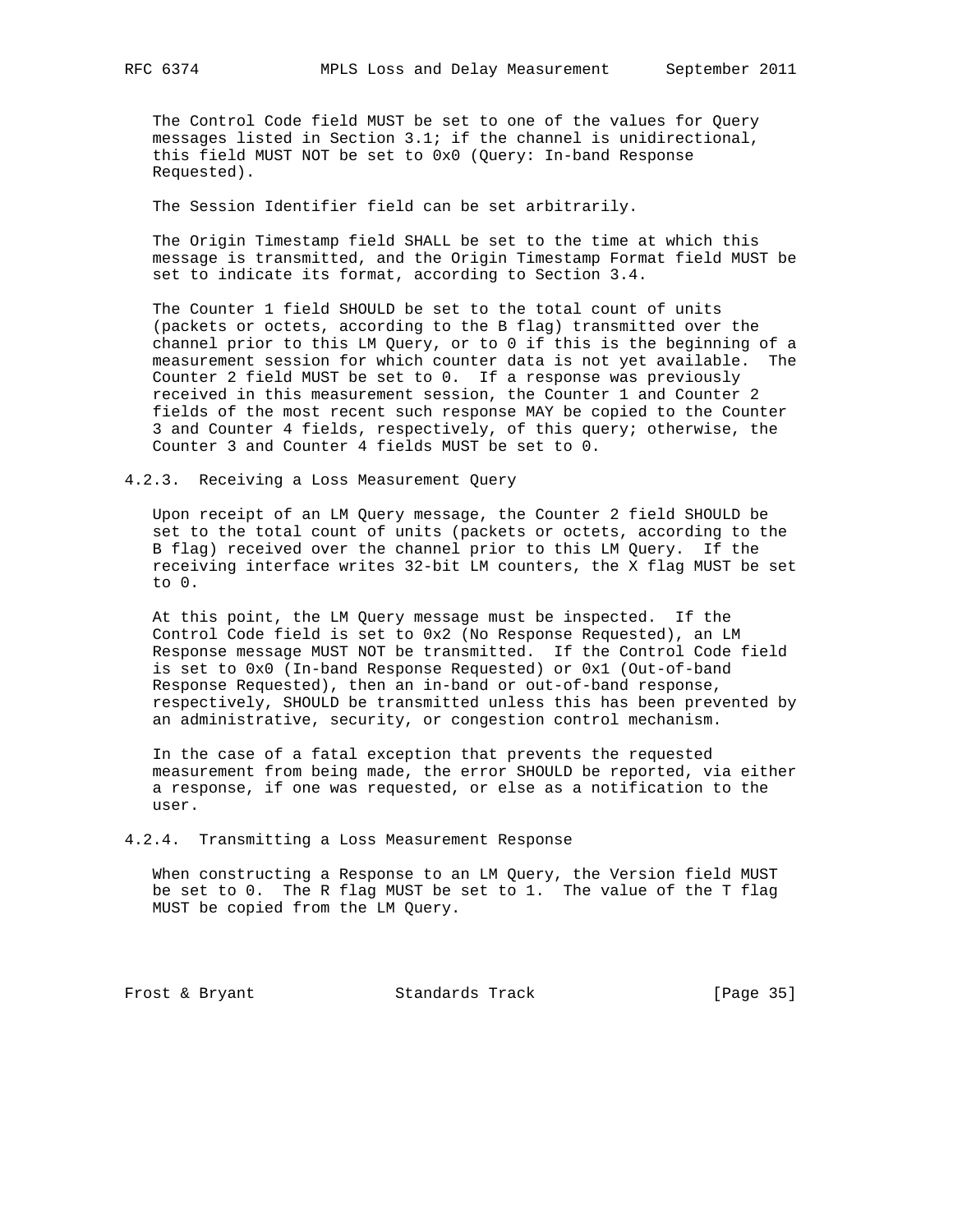The Control Code field MUST be set to one of the values for Query messages listed in Section 3.1; if the channel is unidirectional, this field MUST NOT be set to 0x0 (Query: In-band Response Requested).

The Session Identifier field can be set arbitrarily.

The Origin Timestamp field SHALL be set to the time at which this message is transmitted, and the Origin Timestamp Format field MUST be set to indicate its format, according to Section 3.4.

The Counter 1 field SHOULD be set to the total count of units (packets or octets, according to the B flag) transmitted over the channel prior to this LM Query, or to 0 if this is the beginning of a measurement session for which counter data is not yet available. The Counter 2 field MUST be set to 0. If a response was previously received in this measurement session, the Counter 1 and Counter 2 fields of the most recent such response MAY be copied to the Counter 3 and Counter 4 fields, respectively, of this query; otherwise, the Counter 3 and Counter 4 fields MUST be set to 0.

#### 4.2.3. Receiving a Loss Measurement Query

Upon receipt of an LM Query message, the Counter 2 field SHOULD be set to the total count of units (packets or octets, according to the B flag) received over the channel prior to this LM Query. If the receiving interface writes 32-bit LM counters, the X flag MUST be set to 0.

At this point, the LM Query message must be inspected. If the Control Code field is set to 0x2 (No Response Requested), an LM Response message MUST NOT be transmitted. If the Control Code field is set to 0x0 (In-band Response Requested) or 0x1 (Out-of-band Response Requested), then an in-band or out-of-band response, respectively, SHOULD be transmitted unless this has been prevented by an administrative, security, or congestion control mechanism.

In the case of a fatal exception that prevents the requested measurement from being made, the error SHOULD be reported, via either a response, if one was requested, or else as a notification to the user.

#### 4.2.4. Transmitting a Loss Measurement Response

When constructing a Response to an LM Query, the Version field MUST be set to 0. The R flag MUST be set to 1. The value of the T flag MUST be copied from the LM Query.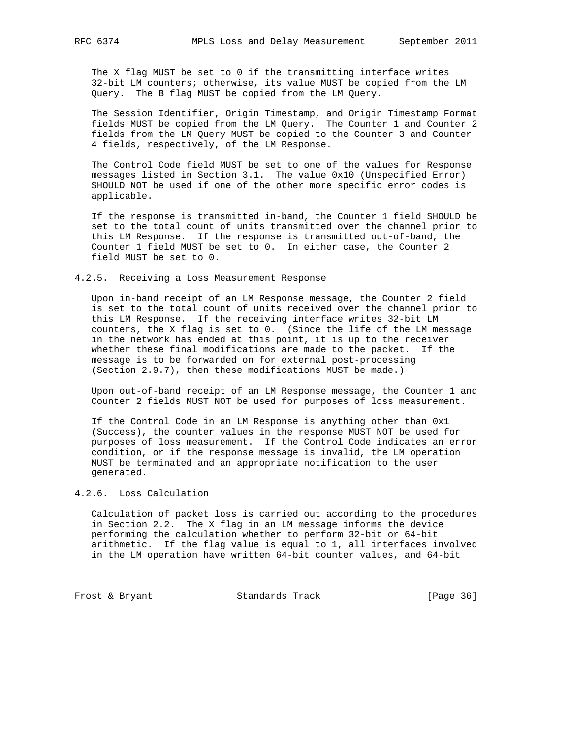The X flag MUST be set to 0 if the transmitting interface writes 32-bit LM counters; otherwise, its value MUST be copied from the LM Query. The B flag MUST be copied from the LM Query.

The Session Identifier, Origin Timestamp, and Origin Timestamp Format fields MUST be copied from the LM Query. The Counter 1 and Counter 2 fields from the LM Query MUST be copied to the Counter 3 and Counter 4 fields, respectively, of the LM Response.

The Control Code field MUST be set to one of the values for Response messages listed in Section 3.1. The value 0x10 (Unspecified Error) SHOULD NOT be used if one of the other more specific error codes is applicable.

If the response is transmitted in-band, the Counter 1 field SHOULD be set to the total count of units transmitted over the channel prior to this LM Response. If the response is transmitted out-of-band, the Counter 1 field MUST be set to 0. In either case, the Counter 2 field MUST be set to 0.

### 4.2.5. Receiving a Loss Measurement Response

Upon in-band receipt of an LM Response message, the Counter 2 field is set to the total count of units received over the channel prior to this LM Response. If the receiving interface writes 32-bit LM counters, the X flag is set to 0. (Since the life of the LM message in the network has ended at this point, it is up to the receiver whether these final modifications are made to the packet. If the message is to be forwarded on for external post-processing (Section 2.9.7), then these modifications MUST be made.)

Upon out-of-band receipt of an LM Response message, the Counter 1 and Counter 2 fields MUST NOT be used for purposes of loss measurement.

If the Control Code in an LM Response is anything other than 0x1 (Success), the counter values in the response MUST NOT be used for purposes of loss measurement. If the Control Code indicates an error condition, or if the response message is invalid, the LM operation MUST be terminated and an appropriate notification to the user generated.

### 4.2.6. Loss Calculation

Calculation of packet loss is carried out according to the procedures in Section 2.2. The X flag in an LM message informs the device performing the calculation whether to perform 32-bit or 64-bit arithmetic. If the flag value is equal to 1, all interfaces involved in the LM operation have written 64-bit counter values, and 64-bit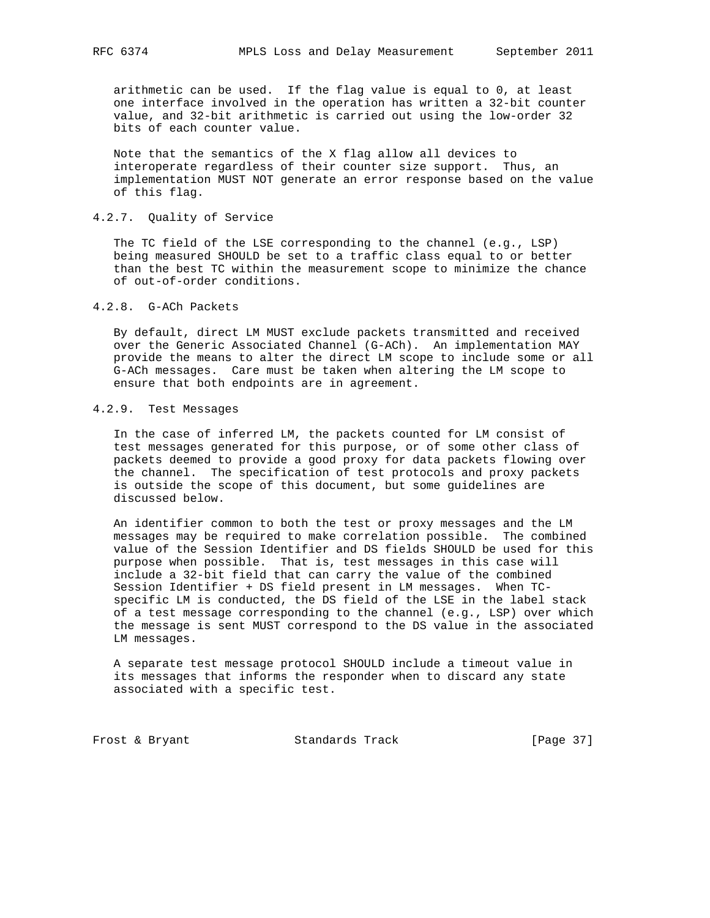arithmetic can be used. If the flag value is equal to 0, at least one interface involved in the operation has written a 32-bit counter value, and 32-bit arithmetic is carried out using the low-order 32 bits of each counter value.

Note that the semantics of the X flag allow all devices to interoperate regardless of their counter size support. Thus, an implementation MUST NOT generate an error response based on the value of this flag.

#### 4.2.7. Quality of Service

The TC field of the LSE corresponding to the channel (e.g., LSP) being measured SHOULD be set to a traffic class equal to or better than the best TC within the measurement scope to minimize the chance of out-of-order conditions.

#### 4.2.8. G-ACh Packets

By default, direct LM MUST exclude packets transmitted and received over the Generic Associated Channel (G-ACh). An implementation MAY provide the means to alter the direct LM scope to include some or all G-ACh messages. Care must be taken when altering the LM scope to ensure that both endpoints are in agreement.

#### 4.2.9. Test Messages

In the case of inferred LM, the packets counted for LM consist of test messages generated for this purpose, or of some other class of packets deemed to provide a good proxy for data packets flowing over the channel. The specification of test protocols and proxy packets is outside the scope of this document, but some guidelines are discussed below.

An identifier common to both the test or proxy messages and the LM messages may be required to make correlation possible. The combined value of the Session Identifier and DS fields SHOULD be used for this purpose when possible. That is, test messages in this case will include a 32-bit field that can carry the value of the combined Session Identifier + DS field present in LM messages. When TC-specific LM is conducted, the DS field of the LSE in the label stack of a test message corresponding to the channel (e.g., LSP) over which the message is sent MUST correspond to the DS value in the associated LM messages.

A separate test message protocol SHOULD include a timeout value in its messages that informs the responder when to discard any state associated with a specific test.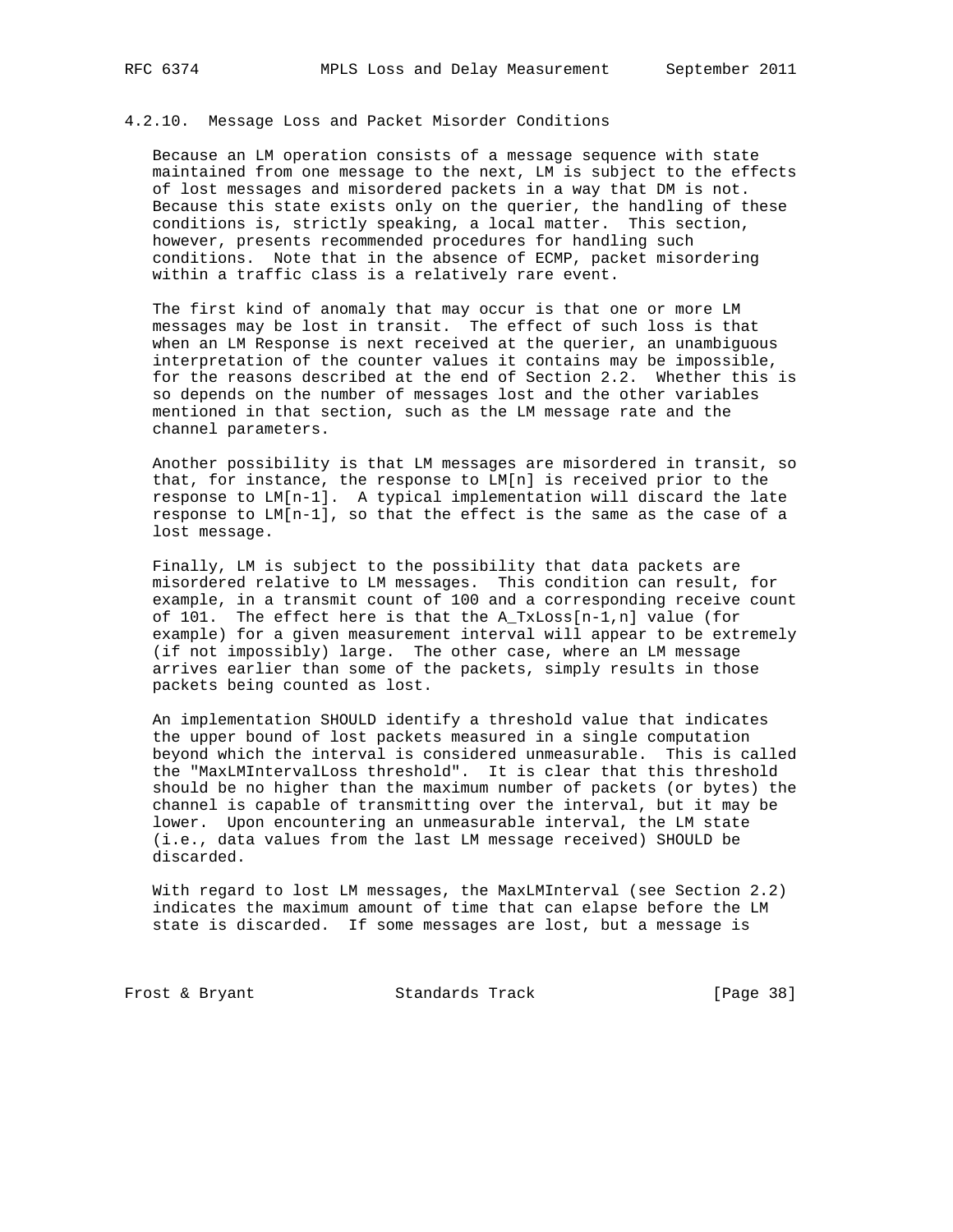### 4.2.10. Message Loss and Packet Misorder Conditions

Because an LM operation consists of a message sequence with state maintained from one message to the next, LM is subject to the effects of lost messages and misordered packets in a way that DM is not. Because this state exists only on the querier, the handling of these conditions is, strictly speaking, a local matter. This section, however, presents recommended procedures for handling such conditions. Note that in the absence of ECMP, packet misordering within a traffic class is a relatively rare event.

The first kind of anomaly that may occur is that one or more LM messages may be lost in transit. The effect of such loss is that when an LM Response is next received at the querier, an unambiguous interpretation of the counter values it contains may be impossible, for the reasons described at the end of Section 2.2. Whether this is so depends on the number of messages lost and the other variables mentioned in that section, such as the LM message rate and the channel parameters.

Another possibility is that LM messages are misordered in transit, so that, for instance, the response to LM[n] is received prior to the response to LM[n-1]. A typical implementation will discard the late response to LM[n-1], so that the effect is the same as the case of a lost message.

Finally, LM is subject to the possibility that data packets are misordered relative to LM messages. This condition can result, for example, in a transmit count of 100 and a corresponding receive count of 101. The effect here is that the A_TxLoss[n-1,n] value (for example) for a given measurement interval will appear to be extremely (if not impossibly) large. The other case, where an LM message arrives earlier than some of the packets, simply results in those packets being counted as lost.

An implementation SHOULD identify a threshold value that indicates the upper bound of lost packets measured in a single computation beyond which the interval is considered unmeasurable. This is called the "MaxLMIntervalLoss threshold". It is clear that this threshold should be no higher than the maximum number of packets (or bytes) the channel is capable of transmitting over the interval, but it may be lower. Upon encountering an unmeasurable interval, the LM state (i.e., data values from the last LM message received) SHOULD be discarded.

With regard to lost LM messages, the MaxLMInterval (see Section 2.2) indicates the maximum amount of time that can elapse before the LM state is discarded. If some messages are lost, but a message is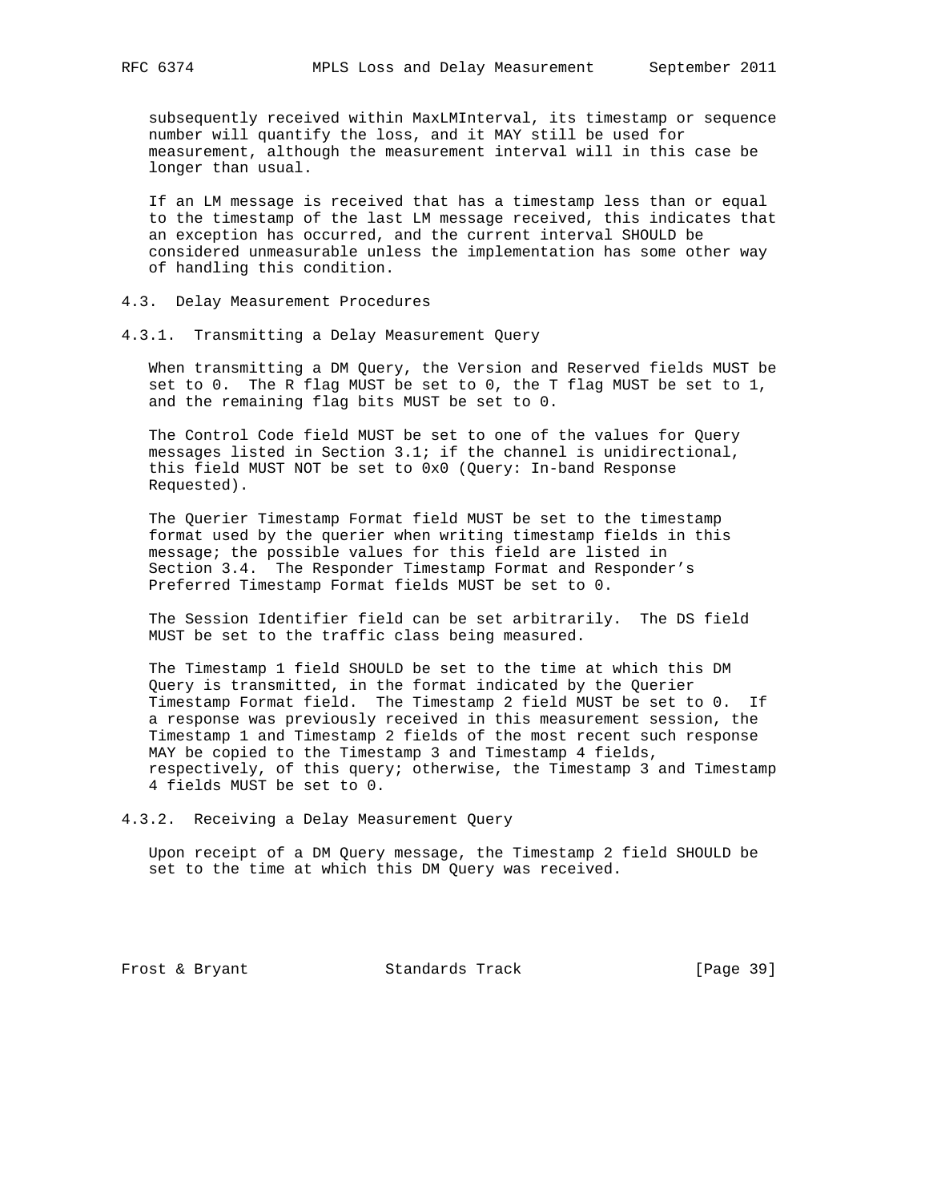subsequently received within MaxLMInterval, its timestamp or sequence number will quantify the loss, and it MAY still be used for measurement, although the measurement interval will in this case be longer than usual.

If an LM message is received that has a timestamp less than or equal to the timestamp of the last LM message received, this indicates that an exception has occurred, and the current interval SHOULD be considered unmeasurable unless the implementation has some other way of handling this condition.

### 4.3. Delay Measurement Procedures

#### 4.3.1. Transmitting a Delay Measurement Query

When transmitting a DM Query, the Version and Reserved fields MUST be set to 0. The R flag MUST be set to 0, the T flag MUST be set to 1, and the remaining flag bits MUST be set to 0.

The Control Code field MUST be set to one of the values for Query messages listed in Section 3.1; if the channel is unidirectional, this field MUST NOT be set to 0x0 (Query: In-band Response Requested).

The Querier Timestamp Format field MUST be set to the timestamp format used by the querier when writing timestamp fields in this message; the possible values for this field are listed in Section 3.4. The Responder Timestamp Format and Responder's Preferred Timestamp Format fields MUST be set to 0.

The Session Identifier field can be set arbitrarily. The DS field MUST be set to the traffic class being measured.

The Timestamp 1 field SHOULD be set to the time at which this DM Query is transmitted, in the format indicated by the Querier Timestamp Format field. The Timestamp 2 field MUST be set to 0. If a response was previously received in this measurement session, the Timestamp 1 and Timestamp 2 fields of the most recent such response MAY be copied to the Timestamp 3 and Timestamp 4 fields, respectively, of this query; otherwise, the Timestamp 3 and Timestamp 4 fields MUST be set to 0.

#### 4.3.2. Receiving a Delay Measurement Query

Upon receipt of a DM Query message, the Timestamp 2 field SHOULD be set to the time at which this DM Query was received.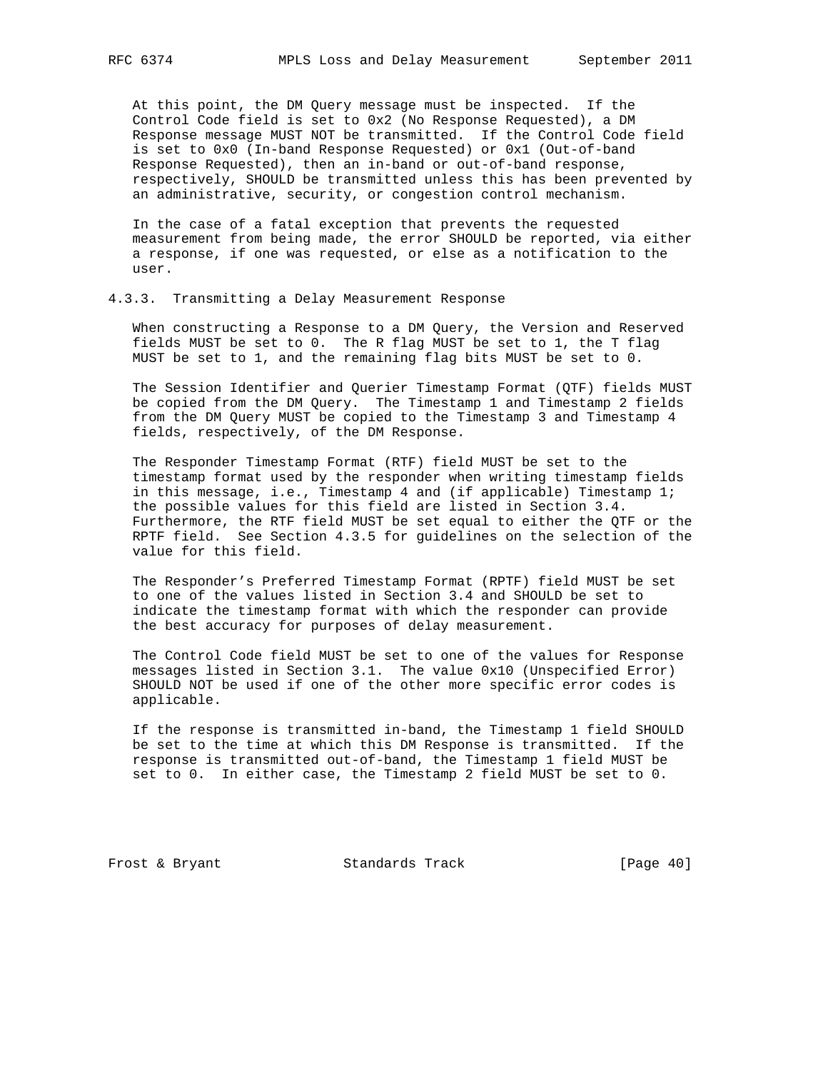At this point, the DM Query message must be inspected. If the Control Code field is set to 0x2 (No Response Requested), a DM Response message MUST NOT be transmitted. If the Control Code field is set to 0x0 (In-band Response Requested) or 0x1 (Out-of-band Response Requested), then an in-band or out-of-band response, respectively, SHOULD be transmitted unless this has been prevented by an administrative, security, or congestion control mechanism.

In the case of a fatal exception that prevents the requested measurement from being made, the error SHOULD be reported, via either a response, if one was requested, or else as a notification to the user.

### 4.3.3. Transmitting a Delay Measurement Response

When constructing a Response to a DM Query, the Version and Reserved fields MUST be set to 0. The R flag MUST be set to 1, the T flag MUST be set to 1, and the remaining flag bits MUST be set to 0.

The Session Identifier and Querier Timestamp Format (QTF) fields MUST be copied from the DM Query. The Timestamp 1 and Timestamp 2 fields from the DM Query MUST be copied to the Timestamp 3 and Timestamp 4 fields, respectively, of the DM Response.

The Responder Timestamp Format (RTF) field MUST be set to the timestamp format used by the responder when writing timestamp fields in this message, i.e., Timestamp 4 and (if applicable) Timestamp 1; the possible values for this field are listed in Section 3.4. Furthermore, the RTF field MUST be set equal to either the QTF or the RPTF field. See Section 4.3.5 for guidelines on the selection of the value for this field.

The Responder's Preferred Timestamp Format (RPTF) field MUST be set to one of the values listed in Section 3.4 and SHOULD be set to indicate the timestamp format with which the responder can provide the best accuracy for purposes of delay measurement.

The Control Code field MUST be set to one of the values for Response messages listed in Section 3.1. The value 0x10 (Unspecified Error) SHOULD NOT be used if one of the other more specific error codes is applicable.

If the response is transmitted in-band, the Timestamp 1 field SHOULD be set to the time at which this DM Response is transmitted. If the response is transmitted out-of-band, the Timestamp 1 field MUST be set to 0. In either case, the Timestamp 2 field MUST be set to 0.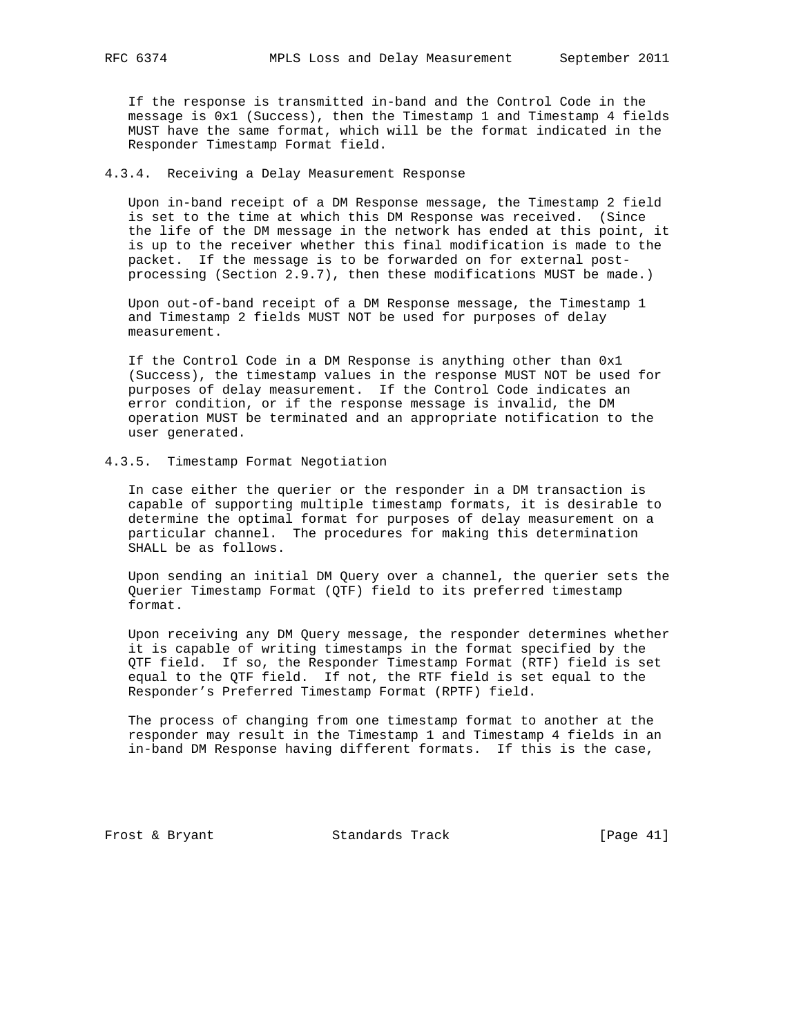If the response is transmitted in-band and the Control Code in the message is 0x1 (Success), then the Timestamp 1 and Timestamp 4 fields MUST have the same format, which will be the format indicated in the Responder Timestamp Format field.

### 4.3.4. Receiving a Delay Measurement Response

Upon in-band receipt of a DM Response message, the Timestamp 2 field is set to the time at which this DM Response was received. (Since the life of the DM message in the network has ended at this point, it is up to the receiver whether this final modification is made to the packet. If the message is to be forwarded on for external post-processing (Section 2.9.7), then these modifications MUST be made.)

Upon out-of-band receipt of a DM Response message, the Timestamp 1 and Timestamp 2 fields MUST NOT be used for purposes of delay measurement.

If the Control Code in a DM Response is anything other than 0x1 (Success), the timestamp values in the response MUST NOT be used for purposes of delay measurement. If the Control Code indicates an error condition, or if the response message is invalid, the DM operation MUST be terminated and an appropriate notification to the user generated.

### 4.3.5. Timestamp Format Negotiation

In case either the querier or the responder in a DM transaction is capable of supporting multiple timestamp formats, it is desirable to determine the optimal format for purposes of delay measurement on a particular channel. The procedures for making this determination SHALL be as follows.

Upon sending an initial DM Query over a channel, the querier sets the Querier Timestamp Format (QTF) field to its preferred timestamp format.

Upon receiving any DM Query message, the responder determines whether it is capable of writing timestamps in the format specified by the QTF field. If so, the Responder Timestamp Format (RTF) field is set equal to the QTF field. If not, the RTF field is set equal to the Responder's Preferred Timestamp Format (RPTF) field.

The process of changing from one timestamp format to another at the responder may result in the Timestamp 1 and Timestamp 4 fields in an in-band DM Response having different formats. If this is the case,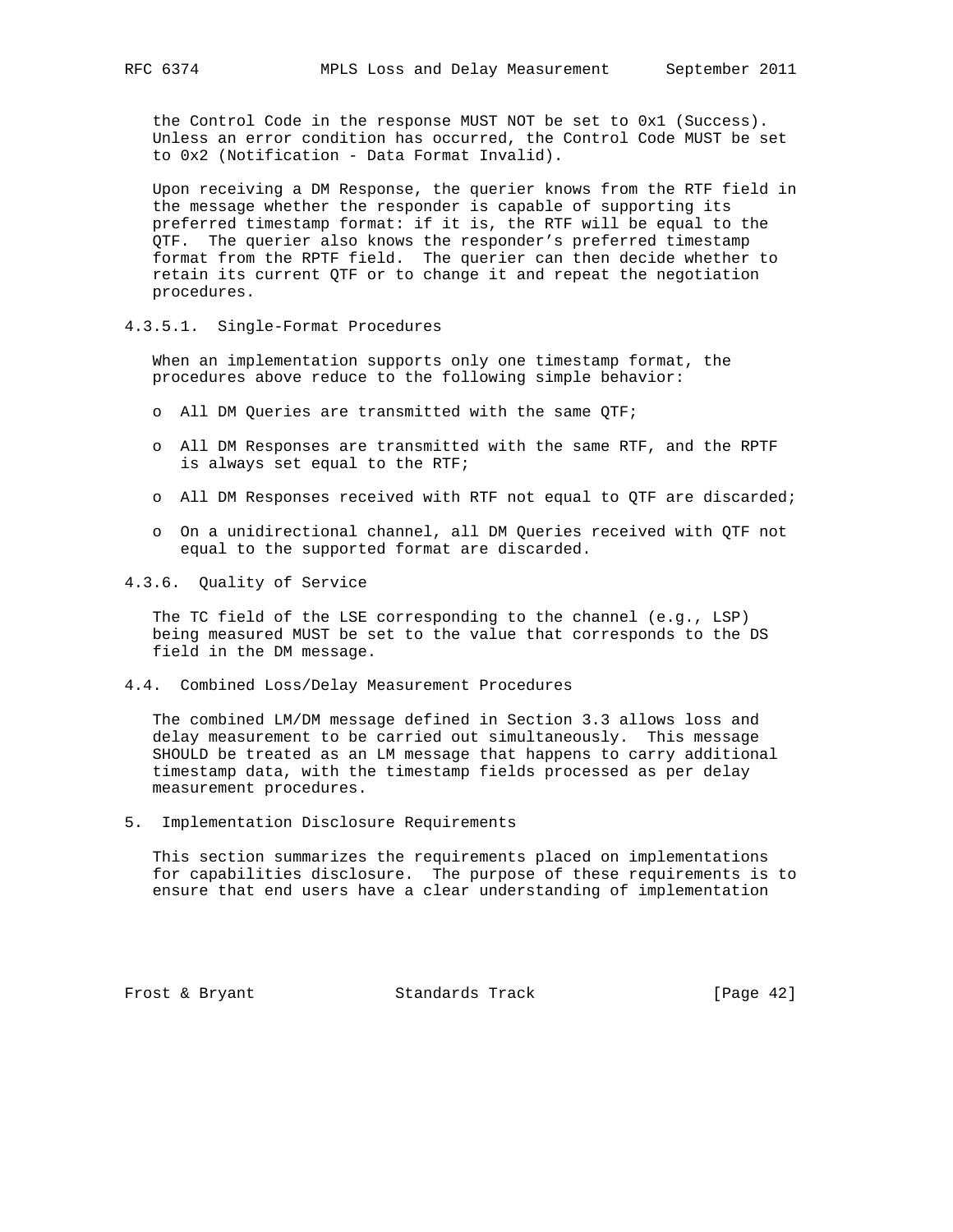the Control Code in the response MUST NOT be set to 0x1 (Success). Unless an error condition has occurred, the Control Code MUST be set to 0x2 (Notification - Data Format Invalid).

Upon receiving a DM Response, the querier knows from the RTF field in the message whether the responder is capable of supporting its preferred timestamp format: if it is, the RTF will be equal to the QTF. The querier also knows the responder's preferred timestamp format from the RPTF field. The querier can then decide whether to retain its current QTF or to change it and repeat the negotiation procedures.

#### 4.3.5.1. Single-Format Procedures

When an implementation supports only one timestamp format, the procedures above reduce to the following simple behavior:

- All DM Queries are transmitted with the same QTF;
- All DM Responses are transmitted with the same RTF, and the RPTF is always set equal to the RTF;
- All DM Responses received with RTF not equal to QTF are discarded;
- On a unidirectional channel, all DM Queries received with QTF not equal to the supported format are discarded.

### 4.3.6. Quality of Service

The TC field of the LSE corresponding to the channel (e.g., LSP) being measured MUST be set to the value that corresponds to the DS field in the DM message.

## 4.4. Combined Loss/Delay Measurement Procedures

The combined LM/DM message defined in Section 3.3 allows loss and delay measurement to be carried out simultaneously. This message SHOULD be treated as an LM message that happens to carry additional timestamp data, with the timestamp fields processed as per delay measurement procedures.

# 5. Implementation Disclosure Requirements

This section summarizes the requirements placed on implementations for capabilities disclosure. The purpose of these requirements is to ensure that end users have a clear understanding of implementation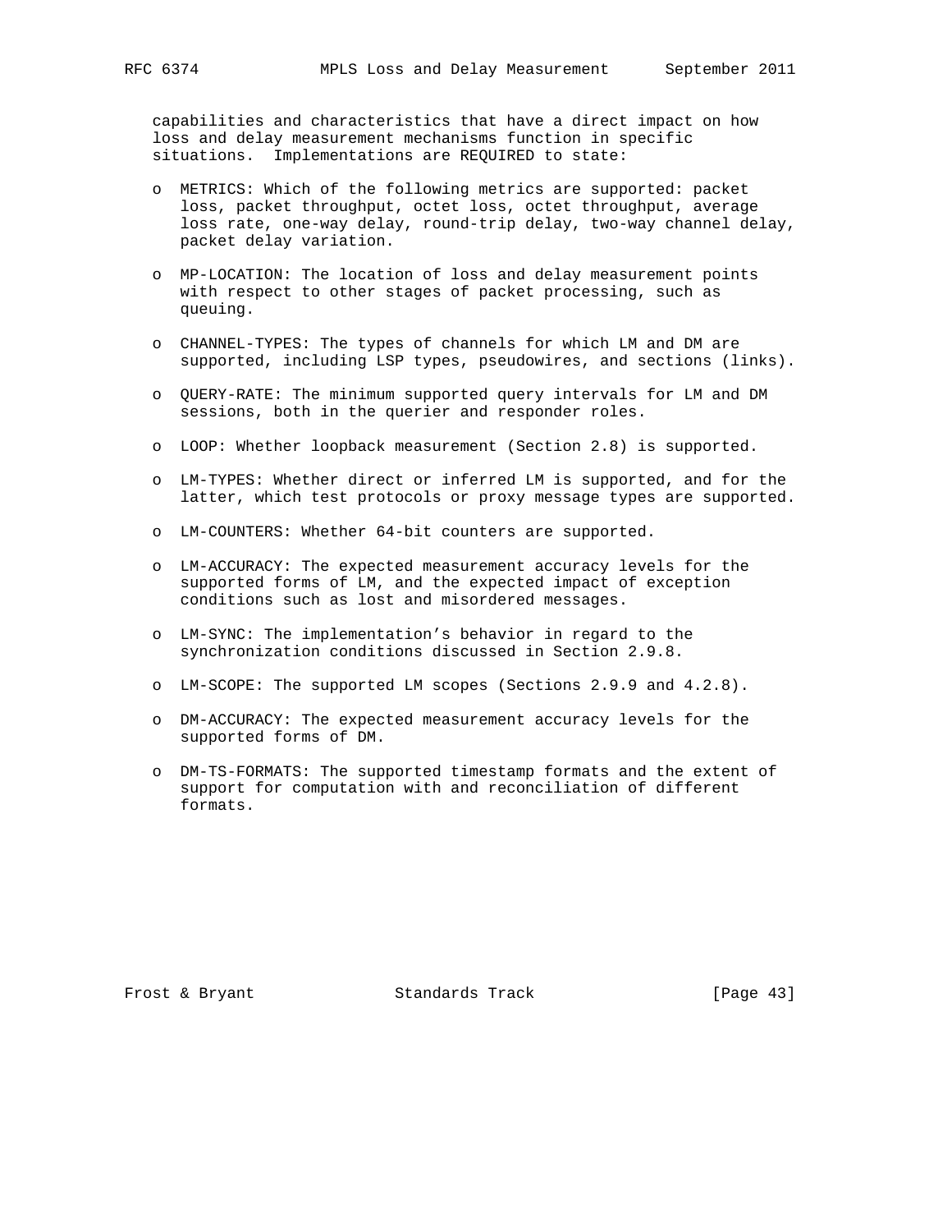capabilities and characteristics that have a direct impact on how loss and delay measurement mechanisms function in specific situations. Implementations are REQUIRED to state:

- METRICS: Which of the following metrics are supported: packet loss, packet throughput, octet loss, octet throughput, average loss rate, one-way delay, round-trip delay, two-way channel delay, packet delay variation.

- MP-LOCATION: The location of loss and delay measurement points with respect to other stages of packet processing, such as queuing.

- CHANNEL-TYPES: The types of channels for which LM and DM are supported, including LSP types, pseudowires, and sections (links).

- QUERY-RATE: The minimum supported query intervals for LM and DM sessions, both in the querier and responder roles.

- LOOP: Whether loopback measurement (Section 2.8) is supported.

- LM-TYPES: Whether direct or inferred LM is supported, and for the latter, which test protocols or proxy message types are supported.

- LM-COUNTERS: Whether 64-bit counters are supported.

- LM-ACCURACY: The expected measurement accuracy levels for the supported forms of LM, and the expected impact of exception conditions such as lost and misordered messages.

- LM-SYNC: The implementation's behavior in regard to the synchronization conditions discussed in Section 2.9.8.

- LM-SCOPE: The supported LM scopes (Sections 2.9.9 and 4.2.8).

- DM-ACCURACY: The expected measurement accuracy levels for the supported forms of DM.

- DM-TS-FORMATS: The supported timestamp formats and the extent of support for computation with and reconciliation of different formats.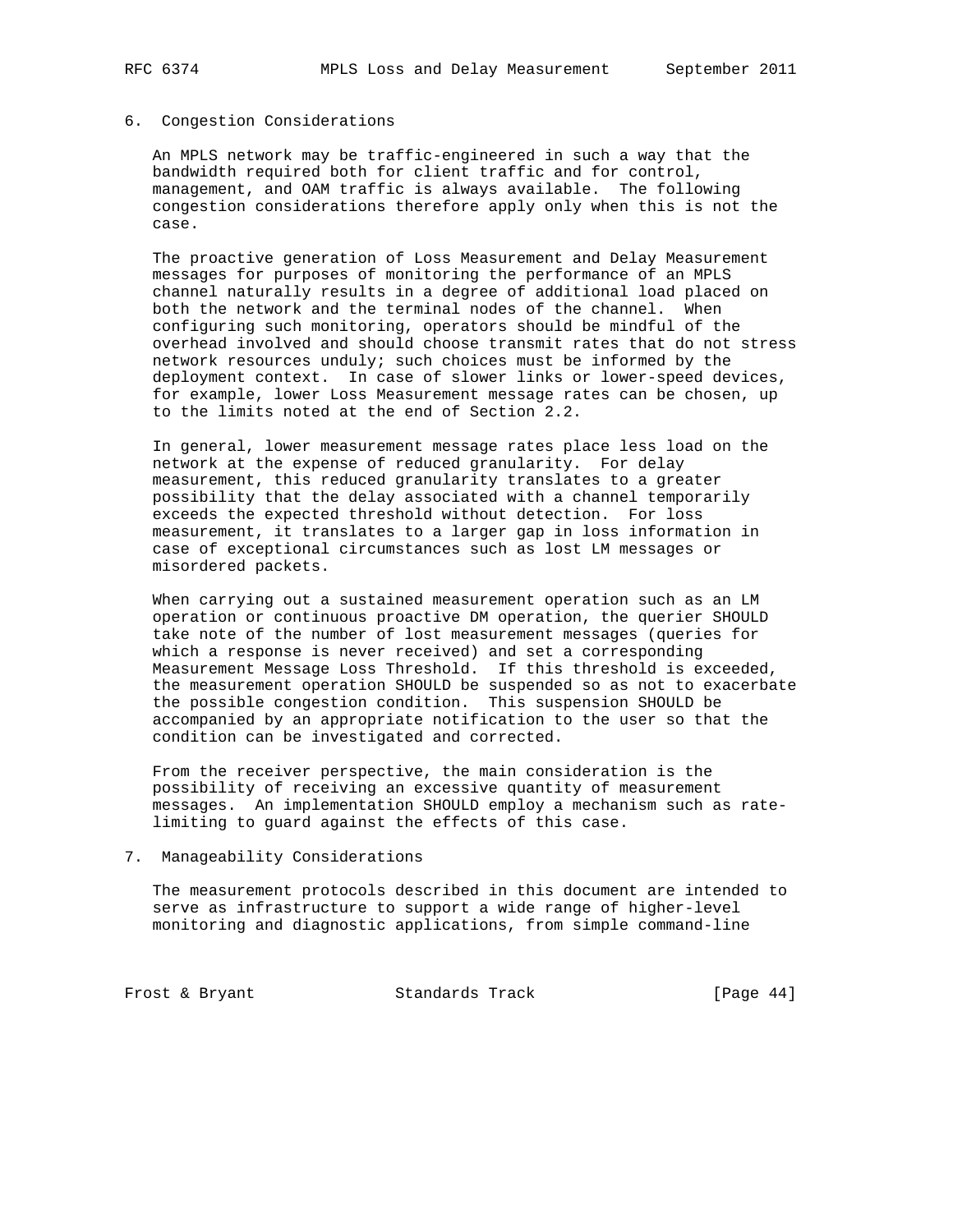## 6. Congestion Considerations

An MPLS network may be traffic-engineered in such a way that the bandwidth required both for client traffic and for control, management, and OAM traffic is always available. The following congestion considerations therefore apply only when this is not the case.

The proactive generation of Loss Measurement and Delay Measurement messages for purposes of monitoring the performance of an MPLS channel naturally results in a degree of additional load placed on both the network and the terminal nodes of the channel. When configuring such monitoring, operators should be mindful of the overhead involved and should choose transmit rates that do not stress network resources unduly; such choices must be informed by the deployment context. In case of slower links or lower-speed devices, for example, lower Loss Measurement message rates can be chosen, up to the limits noted at the end of Section 2.2.

In general, lower measurement message rates place less load on the network at the expense of reduced granularity. For delay measurement, this reduced granularity translates to a greater possibility that the delay associated with a channel temporarily exceeds the expected threshold without detection. For loss measurement, it translates to a larger gap in loss information in case of exceptional circumstances such as lost LM messages or misordered packets.

When carrying out a sustained measurement operation such as an LM operation or continuous proactive DM operation, the querier SHOULD take note of the number of lost measurement messages (queries for which a response is never received) and set a corresponding Measurement Message Loss Threshold. If this threshold is exceeded, the measurement operation SHOULD be suspended so as not to exacerbate the possible congestion condition. This suspension SHOULD be accompanied by an appropriate notification to the user so that the condition can be investigated and corrected.

From the receiver perspective, the main consideration is the possibility of receiving an excessive quantity of measurement messages. An implementation SHOULD employ a mechanism such as rate-limiting to guard against the effects of this case.

## 7. Manageability Considerations

The measurement protocols described in this document are intended to serve as infrastructure to support a wide range of higher-level monitoring and diagnostic applications, from simple command-line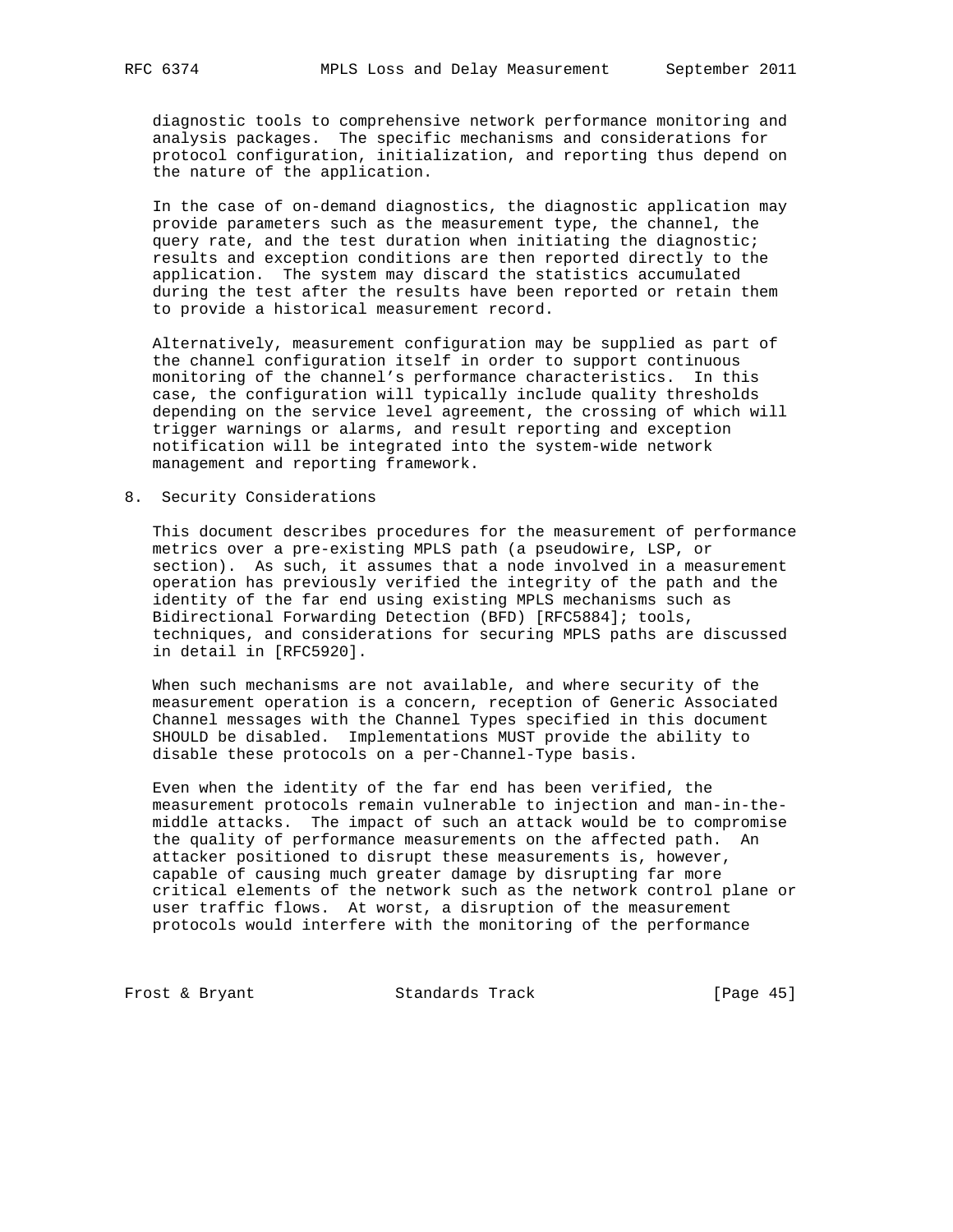diagnostic tools to comprehensive network performance monitoring and analysis packages. The specific mechanisms and considerations for protocol configuration, initialization, and reporting thus depend on the nature of the application.

In the case of on-demand diagnostics, the diagnostic application may provide parameters such as the measurement type, the channel, the query rate, and the test duration when initiating the diagnostic; results and exception conditions are then reported directly to the application. The system may discard the statistics accumulated during the test after the results have been reported or retain them to provide a historical measurement record.

Alternatively, measurement configuration may be supplied as part of the channel configuration itself in order to support continuous monitoring of the channel's performance characteristics. In this case, the configuration will typically include quality thresholds depending on the service level agreement, the crossing of which will trigger warnings or alarms, and result reporting and exception notification will be integrated into the system-wide network management and reporting framework.

## 8. Security Considerations

This document describes procedures for the measurement of performance metrics over a pre-existing MPLS path (a pseudowire, LSP, or section). As such, it assumes that a node involved in a measurement operation has previously verified the integrity of the path and the identity of the far end using existing MPLS mechanisms such as Bidirectional Forwarding Detection (BFD) [RFC5884]; tools, techniques, and considerations for securing MPLS paths are discussed in detail in [RFC5920].

When such mechanisms are not available, and where security of the measurement operation is a concern, reception of Generic Associated Channel messages with the Channel Types specified in this document SHOULD be disabled. Implementations MUST provide the ability to disable these protocols on a per-Channel-Type basis.

Even when the identity of the far end has been verified, the measurement protocols remain vulnerable to injection and man-in-the-middle attacks. The impact of such an attack would be to compromise the quality of performance measurements on the affected path. An attacker positioned to disrupt these measurements is, however, capable of causing much greater damage by disrupting far more critical elements of the network such as the network control plane or user traffic flows. At worst, a disruption of the measurement protocols would interfere with the monitoring of the performance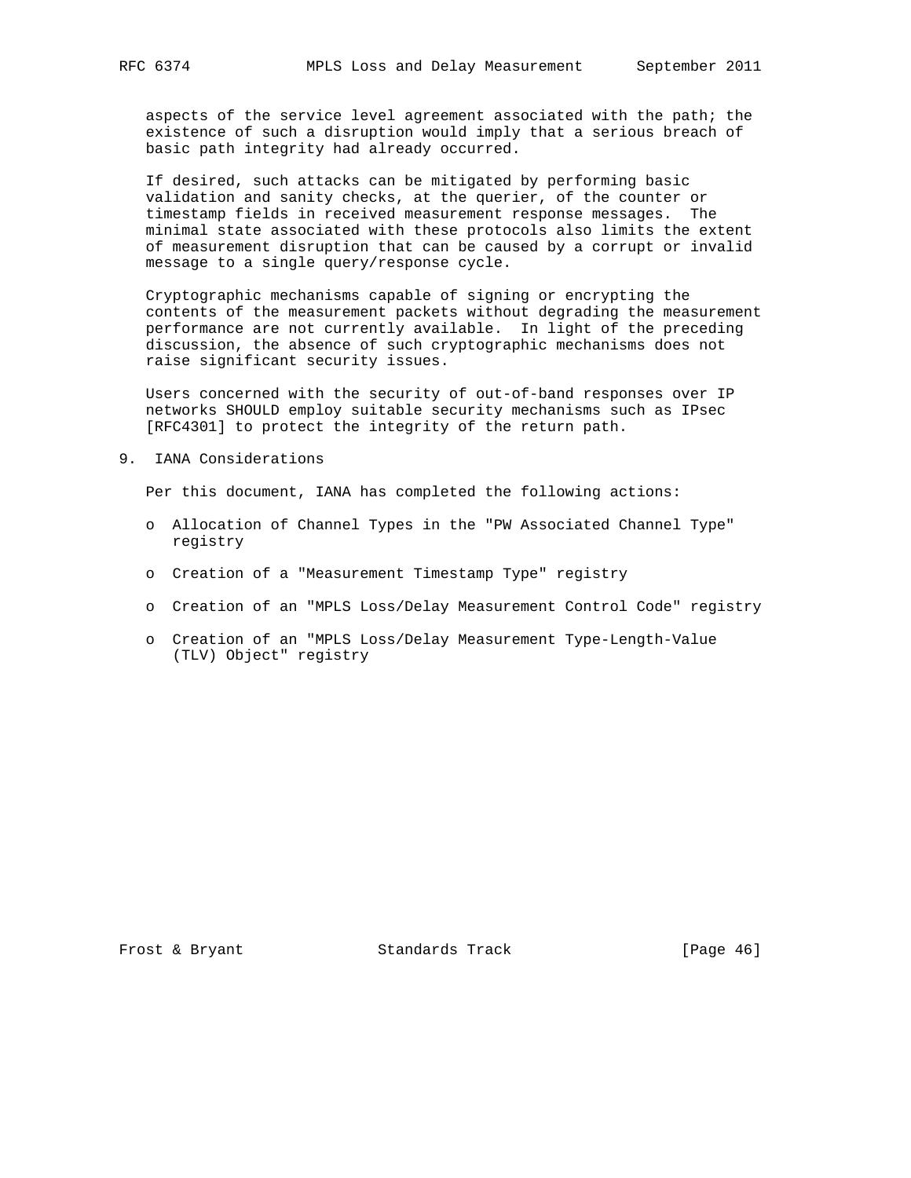aspects of the service level agreement associated with the path; the existence of such a disruption would imply that a serious breach of basic path integrity had already occurred.

If desired, such attacks can be mitigated by performing basic validation and sanity checks, at the querier, of the counter or timestamp fields in received measurement response messages. The minimal state associated with these protocols also limits the extent of measurement disruption that can be caused by a corrupt or invalid message to a single query/response cycle.

Cryptographic mechanisms capable of signing or encrypting the contents of the measurement packets without degrading the measurement performance are not currently available. In light of the preceding discussion, the absence of such cryptographic mechanisms does not raise significant security issues.

Users concerned with the security of out-of-band responses over IP networks SHOULD employ suitable security mechanisms such as IPsec [RFC4301] to protect the integrity of the return path.

## 9. IANA Considerations

Per this document, IANA has completed the following actions:

- Allocation of Channel Types in the "PW Associated Channel Type" registry
- Creation of a "Measurement Timestamp Type" registry
- Creation of an "MPLS Loss/Delay Measurement Control Code" registry
- Creation of an "MPLS Loss/Delay Measurement Type-Length-Value (TLV) Object" registry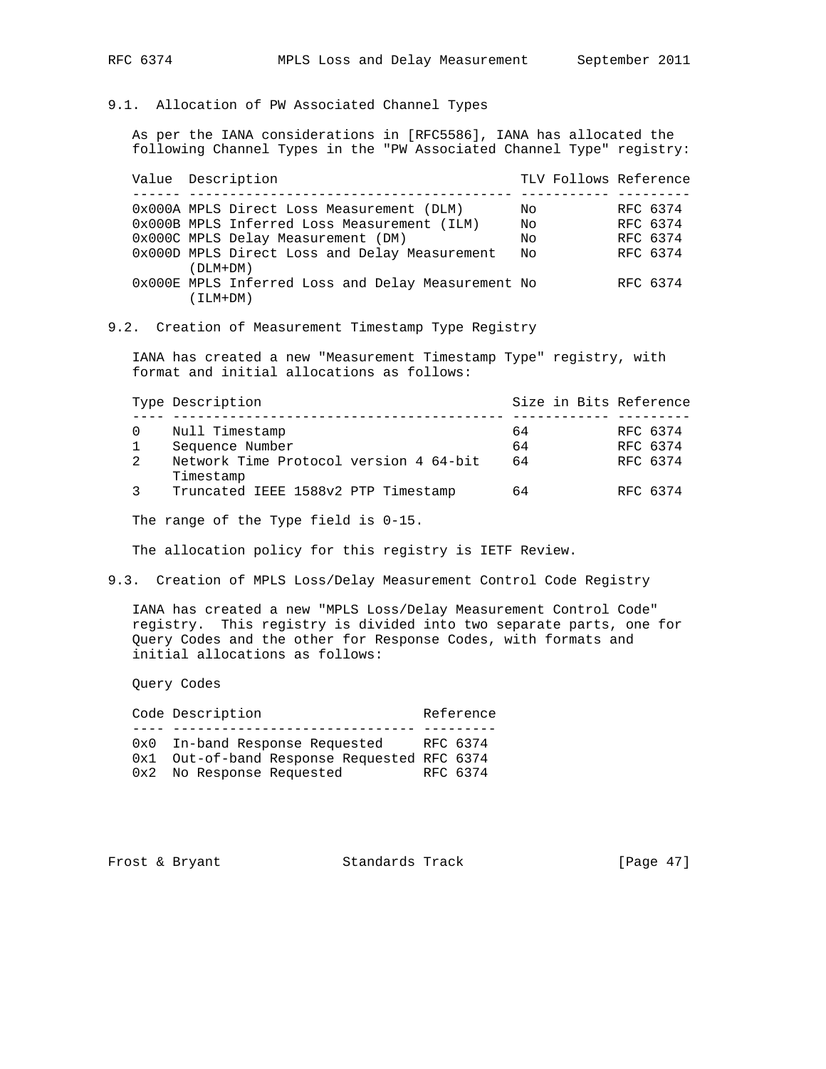### 9.1. Allocation of PW Associated Channel Types

As per the IANA considerations in [RFC5586], IANA has allocated the following Channel Types in the "PW Associated Channel Type" registry:

| Value | Description | TLV Follows | Reference |
|---|---|---|---|
| 0x000A | MPLS Direct Loss Measurement (DLM) | No | RFC 6374 |
| 0x000B | MPLS Inferred Loss Measurement (ILM) | No | RFC 6374 |
| 0x000C | MPLS Delay Measurement (DM) | No | RFC 6374 |
| 0x000D | MPLS Direct Loss and Delay Measurement (DLM+DM) | No | RFC 6374 |
| 0x000E | MPLS Inferred Loss and Delay Measurement (ILM+DM) | No | RFC 6374 |

### 9.2. Creation of Measurement Timestamp Type Registry

IANA has created a new "Measurement Timestamp Type" registry, with format and initial allocations as follows:

| Type | Description | Size in Bits | Reference |
|---|---|---|---|
| 0 | Null Timestamp | 64 | RFC 6374 |
| 1 | Sequence Number | 64 | RFC 6374 |
| 2 | Network Time Protocol version 4 64-bit Timestamp | 64 | RFC 6374 |
| 3 | Truncated IEEE 1588v2 PTP Timestamp | 64 | RFC 6374 |

The range of the Type field is 0-15.

The allocation policy for this registry is IETF Review.

### 9.3. Creation of MPLS Loss/Delay Measurement Control Code Registry

IANA has created a new "MPLS Loss/Delay Measurement Control Code" registry. This registry is divided into two separate parts, one for Query Codes and the other for Response Codes, with formats and initial allocations as follows:

Query Codes

| Code | Description | Reference |
|---|---|---|
| 0x0 | In-band Response Requested | RFC 6374 |
| 0x1 | Out-of-band Response Requested | RFC 6374 |
| 0x2 | No Response Requested | RFC 6374 |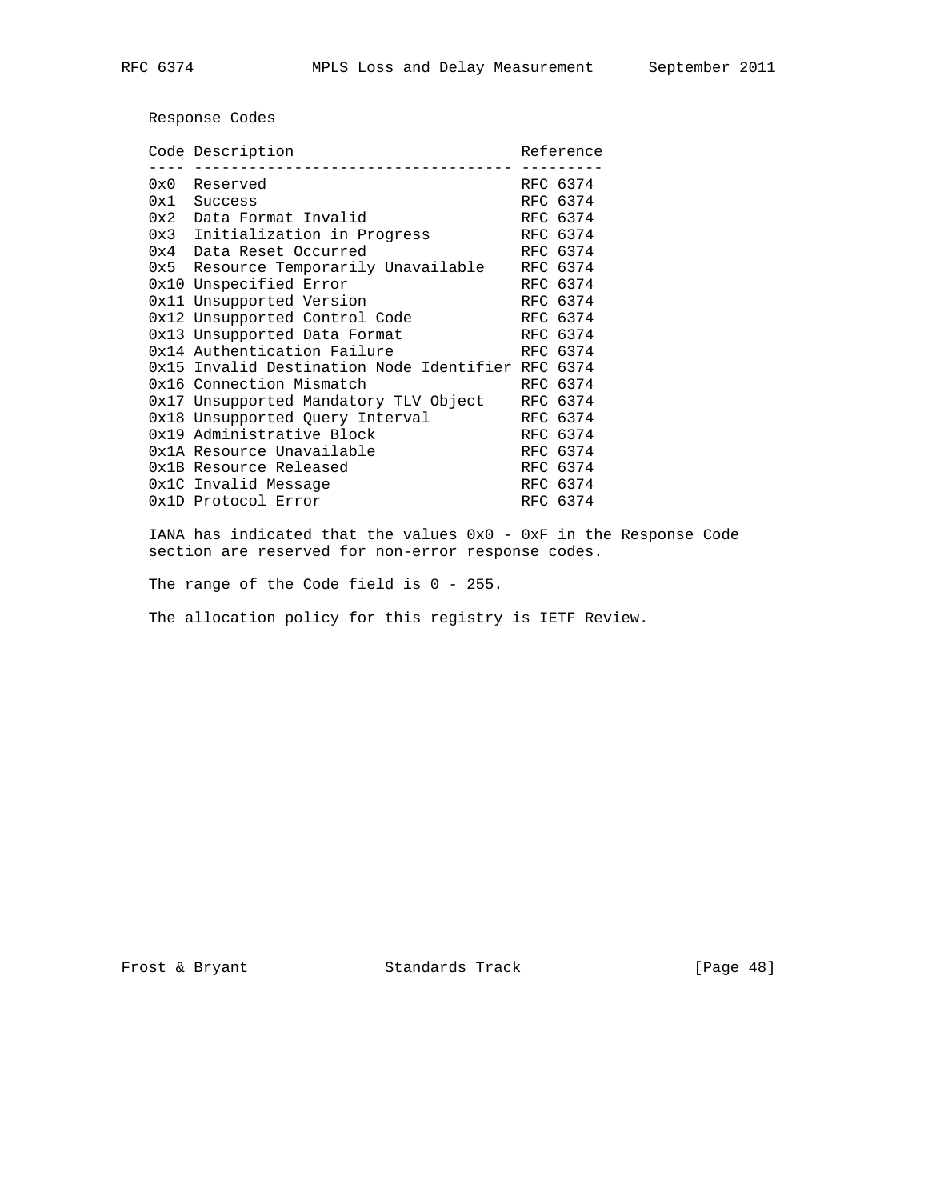Response Codes

| Code | Description | Reference |
|---|---|---|
| 0x0 | Reserved | RFC 6374 |
| 0x1 | Success | RFC 6374 |
| 0x2 | Data Format Invalid | RFC 6374 |
| 0x3 | Initialization in Progress | RFC 6374 |
| 0x4 | Data Reset Occurred | RFC 6374 |
| 0x5 | Resource Temporarily Unavailable | RFC 6374 |
| 0x10 | Unspecified Error | RFC 6374 |
| 0x11 | Unsupported Version | RFC 6374 |
| 0x12 | Unsupported Control Code | RFC 6374 |
| 0x13 | Unsupported Data Format | RFC 6374 |
| 0x14 | Authentication Failure | RFC 6374 |
| 0x15 | Invalid Destination Node Identifier | RFC 6374 |
| 0x16 | Connection Mismatch | RFC 6374 |
| 0x17 | Unsupported Mandatory TLV Object | RFC 6374 |
| 0x18 | Unsupported Query Interval | RFC 6374 |
| 0x19 | Administrative Block | RFC 6374 |
| 0x1A | Resource Unavailable | RFC 6374 |
| 0x1B | Resource Released | RFC 6374 |
| 0x1C | Invalid Message | RFC 6374 |
| 0x1D | Protocol Error | RFC 6374 |

IANA has indicated that the values 0x0 - 0xF in the Response Code section are reserved for non-error response codes.

The range of the Code field is 0 - 255.

The allocation policy for this registry is IETF Review.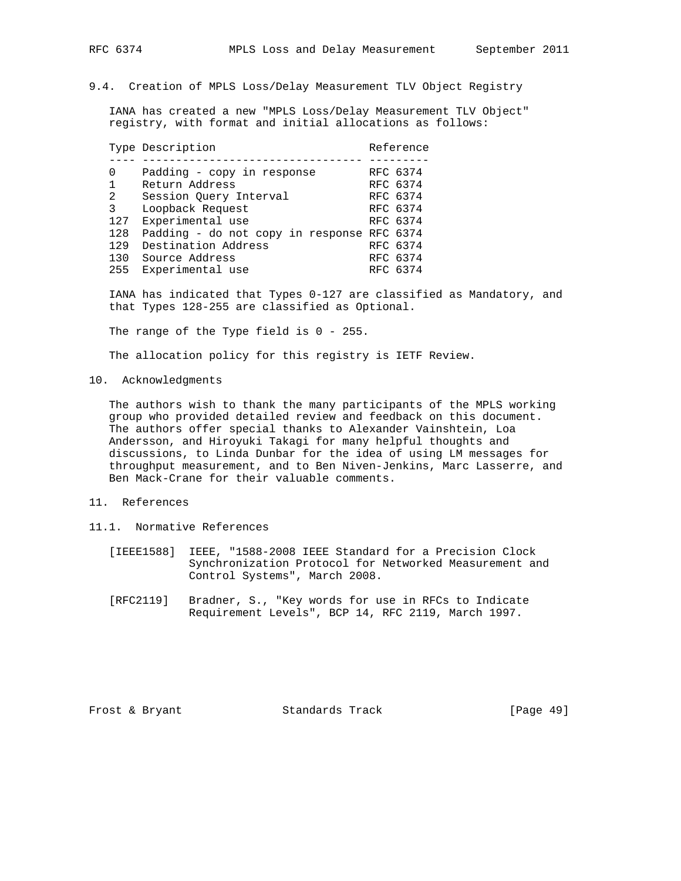### 9.4. Creation of MPLS Loss/Delay Measurement TLV Object Registry

IANA has created a new "MPLS Loss/Delay Measurement TLV Object" registry, with format and initial allocations as follows:

| Type | Description | Reference |
|---|---|---|
| 0 | Padding - copy in response | RFC 6374 |
| 1 | Return Address | RFC 6374 |
| 2 | Session Query Interval | RFC 6374 |
| 3 | Loopback Request | RFC 6374 |
| 127 | Experimental use | RFC 6374 |
| 128 | Padding - do not copy in response | RFC 6374 |
| 129 | Destination Address | RFC 6374 |
| 130 | Source Address | RFC 6374 |
| 255 | Experimental use | RFC 6374 |

IANA has indicated that Types 0-127 are classified as Mandatory, and that Types 128-255 are classified as Optional.

The range of the Type field is 0 - 255.

The allocation policy for this registry is IETF Review.

## 10. Acknowledgments

The authors wish to thank the many participants of the MPLS working group who provided detailed review and feedback on this document. The authors offer special thanks to Alexander Vainshtein, Loa Andersson, and Hiroyuki Takagi for many helpful thoughts and discussions, to Linda Dunbar for the idea of using LM messages for throughput measurement, and to Ben Niven-Jenkins, Marc Lasserre, and Ben Mack-Crane for their valuable comments.

## 11. References

### 11.1. Normative References

[IEEE1588] IEEE, "1588-2008 IEEE Standard for a Precision Clock Synchronization Protocol for Networked Measurement and Control Systems", March 2008.

[RFC2119] Bradner, S., "Key words for use in RFCs to Indicate Requirement Levels", BCP 14, RFC 2119, March 1997.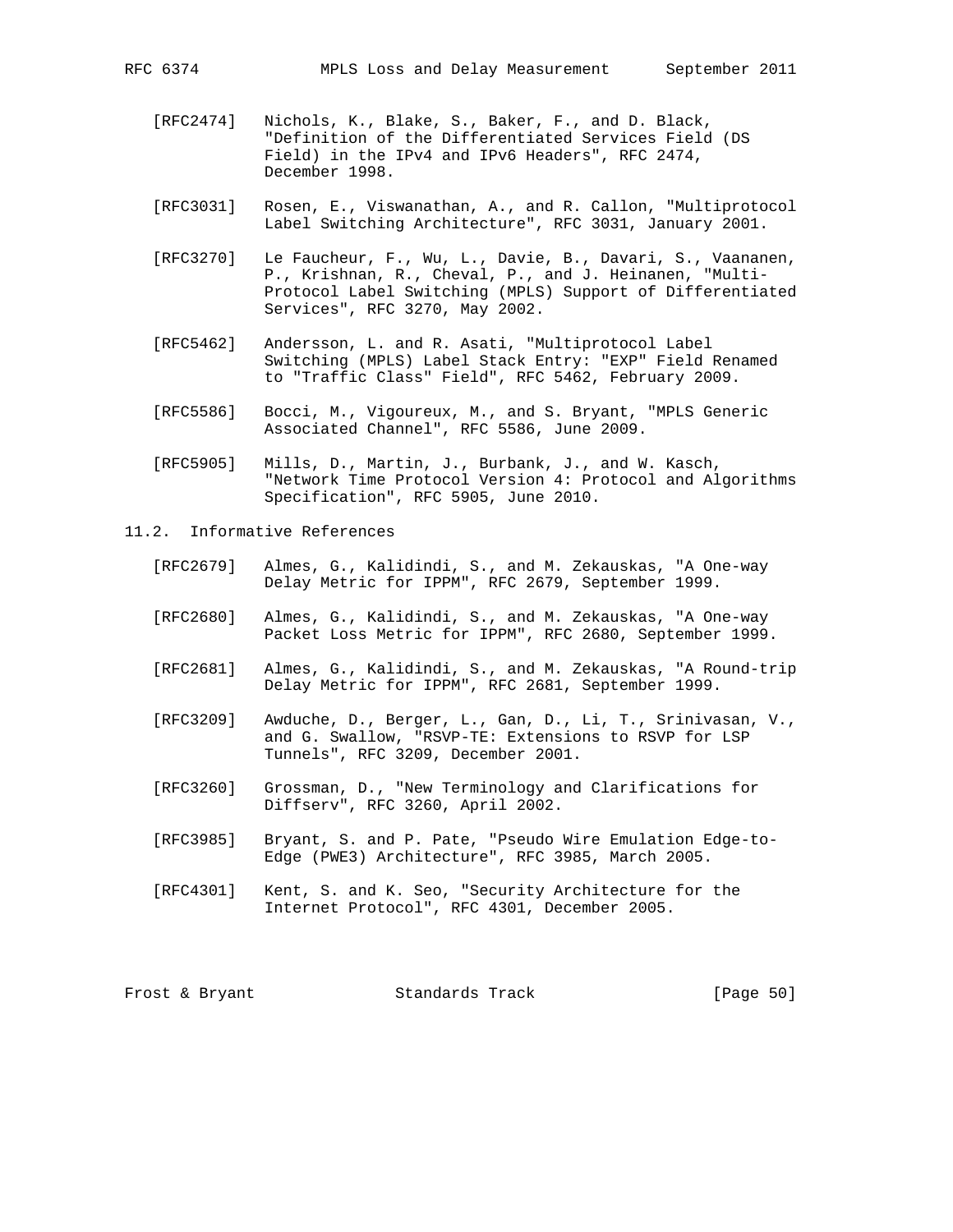[RFC2474] Nichols, K., Blake, S., Baker, F., and D. Black, "Definition of the Differentiated Services Field (DS Field) in the IPv4 and IPv6 Headers", RFC 2474, December 1998.

[RFC3031] Rosen, E., Viswanathan, A., and R. Callon, "Multiprotocol Label Switching Architecture", RFC 3031, January 2001.

[RFC3270] Le Faucheur, F., Wu, L., Davie, B., Davari, S., Vaananen, P., Krishnan, R., Cheval, P., and J. Heinanen, "Multi-Protocol Label Switching (MPLS) Support of Differentiated Services", RFC 3270, May 2002.

[RFC5462] Andersson, L. and R. Asati, "Multiprotocol Label Switching (MPLS) Label Stack Entry: "EXP" Field Renamed to "Traffic Class" Field", RFC 5462, February 2009.

[RFC5586] Bocci, M., Vigoureux, M., and S. Bryant, "MPLS Generic Associated Channel", RFC 5586, June 2009.

[RFC5905] Mills, D., Martin, J., Burbank, J., and W. Kasch, "Network Time Protocol Version 4: Protocol and Algorithms Specification", RFC 5905, June 2010.

## 11.2. Informative References

[RFC2679] Almes, G., Kalidindi, S., and M. Zekauskas, "A One-way Delay Metric for IPPM", RFC 2679, September 1999.

[RFC2680] Almes, G., Kalidindi, S., and M. Zekauskas, "A One-way Packet Loss Metric for IPPM", RFC 2680, September 1999.

[RFC2681] Almes, G., Kalidindi, S., and M. Zekauskas, "A Round-trip Delay Metric for IPPM", RFC 2681, September 1999.

[RFC3209] Awduche, D., Berger, L., Gan, D., Li, T., Srinivasan, V., and G. Swallow, "RSVP-TE: Extensions to RSVP for LSP Tunnels", RFC 3209, December 2001.

[RFC3260] Grossman, D., "New Terminology and Clarifications for Diffserv", RFC 3260, April 2002.

[RFC3985] Bryant, S. and P. Pate, "Pseudo Wire Emulation Edge-to-Edge (PWE3) Architecture", RFC 3985, March 2005.

[RFC4301] Kent, S. and K. Seo, "Security Architecture for the Internet Protocol", RFC 4301, December 2005.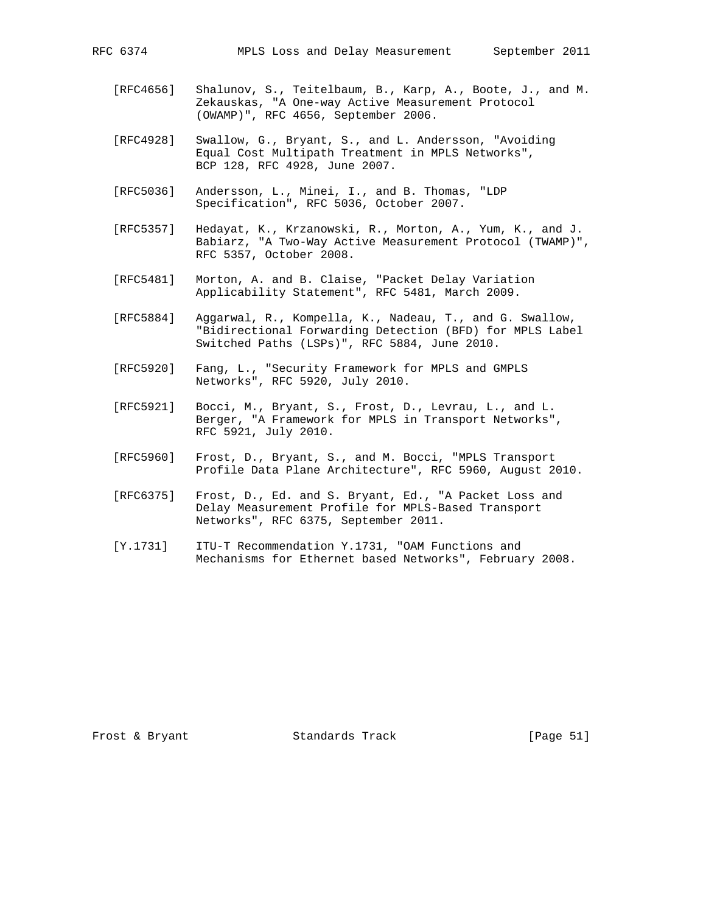[RFC4656] Shalunov, S., Teitelbaum, B., Karp, A., Boote, J., and M. Zekauskas, "A One-way Active Measurement Protocol (OWAMP)", RFC 4656, September 2006.

[RFC4928] Swallow, G., Bryant, S., and L. Andersson, "Avoiding Equal Cost Multipath Treatment in MPLS Networks", BCP 128, RFC 4928, June 2007.

[RFC5036] Andersson, L., Minei, I., and B. Thomas, "LDP Specification", RFC 5036, October 2007.

[RFC5357] Hedayat, K., Krzanowski, R., Morton, A., Yum, K., and J. Babiarz, "A Two-Way Active Measurement Protocol (TWAMP)", RFC 5357, October 2008.

[RFC5481] Morton, A. and B. Claise, "Packet Delay Variation Applicability Statement", RFC 5481, March 2009.

[RFC5884] Aggarwal, R., Kompella, K., Nadeau, T., and G. Swallow, "Bidirectional Forwarding Detection (BFD) for MPLS Label Switched Paths (LSPs)", RFC 5884, June 2010.

[RFC5920] Fang, L., "Security Framework for MPLS and GMPLS Networks", RFC 5920, July 2010.

[RFC5921] Bocci, M., Bryant, S., Frost, D., Levrau, L., and L. Berger, "A Framework for MPLS in Transport Networks", RFC 5921, July 2010.

[RFC5960] Frost, D., Bryant, S., and M. Bocci, "MPLS Transport Profile Data Plane Architecture", RFC 5960, August 2010.

[RFC6375] Frost, D., Ed. and S. Bryant, Ed., "A Packet Loss and Delay Measurement Profile for MPLS-Based Transport Networks", RFC 6375, September 2011.

[Y.1731] ITU-T Recommendation Y.1731, "OAM Functions and Mechanisms for Ethernet based Networks", February 2008.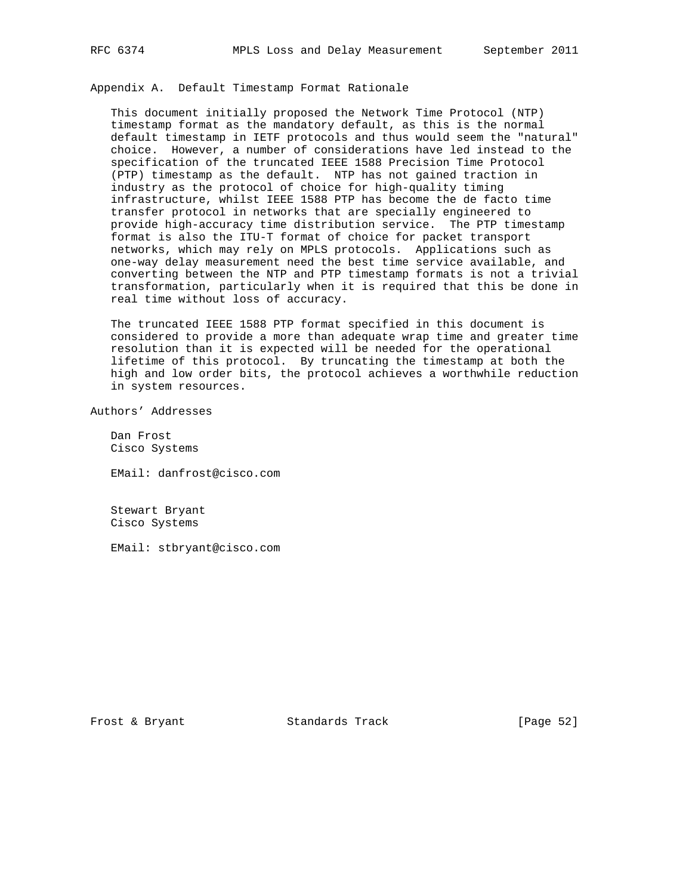## Appendix A. Default Timestamp Format Rationale

This document initially proposed the Network Time Protocol (NTP) timestamp format as the mandatory default, as this is the normal default timestamp in IETF protocols and thus would seem the "natural" choice. However, a number of considerations have led instead to the specification of the truncated IEEE 1588 Precision Time Protocol (PTP) timestamp as the default. NTP has not gained traction in industry as the protocol of choice for high-quality timing infrastructure, whilst IEEE 1588 PTP has become the de facto time transfer protocol in networks that are specially engineered to provide high-accuracy time distribution service. The PTP timestamp format is also the ITU-T format of choice for packet transport networks, which may rely on MPLS protocols. Applications such as one-way delay measurement need the best time service available, and converting between the NTP and PTP timestamp formats is not a trivial transformation, particularly when it is required that this be done in real time without loss of accuracy.

The truncated IEEE 1588 PTP format specified in this document is considered to provide a more than adequate wrap time and greater time resolution than it is expected will be needed for the operational lifetime of this protocol. By truncating the timestamp at both the high and low order bits, the protocol achieves a worthwhile reduction in system resources.

## Authors' Addresses

Dan Frost
Cisco Systems

EMail: danfrost@cisco.com

Stewart Bryant
Cisco Systems

EMail: stbryant@cisco.com